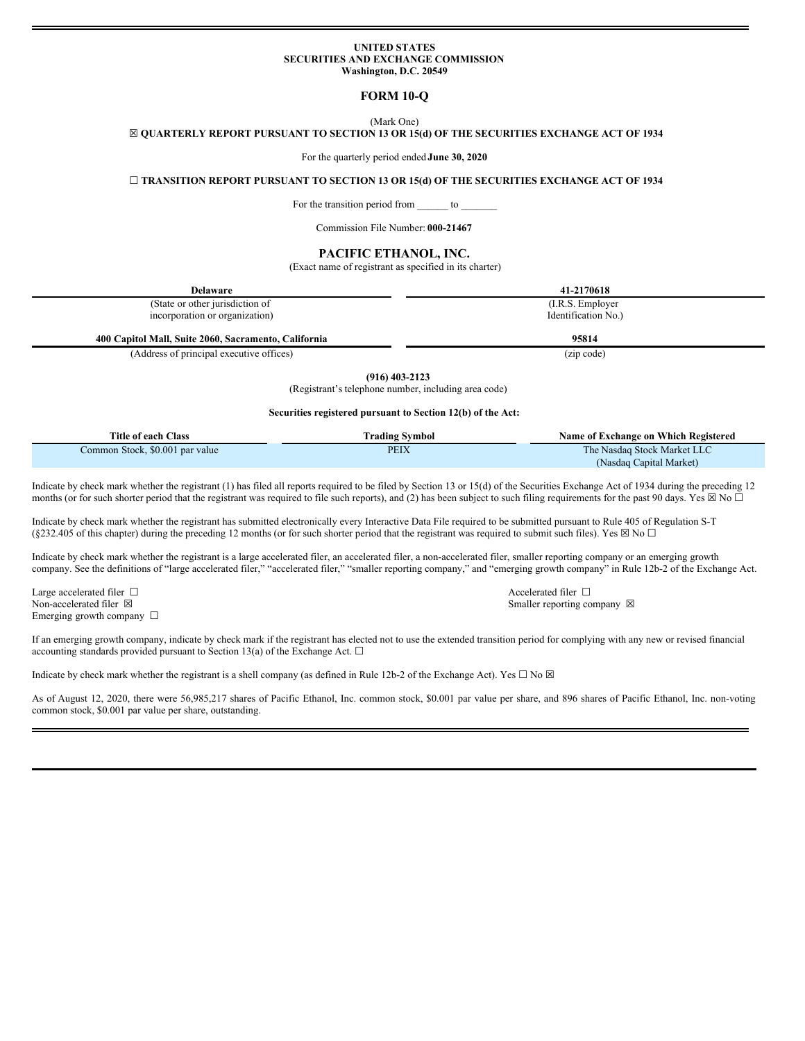**UNITED STATES**
**SECURITIES AND EXCHANGE COMMISSION**
**Washington, D.C. 20549**

# FORM 10-Q

(Mark One)

☒ **QUARTERLY REPORT PURSUANT TO SECTION 13 OR 15(d) OF THE SECURITIES EXCHANGE ACT OF 1934**

For the quarterly period ended **June 30, 2020**

☐ **TRANSITION REPORT PURSUANT TO SECTION 13 OR 15(d) OF THE SECURITIES EXCHANGE ACT OF 1934**

For the transition period from ______ to _______

Commission File Number: **000-21467**

## PACIFIC ETHANOL, INC.

(Exact name of registrant as specified in its charter)

| **Delaware** | **41-2170618** |
|---|---|
| (State or other jurisdiction of incorporation or organization) | (I.R.S. Employer Identification No.) |
| **400 Capitol Mall, Suite 2060, Sacramento, California** | **95814** |
| (Address of principal executive offices) | (zip code) |

**(916) 403-2123**

(Registrant's telephone number, including area code)

**Securities registered pursuant to Section 12(b) of the Act:**

| Title of each Class | Trading Symbol | Name of Exchange on Which Registered |
|---|---|---|
| Common Stock, $0.001 par value | PEIX | The Nasdaq Stock Market LLC (Nasdaq Capital Market) |

Indicate by check mark whether the registrant (1) has filed all reports required to be filed by Section 13 or 15(d) of the Securities Exchange Act of 1934 during the preceding 12 months (or for such shorter period that the registrant was required to file such reports), and (2) has been subject to such filing requirements for the past 90 days. Yes ☒ No ☐

Indicate by check mark whether the registrant has submitted electronically every Interactive Data File required to be submitted pursuant to Rule 405 of Regulation S-T (§232.405 of this chapter) during the preceding 12 months (or for such shorter period that the registrant was required to submit such files). Yes ☒ No ☐

Indicate by check mark whether the registrant is a large accelerated filer, an accelerated filer, a non-accelerated filer, smaller reporting company or an emerging growth company. See the definitions of "large accelerated filer," "accelerated filer," "smaller reporting company," and "emerging growth company" in Rule 12b-2 of the Exchange Act.

Large accelerated filer ☐ Accelerated filer ☐
Non-accelerated filer ☒ Smaller reporting company ☒
Emerging growth company ☐

If an emerging growth company, indicate by check mark if the registrant has elected not to use the extended transition period for complying with any new or revised financial accounting standards provided pursuant to Section 13(a) of the Exchange Act. ☐

Indicate by check mark whether the registrant is a shell company (as defined in Rule 12b-2 of the Exchange Act). Yes ☐ No ☒

As of August 12, 2020, there were 56,985,217 shares of Pacific Ethanol, Inc. common stock, $0.001 par value per share, and 896 shares of Pacific Ethanol, Inc. non-voting common stock, $0.001 par value per share, outstanding.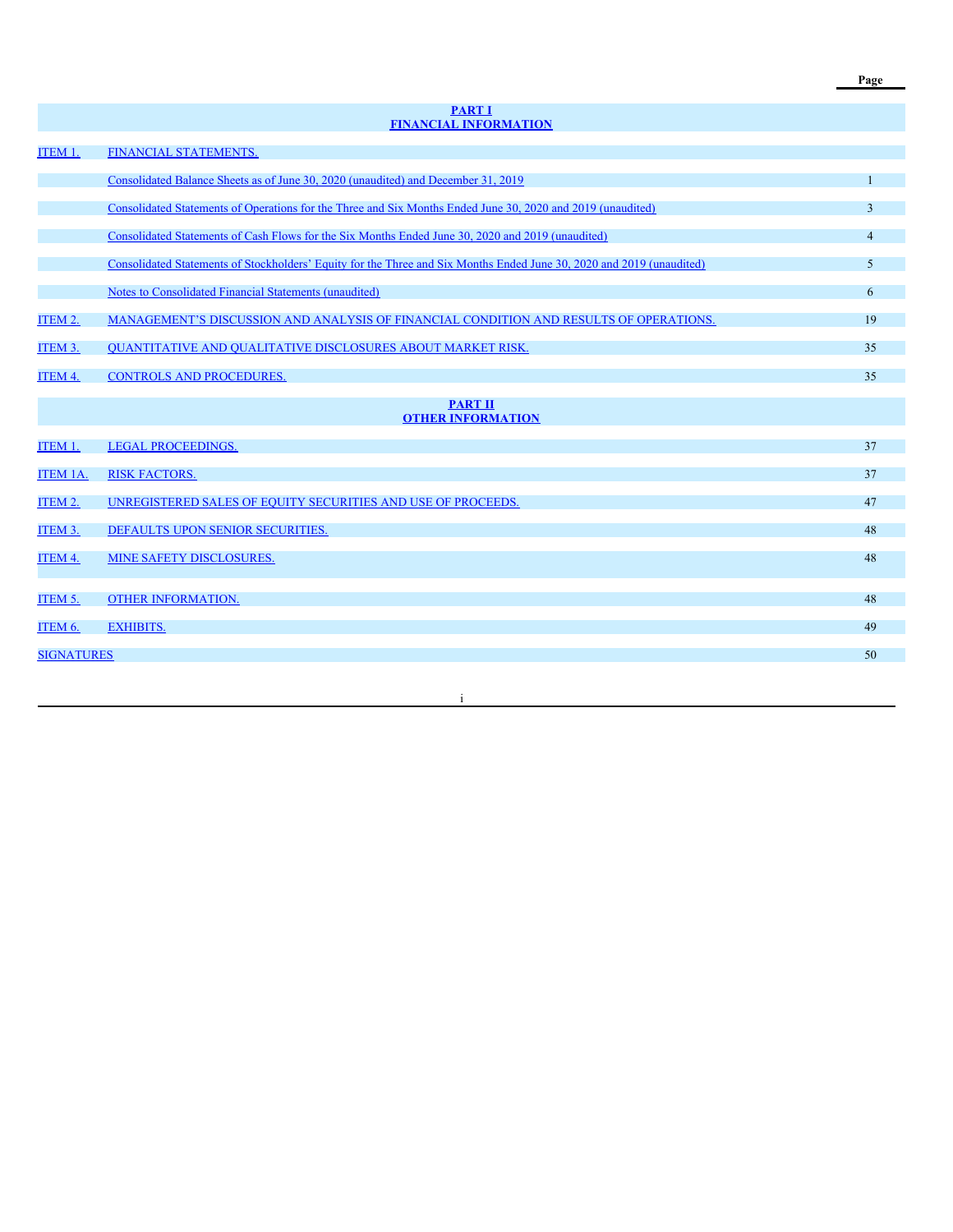| | | Page |
|---|---|---|
| | **PART I**<br>**FINANCIAL INFORMATION** | |
| ITEM 1. | FINANCIAL STATEMENTS. | |
| | Consolidated Balance Sheets as of June 30, 2020 (unaudited) and December 31, 2019 | 1 |
| | Consolidated Statements of Operations for the Three and Six Months Ended June 30, 2020 and 2019 (unaudited) | 3 |
| | Consolidated Statements of Cash Flows for the Six Months Ended June 30, 2020 and 2019 (unaudited) | 4 |
| | Consolidated Statements of Stockholders' Equity for the Three and Six Months Ended June 30, 2020 and 2019 (unaudited) | 5 |
| | Notes to Consolidated Financial Statements (unaudited) | 6 |
| ITEM 2. | MANAGEMENT'S DISCUSSION AND ANALYSIS OF FINANCIAL CONDITION AND RESULTS OF OPERATIONS. | 19 |
| ITEM 3. | QUANTITATIVE AND QUALITATIVE DISCLOSURES ABOUT MARKET RISK. | 35 |
| ITEM 4. | CONTROLS AND PROCEDURES. | 35 |
| | **PART II**<br>**OTHER INFORMATION** | |
| ITEM 1. | LEGAL PROCEEDINGS. | 37 |
| ITEM 1A. | RISK FACTORS. | 37 |
| ITEM 2. | UNREGISTERED SALES OF EQUITY SECURITIES AND USE OF PROCEEDS. | 47 |
| ITEM 3. | DEFAULTS UPON SENIOR SECURITIES. | 48 |
| ITEM 4. | MINE SAFETY DISCLOSURES. | 48 |
| ITEM 5. | OTHER INFORMATION. | 48 |
| ITEM 6. | EXHIBITS. | 49 |
| SIGNATURES | | 50 |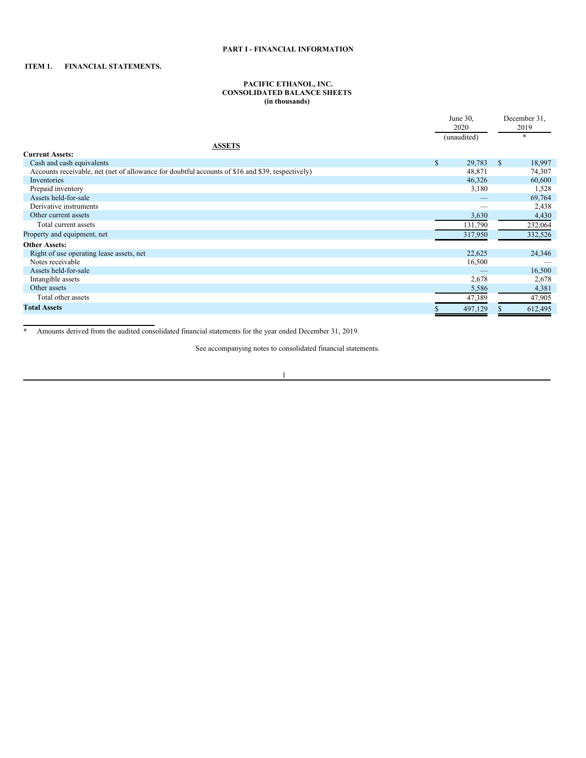# PART I - FINANCIAL INFORMATION

## ITEM 1. FINANCIAL STATEMENTS.

**PACIFIC ETHANOL, INC.**
**CONSOLIDATED BALANCE SHEETS**
**(in thousands)**

| | June 30, 2020 | December 31, 2019 |
|---|---|---|
| | (unaudited) | * |
| **ASSETS** | | |
| **Current Assets:** | | |
| Cash and cash equivalents | $ 29,783 | $ 18,997 |
| Accounts receivable, net (net of allowance for doubtful accounts of $16 and $39, respectively) | 48,871 | 74,307 |
| Inventories | 46,326 | 60,600 |
| Prepaid inventory | 3,180 | 1,528 |
| Assets held-for-sale | — | 69,764 |
| Derivative instruments | — | 2,438 |
| Other current assets | 3,630 | 4,430 |
| Total current assets | 131,790 | 232,064 |
| Property and equipment, net | 317,950 | 332,526 |
| **Other Assets:** | | |
| Right of use operating lease assets, net | 22,625 | 24,346 |
| Notes receivable | 16,500 | — |
| Assets held-for-sale | — | 16,500 |
| Intangible assets | 2,678 | 2,678 |
| Other assets | 5,586 | 4,381 |
| Total other assets | 47,389 | 47,905 |
| **Total Assets** | $ 497,129 | $ 612,495 |

\* Amounts derived from the audited consolidated financial statements for the year ended December 31, 2019.

See accompanying notes to consolidated financial statements.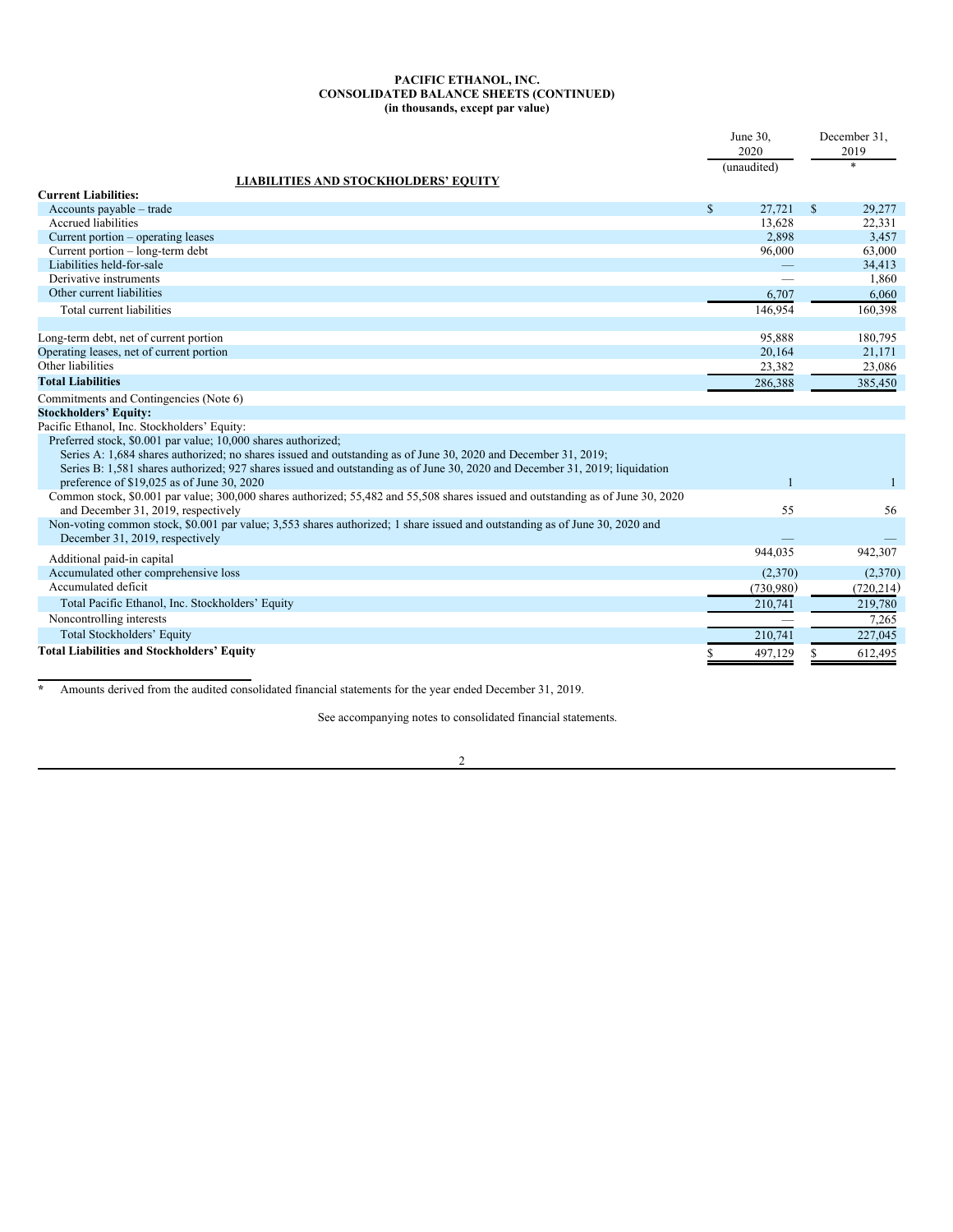**PACIFIC ETHANOL, INC.**
**CONSOLIDATED BALANCE SHEETS (CONTINUED)**
**(in thousands, except par value)**

| | June 30, 2020 (unaudited) | December 31, 2019 * |
|---|---|---|
| **LIABILITIES AND STOCKHOLDERS' EQUITY** | | |
| **Current Liabilities:** | | |
| Accounts payable – trade | $ 27,721 | $ 29,277 |
| Accrued liabilities | 13,628 | 22,331 |
| Current portion – operating leases | 2,898 | 3,457 |
| Current portion – long-term debt | 96,000 | 63,000 |
| Liabilities held-for-sale | — | 34,413 |
| Derivative instruments | — | 1,860 |
| Other current liabilities | 6,707 | 6,060 |
| Total current liabilities | 146,954 | 160,398 |
| | | |
| Long-term debt, net of current portion | 95,888 | 180,795 |
| Operating leases, net of current portion | 20,164 | 21,171 |
| Other liabilities | 23,382 | 23,086 |
| **Total Liabilities** | 286,388 | 385,450 |
| Commitments and Contingencies (Note 6) | | |
| **Stockholders' Equity:** | | |
| Pacific Ethanol, Inc. Stockholders' Equity: | | |
| Preferred stock, $0.001 par value; 10,000 shares authorized; Series A: 1,684 shares authorized; no shares issued and outstanding as of June 30, 2020 and December 31, 2019; Series B: 1,581 shares authorized; 927 shares issued and outstanding as of June 30, 2020 and December 31, 2019; liquidation preference of $19,025 as of June 30, 2020 | 1 | 1 |
| Common stock, $0.001 par value; 300,000 shares authorized; 55,482 and 55,508 shares issued and outstanding as of June 30, 2020 and December 31, 2019, respectively | 55 | 56 |
| Non-voting common stock, $0.001 par value; 3,553 shares authorized; 1 share issued and outstanding as of June 30, 2020 and December 31, 2019, respectively | — | — |
| Additional paid-in capital | 944,035 | 942,307 |
| Accumulated other comprehensive loss | (2,370) | (2,370) |
| Accumulated deficit | (730,980) | (720,214) |
| Total Pacific Ethanol, Inc. Stockholders' Equity | 210,741 | 219,780 |
| Noncontrolling interests | — | 7,265 |
| Total Stockholders' Equity | 210,741 | 227,045 |
| **Total Liabilities and Stockholders' Equity** | $ 497,129 | $ 612,495 |

\* Amounts derived from the audited consolidated financial statements for the year ended December 31, 2019.

See accompanying notes to consolidated financial statements.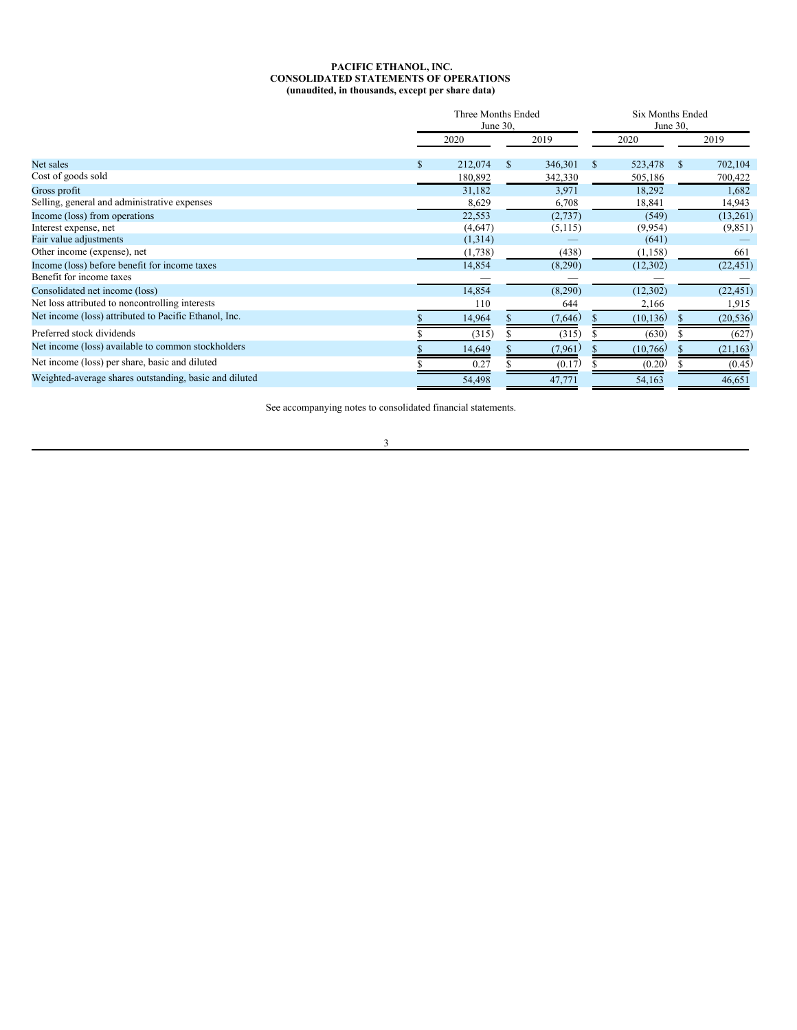**PACIFIC ETHANOL, INC.**
**CONSOLIDATED STATEMENTS OF OPERATIONS**
**(unaudited, in thousands, except per share data)**

| | Three Months Ended June 30, | | Six Months Ended June 30, | |
|---|---|---|---|---|
| | 2020 | 2019 | 2020 | 2019 |
| Net sales | $ 212,074 | $ 346,301 | $ 523,478 | $ 702,104 |
| Cost of goods sold | 180,892 | 342,330 | 505,186 | 700,422 |
| Gross profit | 31,182 | 3,971 | 18,292 | 1,682 |
| Selling, general and administrative expenses | 8,629 | 6,708 | 18,841 | 14,943 |
| Income (loss) from operations | 22,553 | (2,737) | (549) | (13,261) |
| Interest expense, net | (4,647) | (5,115) | (9,954) | (9,851) |
| Fair value adjustments | (1,314) | — | (641) | — |
| Other income (expense), net | (1,738) | (438) | (1,158) | 661 |
| Income (loss) before benefit for income taxes | 14,854 | (8,290) | (12,302) | (22,451) |
| Benefit for income taxes | — | — | — | — |
| Consolidated net income (loss) | 14,854 | (8,290) | (12,302) | (22,451) |
| Net loss attributed to noncontrolling interests | 110 | 644 | 2,166 | 1,915 |
| Net income (loss) attributed to Pacific Ethanol, Inc. | $ 14,964 | $ (7,646) | $ (10,136) | $ (20,536) |
| Preferred stock dividends | $ (315) | $ (315) | $ (630) | $ (627) |
| Net income (loss) available to common stockholders | $ 14,649 | $ (7,961) | $ (10,766) | $ (21,163) |
| Net income (loss) per share, basic and diluted | $ 0.27 | $ (0.17) | $ (0.20) | $ (0.45) |
| Weighted-average shares outstanding, basic and diluted | 54,498 | 47,771 | 54,163 | 46,651 |

See accompanying notes to consolidated financial statements.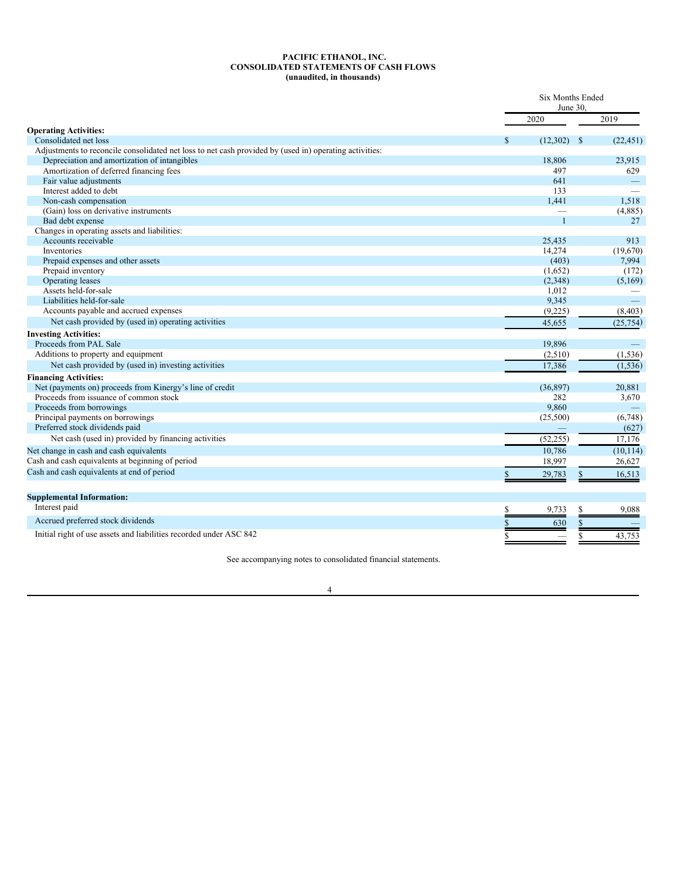**PACIFIC ETHANOL, INC.**
**CONSOLIDATED STATEMENTS OF CASH FLOWS**
**(unaudited, in thousands)**

| | Six Months Ended June 30, | |
|---|---|---|
| | 2020 | 2019 |
| **Operating Activities:** | | |
| Consolidated net loss | $ (12,302) | $ (22,451) |
| Adjustments to reconcile consolidated net loss to net cash provided by (used in) operating activities: | | |
| Depreciation and amortization of intangibles | 18,806 | 23,915 |
| Amortization of deferred financing fees | 497 | 629 |
| Fair value adjustments | 641 | — |
| Interest added to debt | 133 | — |
| Non-cash compensation | 1,441 | 1,518 |
| (Gain) loss on derivative instruments | — | (4,885) |
| Bad debt expense | 1 | 27 |
| Changes in operating assets and liabilities: | | |
| Accounts receivable | 25,435 | 913 |
| Inventories | 14,274 | (19,670) |
| Prepaid expenses and other assets | (403) | 7,994 |
| Prepaid inventory | (1,652) | (172) |
| Operating leases | (2,348) | (5,169) |
| Assets held-for-sale | 1,012 | — |
| Liabilities held-for-sale | 9,345 | — |
| Accounts payable and accrued expenses | (9,225) | (8,403) |
| Net cash provided by (used in) operating activities | 45,655 | (25,754) |
| **Investing Activities:** | | |
| Proceeds from PAL Sale | 19,896 | — |
| Additions to property and equipment | (2,510) | (1,536) |
| Net cash provided by (used in) investing activities | 17,386 | (1,536) |
| **Financing Activities:** | | |
| Net (payments on) proceeds from Kinergy's line of credit | (36,897) | 20,881 |
| Proceeds from issuance of common stock | 282 | 3,670 |
| Proceeds from borrowings | 9,860 | — |
| Principal payments on borrowings | (25,500) | (6,748) |
| Preferred stock dividends paid | — | (627) |
| Net cash (used in) provided by financing activities | (52,255) | 17,176 |
| Net change in cash and cash equivalents | 10,786 | (10,114) |
| Cash and cash equivalents at beginning of period | 18,997 | 26,627 |
| Cash and cash equivalents at end of period | $ 29,783 | $ 16,513 |
| | | |
| **Supplemental Information:** | | |
| Interest paid | $ 9,733 | $ 9,088 |
| Accrued preferred stock dividends | $ 630 | $ — |
| Initial right of use assets and liabilities recorded under ASC 842 | $ — | $ 43,753 |

See accompanying notes to consolidated financial statements.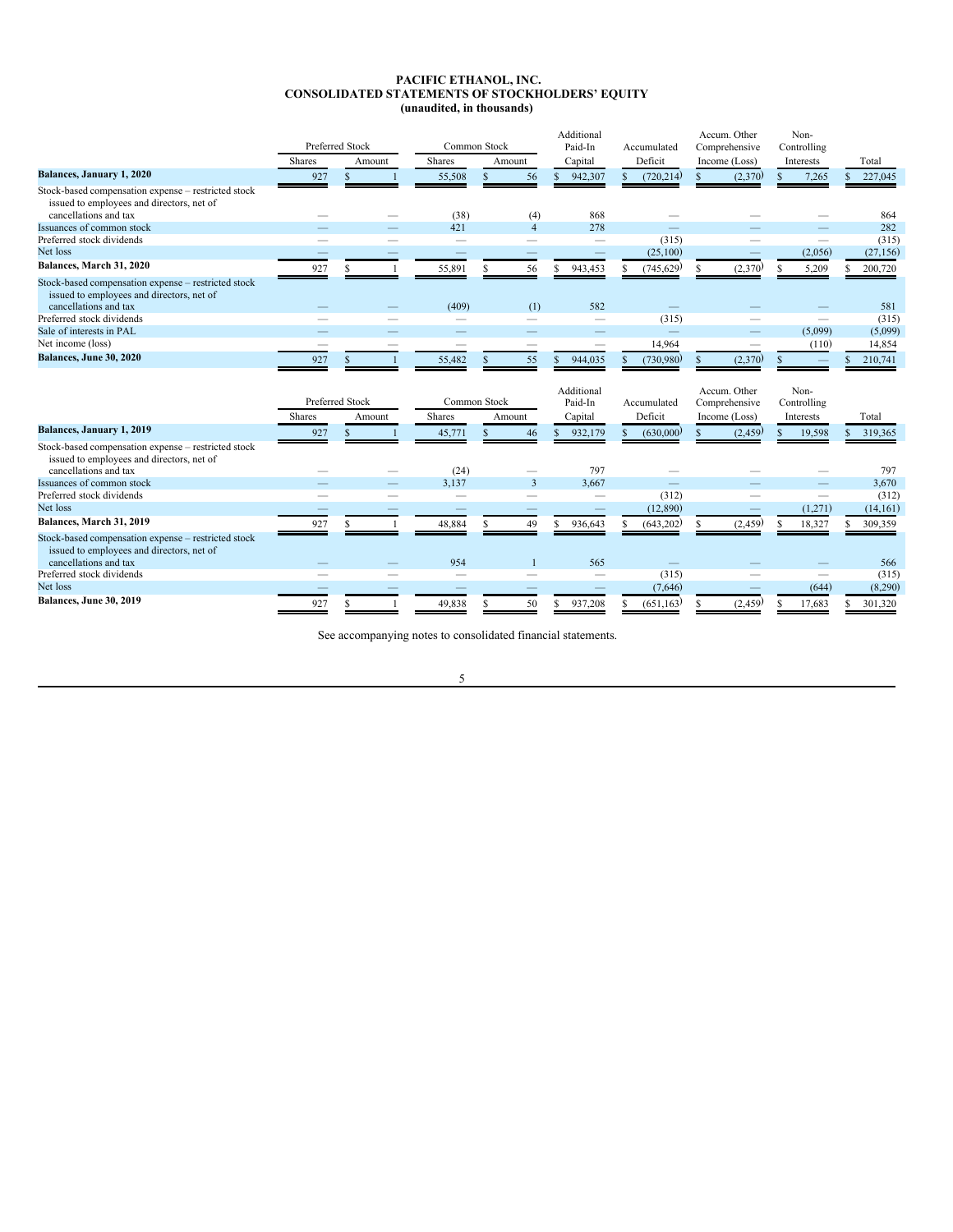# PACIFIC ETHANOL, INC.
## CONSOLIDATED STATEMENTS OF STOCKHOLDERS' EQUITY
### (unaudited, in thousands)

| | Preferred Stock | | Common Stock | | Additional Paid-In | Accumulated | Accum. Other Comprehensive | Non-Controlling | |
|---|---|---|---|---|---|---|---|---|---|
| | Shares | Amount | Shares | Amount | Capital | Deficit | Income (Loss) | Interests | Total |
| **Balances, January 1, 2020** | 927 | $ 1 | 55,508 | $ 56 | $ 942,307 | $ (720,214) | $ (2,370) | $ 7,265 | $ 227,045 |
| Stock-based compensation expense – restricted stock issued to employees and directors, net of cancellations and tax | — | — | (38) | (4) | 868 | — | — | — | 864 |
| Issuances of common stock | — | — | 421 | 4 | 278 | — | — | — | 282 |
| Preferred stock dividends | — | — | — | — | — | (315) | — | — | (315) |
| Net loss | — | — | — | — | — | (25,100) | — | (2,056) | (27,156) |
| **Balances, March 31, 2020** | 927 | $ 1 | 55,891 | $ 56 | $ 943,453 | $ (745,629) | $ (2,370) | $ 5,209 | $ 200,720 |
| Stock-based compensation expense – restricted stock issued to employees and directors, net of cancellations and tax | — | — | (409) | (1) | 582 | — | — | — | 581 |
| Preferred stock dividends | — | — | — | — | — | (315) | — | — | (315) |
| Sale of interests in PAL | — | — | — | — | — | — | — | (5,099) | (5,099) |
| Net income (loss) | — | — | — | — | — | 14,964 | — | (110) | 14,854 |
| **Balances, June 30, 2020** | 927 | $ 1 | 55,482 | $ 55 | $ 944,035 | $ (730,980) | $ (2,370) | $ — | $ 210,741 |

| | Preferred Stock | | Common Stock | | Additional Paid-In | Accumulated | Accum. Other Comprehensive | Non-Controlling | |
|---|---|---|---|---|---|---|---|---|---|
| | Shares | Amount | Shares | Amount | Capital | Deficit | Income (Loss) | Interests | Total |
| **Balances, January 1, 2019** | 927 | $ 1 | 45,771 | $ 46 | $ 932,179 | $ (630,000) | $ (2,459) | $ 19,598 | $ 319,365 |
| Stock-based compensation expense – restricted stock issued to employees and directors, net of cancellations and tax | — | — | (24) | — | 797 | — | — | — | 797 |
| Issuances of common stock | — | — | 3,137 | 3 | 3,667 | — | — | — | 3,670 |
| Preferred stock dividends | — | — | — | — | — | (312) | — | — | (312) |
| Net loss | — | — | — | — | — | (12,890) | — | (1,271) | (14,161) |
| **Balances, March 31, 2019** | 927 | $ 1 | 48,884 | $ 49 | $ 936,643 | $ (643,202) | $ (2,459) | $ 18,327 | $ 309,359 |
| Stock-based compensation expense – restricted stock issued to employees and directors, net of cancellations and tax | — | — | 954 | 1 | 565 | — | — | — | 566 |
| Preferred stock dividends | — | — | — | — | — | (315) | — | — | (315) |
| Net loss | — | — | — | — | — | (7,646) | — | (644) | (8,290) |
| **Balances, June 30, 2019** | 927 | $ 1 | 49,838 | $ 50 | $ 937,208 | $ (651,163) | $ (2,459) | $ 17,683 | $ 301,320 |

See accompanying notes to consolidated financial statements.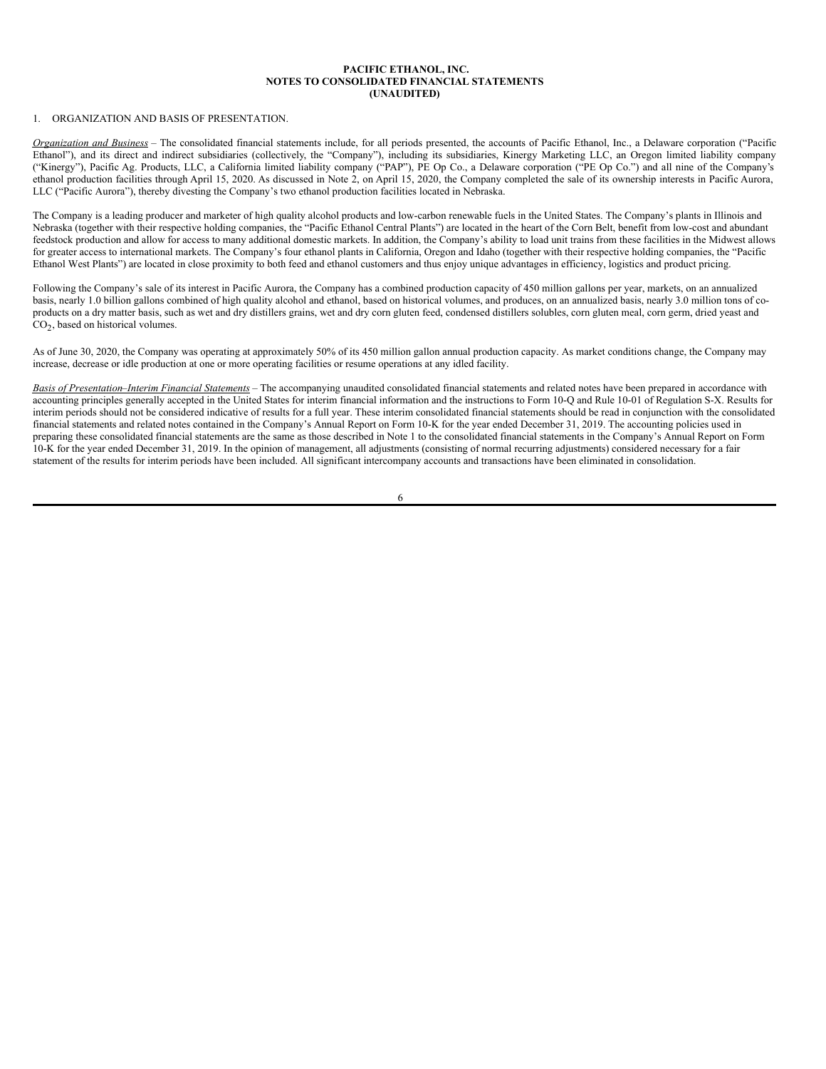**PACIFIC ETHANOL, INC.**
**NOTES TO CONSOLIDATED FINANCIAL STATEMENTS**
**(UNAUDITED)**

1. ORGANIZATION AND BASIS OF PRESENTATION.

*Organization and Business* – The consolidated financial statements include, for all periods presented, the accounts of Pacific Ethanol, Inc., a Delaware corporation ("Pacific Ethanol"), and its direct and indirect subsidiaries (collectively, the "Company"), including its subsidiaries, Kinergy Marketing LLC, an Oregon limited liability company ("Kinergy"), Pacific Ag. Products, LLC, a California limited liability company ("PAP"), PE Op Co., a Delaware corporation ("PE Op Co.") and all nine of the Company's ethanol production facilities through April 15, 2020. As discussed in Note 2, on April 15, 2020, the Company completed the sale of its ownership interests in Pacific Aurora, LLC ("Pacific Aurora"), thereby divesting the Company's two ethanol production facilities located in Nebraska.

The Company is a leading producer and marketer of high quality alcohol products and low-carbon renewable fuels in the United States. The Company's plants in Illinois and Nebraska (together with their respective holding companies, the "Pacific Ethanol Central Plants") are located in the heart of the Corn Belt, benefit from low-cost and abundant feedstock production and allow for access to many additional domestic markets. In addition, the Company's ability to load unit trains from these facilities in the Midwest allows for greater access to international markets. The Company's four ethanol plants in California, Oregon and Idaho (together with their respective holding companies, the "Pacific Ethanol West Plants") are located in close proximity to both feed and ethanol customers and thus enjoy unique advantages in efficiency, logistics and product pricing.

Following the Company's sale of its interest in Pacific Aurora, the Company has a combined production capacity of 450 million gallons per year, markets, on an annualized basis, nearly 1.0 billion gallons combined of high quality alcohol and ethanol, based on historical volumes, and produces, on an annualized basis, nearly 3.0 million tons of co-products on a dry matter basis, such as wet and dry distillers grains, wet and dry corn gluten feed, condensed distillers solubles, corn gluten meal, corn germ, dried yeast and $CO_2$, based on historical volumes.

As of June 30, 2020, the Company was operating at approximately 50% of its 450 million gallon annual production capacity. As market conditions change, the Company may increase, decrease or idle production at one or more operating facilities or resume operations at any idled facility.

*Basis of Presentation–Interim Financial Statements* – The accompanying unaudited consolidated financial statements and related notes have been prepared in accordance with accounting principles generally accepted in the United States for interim financial information and the instructions to Form 10-Q and Rule 10-01 of Regulation S-X. Results for interim periods should not be considered indicative of results for a full year. These interim consolidated financial statements should be read in conjunction with the consolidated financial statements and related notes contained in the Company's Annual Report on Form 10-K for the year ended December 31, 2019. The accounting policies used in preparing these consolidated financial statements are the same as those described in Note 1 to the consolidated financial statements in the Company's Annual Report on Form 10-K for the year ended December 31, 2019. In the opinion of management, all adjustments (consisting of normal recurring adjustments) considered necessary for a fair statement of the results for interim periods have been included. All significant intercompany accounts and transactions have been eliminated in consolidation.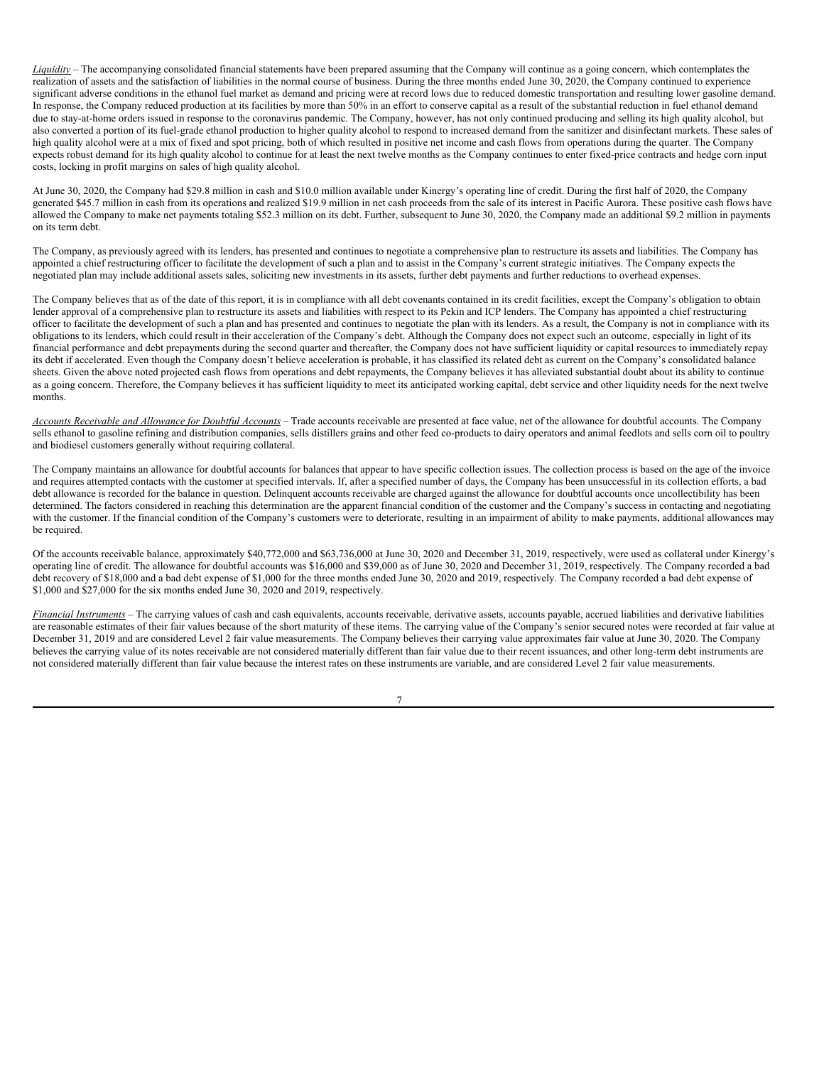*Liquidity* – The accompanying consolidated financial statements have been prepared assuming that the Company will continue as a going concern, which contemplates the realization of assets and the satisfaction of liabilities in the normal course of business. During the three months ended June 30, 2020, the Company continued to experience significant adverse conditions in the ethanol fuel market as demand and pricing were at record lows due to reduced domestic transportation and resulting lower gasoline demand. In response, the Company reduced production at its facilities by more than 50% in an effort to conserve capital as a result of the substantial reduction in fuel ethanol demand due to stay-at-home orders issued in response to the coronavirus pandemic. The Company, however, has not only continued producing and selling its high quality alcohol, but also converted a portion of its fuel-grade ethanol production to higher quality alcohol to respond to increased demand from the sanitizer and disinfectant markets. These sales of high quality alcohol were at a mix of fixed and spot pricing, both of which resulted in positive net income and cash flows from operations during the quarter. The Company expects robust demand for its high quality alcohol to continue for at least the next twelve months as the Company continues to enter fixed-price contracts and hedge corn input costs, locking in profit margins on sales of high quality alcohol.

At June 30, 2020, the Company had $29.8 million in cash and $10.0 million available under Kinergy's operating line of credit. During the first half of 2020, the Company generated $45.7 million in cash from its operations and realized $19.9 million in net cash proceeds from the sale of its interest in Pacific Aurora. These positive cash flows have allowed the Company to make net payments totaling $52.3 million on its debt. Further, subsequent to June 30, 2020, the Company made an additional $9.2 million in payments on its term debt.

The Company, as previously agreed with its lenders, has presented and continues to negotiate a comprehensive plan to restructure its assets and liabilities. The Company has appointed a chief restructuring officer to facilitate the development of such a plan and to assist in the Company's current strategic initiatives. The Company expects the negotiated plan may include additional assets sales, soliciting new investments in its assets, further debt payments and further reductions to overhead expenses.

The Company believes that as of the date of this report, it is in compliance with all debt covenants contained in its credit facilities, except the Company's obligation to obtain lender approval of a comprehensive plan to restructure its assets and liabilities with respect to its Pekin and ICP lenders. The Company has appointed a chief restructuring officer to facilitate the development of such a plan and has presented and continues to negotiate the plan with its lenders. As a result, the Company is not in compliance with its obligations to its lenders, which could result in their acceleration of the Company's debt. Although the Company does not expect such an outcome, especially in light of its financial performance and debt prepayments during the second quarter and thereafter, the Company does not have sufficient liquidity or capital resources to immediately repay its debt if accelerated. Even though the Company doesn't believe acceleration is probable, it has classified its related debt as current on the Company's consolidated balance sheets. Given the above noted projected cash flows from operations and debt repayments, the Company believes it has alleviated substantial doubt about its ability to continue as a going concern. Therefore, the Company believes it has sufficient liquidity to meet its anticipated working capital, debt service and other liquidity needs for the next twelve months.

*Accounts Receivable and Allowance for Doubtful Accounts* – Trade accounts receivable are presented at face value, net of the allowance for doubtful accounts. The Company sells ethanol to gasoline refining and distribution companies, sells distillers grains and other feed co-products to dairy operators and animal feedlots and sells corn oil to poultry and biodiesel customers generally without requiring collateral.

The Company maintains an allowance for doubtful accounts for balances that appear to have specific collection issues. The collection process is based on the age of the invoice and requires attempted contacts with the customer at specified intervals. If, after a specified number of days, the Company has been unsuccessful in its collection efforts, a bad debt allowance is recorded for the balance in question. Delinquent accounts receivable are charged against the allowance for doubtful accounts once uncollectibility has been determined. The factors considered in reaching this determination are the apparent financial condition of the customer and the Company's success in contacting and negotiating with the customer. If the financial condition of the Company's customers were to deteriorate, resulting in an impairment of ability to make payments, additional allowances may be required.

Of the accounts receivable balance, approximately $40,772,000 and $63,736,000 at June 30, 2020 and December 31, 2019, respectively, were used as collateral under Kinergy's operating line of credit. The allowance for doubtful accounts was $16,000 and $39,000 as of June 30, 2020 and December 31, 2019, respectively. The Company recorded a bad debt recovery of $18,000 and a bad debt expense of $1,000 for the three months ended June 30, 2020 and 2019, respectively. The Company recorded a bad debt expense of $1,000 and $27,000 for the six months ended June 30, 2020 and 2019, respectively.

*Financial Instruments* – The carrying values of cash and cash equivalents, accounts receivable, derivative assets, accounts payable, accrued liabilities and derivative liabilities are reasonable estimates of their fair values because of the short maturity of these items. The carrying value of the Company's senior secured notes were recorded at fair value at December 31, 2019 and are considered Level 2 fair value measurements. The Company believes their carrying value approximates fair value at June 30, 2020. The Company believes the carrying value of its notes receivable are not considered materially different than fair value due to their recent issuances, and other long-term debt instruments are not considered materially different than fair value because the interest rates on these instruments are variable, and are considered Level 2 fair value measurements.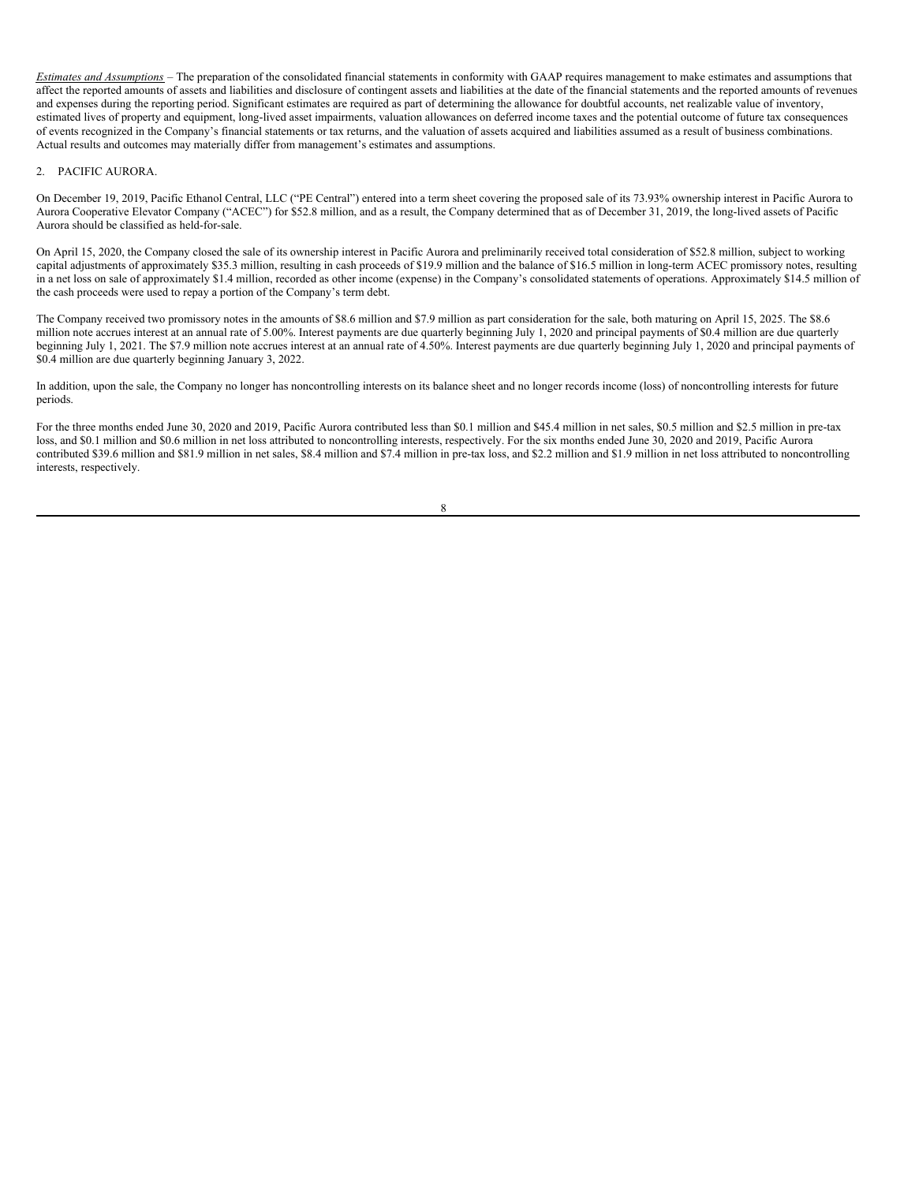*Estimates and Assumptions* – The preparation of the consolidated financial statements in conformity with GAAP requires management to make estimates and assumptions that affect the reported amounts of assets and liabilities and disclosure of contingent assets and liabilities at the date of the financial statements and the reported amounts of revenues and expenses during the reporting period. Significant estimates are required as part of determining the allowance for doubtful accounts, net realizable value of inventory, estimated lives of property and equipment, long-lived asset impairments, valuation allowances on deferred income taxes and the potential outcome of future tax consequences of events recognized in the Company's financial statements or tax returns, and the valuation of assets acquired and liabilities assumed as a result of business combinations. Actual results and outcomes may materially differ from management's estimates and assumptions.

## 2. PACIFIC AURORA.

On December 19, 2019, Pacific Ethanol Central, LLC ("PE Central") entered into a term sheet covering the proposed sale of its 73.93% ownership interest in Pacific Aurora to Aurora Cooperative Elevator Company ("ACEC") for $52.8 million, and as a result, the Company determined that as of December 31, 2019, the long-lived assets of Pacific Aurora should be classified as held-for-sale.

On April 15, 2020, the Company closed the sale of its ownership interest in Pacific Aurora and preliminarily received total consideration of $52.8 million, subject to working capital adjustments of approximately $35.3 million, resulting in cash proceeds of $19.9 million and the balance of $16.5 million in long-term ACEC promissory notes, resulting in a net loss on sale of approximately $1.4 million, recorded as other income (expense) in the Company's consolidated statements of operations. Approximately $14.5 million of the cash proceeds were used to repay a portion of the Company's term debt.

The Company received two promissory notes in the amounts of $8.6 million and $7.9 million as part consideration for the sale, both maturing on April 15, 2025. The $8.6 million note accrues interest at an annual rate of 5.00%. Interest payments are due quarterly beginning July 1, 2020 and principal payments of $0.4 million are due quarterly beginning July 1, 2021. The $7.9 million note accrues interest at an annual rate of 4.50%. Interest payments are due quarterly beginning July 1, 2020 and principal payments of $0.4 million are due quarterly beginning January 3, 2022.

In addition, upon the sale, the Company no longer has noncontrolling interests on its balance sheet and no longer records income (loss) of noncontrolling interests for future periods.

For the three months ended June 30, 2020 and 2019, Pacific Aurora contributed less than $0.1 million and $45.4 million in net sales, $0.5 million and $2.5 million in pre-tax loss, and $0.1 million and $0.6 million in net loss attributed to noncontrolling interests, respectively. For the six months ended June 30, 2020 and 2019, Pacific Aurora contributed $39.6 million and $81.9 million in net sales, $8.4 million and $7.4 million in pre-tax loss, and $2.2 million and $1.9 million in net loss attributed to noncontrolling interests, respectively.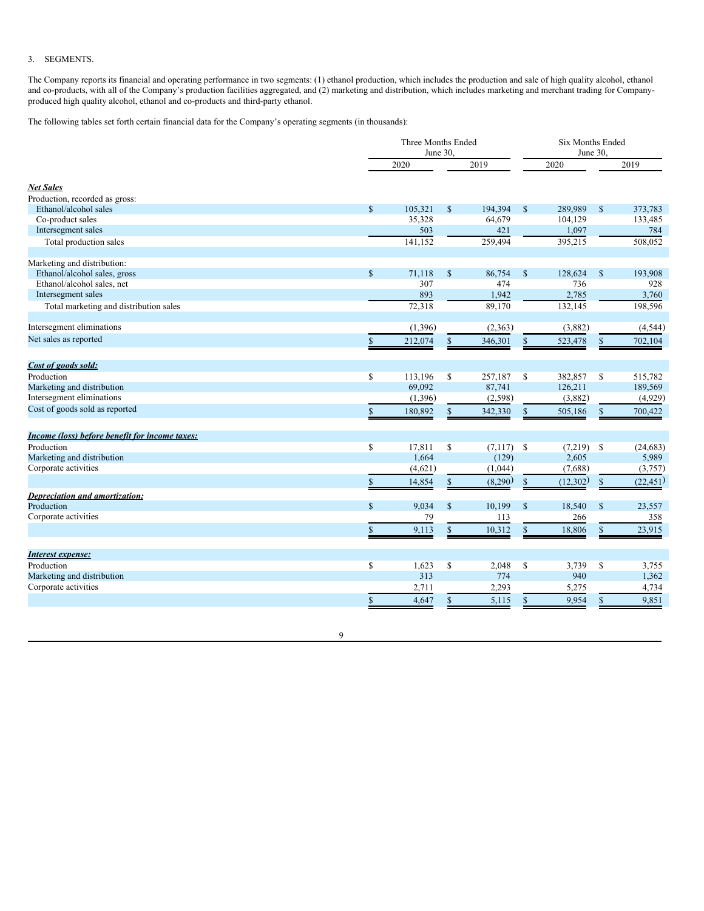3. SEGMENTS.

The Company reports its financial and operating performance in two segments: (1) ethanol production, which includes the production and sale of high quality alcohol, ethanol and co-products, with all of the Company's production facilities aggregated, and (2) marketing and distribution, which includes marketing and merchant trading for Company-produced high quality alcohol, ethanol and co-products and third-party ethanol.

The following tables set forth certain financial data for the Company's operating segments (in thousands):

| | Three Months Ended June 30, | | Six Months Ended June 30, | |
|---|---|---|---|---|
| | 2020 | 2019 | 2020 | 2019 |
| ***Net Sales*** | | | | |
| Production, recorded as gross: | | | | |
| Ethanol/alcohol sales | $ 105,321 | $ 194,394 | $ 289,989 | $ 373,783 |
| Co-product sales | 35,328 | 64,679 | 104,129 | 133,485 |
| Intersegment sales | 503 | 421 | 1,097 | 784 |
| Total production sales | 141,152 | 259,494 | 395,215 | 508,052 |
| | | | | |
| Marketing and distribution: | | | | |
| Ethanol/alcohol sales, gross | $ 71,118 | $ 86,754 | $ 128,624 | $ 193,908 |
| Ethanol/alcohol sales, net | 307 | 474 | 736 | 928 |
| Intersegment sales | 893 | 1,942 | 2,785 | 3,760 |
| Total marketing and distribution sales | 72,318 | 89,170 | 132,145 | 198,596 |
| | | | | |
| Intersegment eliminations | (1,396) | (2,363) | (3,882) | (4,544) |
| Net sales as reported | $ 212,074 | $ 346,301 | $ 523,478 | $ 702,104 |
| | | | | |
| ***Cost of goods sold:*** | | | | |
| Production | $ 113,196 | $ 257,187 | $ 382,857 | $ 515,782 |
| Marketing and distribution | 69,092 | 87,741 | 126,211 | 189,569 |
| Intersegment eliminations | (1,396) | (2,598) | (3,882) | (4,929) |
| Cost of goods sold as reported | $ 180,892 | $ 342,330 | $ 505,186 | $ 700,422 |
| | | | | |
| ***Income (loss) before benefit for income taxes:*** | | | | |
| Production | $ 17,811 | $ (7,117) | $ (7,219) | $ (24,683) |
| Marketing and distribution | 1,664 | (129) | 2,605 | 5,989 |
| Corporate activities | (4,621) | (1,044) | (7,688) | (3,757) |
| | $ 14,854 | $ (8,290) | $ (12,302) | $ (22,451) |
| ***Depreciation and amortization:*** | | | | |
| Production | $ 9,034 | $ 10,199 | $ 18,540 | $ 23,557 |
| Corporate activities | 79 | 113 | 266 | 358 |
| | $ 9,113 | $ 10,312 | $ 18,806 | $ 23,915 |
| | | | | |
| ***Interest expense:*** | | | | |
| Production | $ 1,623 | $ 2,048 | $ 3,739 | $ 3,755 |
| Marketing and distribution | 313 | 774 | 940 | 1,362 |
| Corporate activities | 2,711 | 2,293 | 5,275 | 4,734 |
| | $ 4,647 | $ 5,115 | $ 9,954 | $ 9,851 |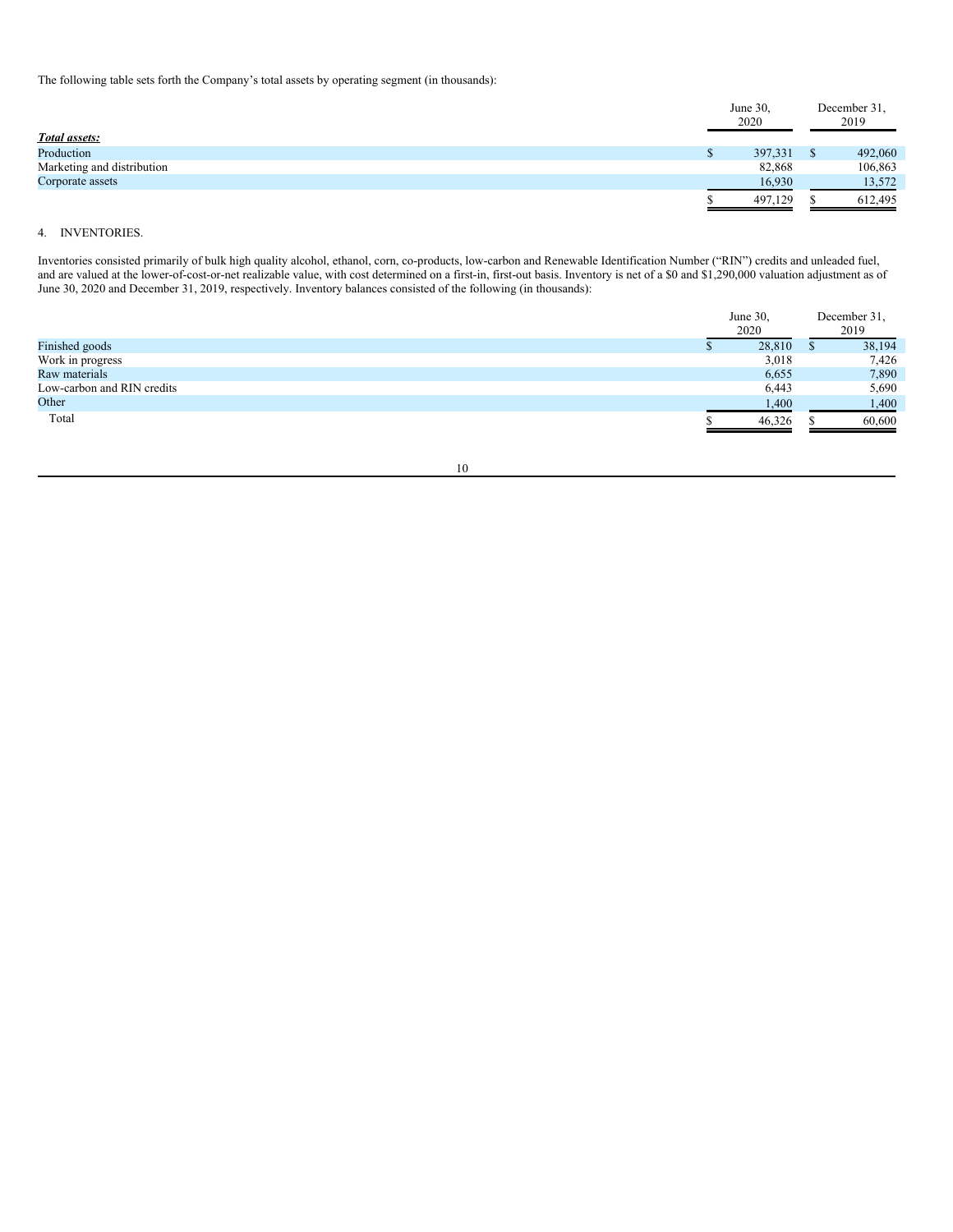The following table sets forth the Company's total assets by operating segment (in thousands):

| | June 30, 2020 | December 31, 2019 |
|---|---|---|
| ***Total assets:*** | | |
| Production | $ 397,331 | $ 492,060 |
| Marketing and distribution | 82,868 | 106,863 |
| Corporate assets | 16,930 | 13,572 |
| | $ 497,129 | $ 612,495 |

4. INVENTORIES.

Inventories consisted primarily of bulk high quality alcohol, ethanol, corn, co-products, low-carbon and Renewable Identification Number ("RIN") credits and unleaded fuel, and are valued at the lower-of-cost-or-net realizable value, with cost determined on a first-in, first-out basis. Inventory is net of a $0 and $1,290,000 valuation adjustment as of June 30, 2020 and December 31, 2019, respectively. Inventory balances consisted of the following (in thousands):

| | June 30, 2020 | December 31, 2019 |
|---|---|---|
| Finished goods | $ 28,810 | $ 38,194 |
| Work in progress | 3,018 | 7,426 |
| Raw materials | 6,655 | 7,890 |
| Low-carbon and RIN credits | 6,443 | 5,690 |
| Other | 1,400 | 1,400 |
| Total | $ 46,326 | $ 60,600 |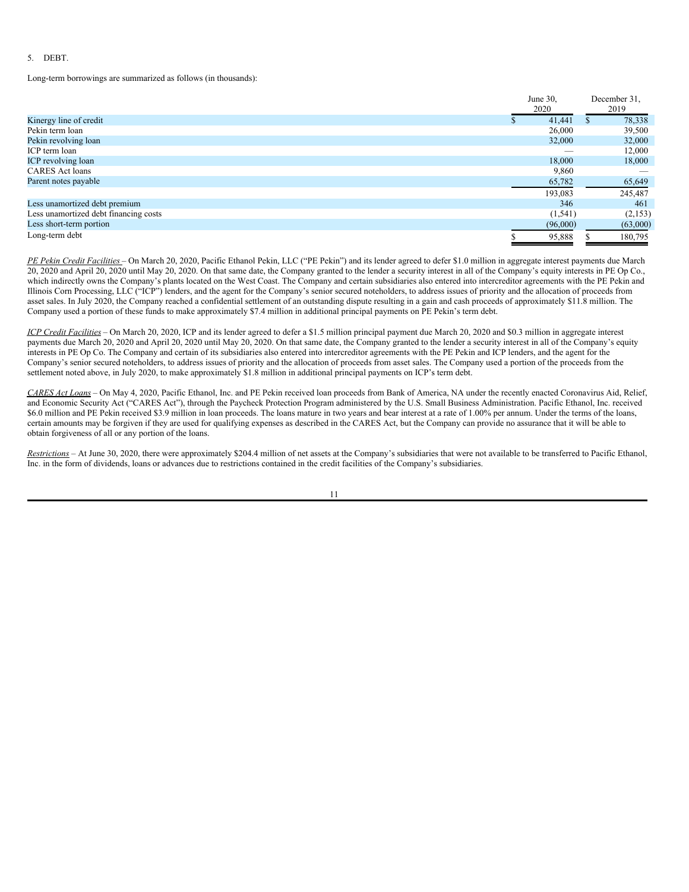5. DEBT.

Long-term borrowings are summarized as follows (in thousands):

| | June 30, 2020 | December 31, 2019 |
|---|---|---|
| Kinergy line of credit | $ 41,441 | $ 78,338 |
| Pekin term loan | 26,000 | 39,500 |
| Pekin revolving loan | 32,000 | 32,000 |
| ICP term loan | — | 12,000 |
| ICP revolving loan | 18,000 | 18,000 |
| CARES Act loans | 9,860 | — |
| Parent notes payable | 65,782 | 65,649 |
| | 193,083 | 245,487 |
| Less unamortized debt premium | 346 | 461 |
| Less unamortized debt financing costs | (1,541) | (2,153) |
| Less short-term portion | (96,000) | (63,000) |
| Long-term debt | $ 95,888 | $ 180,795 |

*PE Pekin Credit Facilities* – On March 20, 2020, Pacific Ethanol Pekin, LLC ("PE Pekin") and its lender agreed to defer $1.0 million in aggregate interest payments due March 20, 2020 and April 20, 2020 until May 20, 2020. On that same date, the Company granted to the lender a security interest in all of the Company's equity interests in PE Op Co., which indirectly owns the Company's plants located on the West Coast. The Company and certain subsidiaries also entered into intercreditor agreements with the PE Pekin and Illinois Corn Processing, LLC ("ICP") lenders, and the agent for the Company's senior secured noteholders, to address issues of priority and the allocation of proceeds from asset sales. In July 2020, the Company reached a confidential settlement of an outstanding dispute resulting in a gain and cash proceeds of approximately $11.8 million. The Company used a portion of these funds to make approximately $7.4 million in additional principal payments on PE Pekin's term debt.

*ICP Credit Facilities* – On March 20, 2020, ICP and its lender agreed to defer a $1.5 million principal payment due March 20, 2020 and $0.3 million in aggregate interest payments due March 20, 2020 and April 20, 2020 until May 20, 2020. On that same date, the Company granted to the lender a security interest in all of the Company's equity interests in PE Op Co. The Company and certain of its subsidiaries also entered into intercreditor agreements with the PE Pekin and ICP lenders, and the agent for the Company's senior secured noteholders, to address issues of priority and the allocation of proceeds from asset sales. The Company used a portion of the proceeds from the settlement noted above, in July 2020, to make approximately $1.8 million in additional principal payments on ICP's term debt.

*CARES Act Loans* – On May 4, 2020, Pacific Ethanol, Inc. and PE Pekin received loan proceeds from Bank of America, NA under the recently enacted Coronavirus Aid, Relief, and Economic Security Act ("CARES Act"), through the Paycheck Protection Program administered by the U.S. Small Business Administration. Pacific Ethanol, Inc. received $6.0 million and PE Pekin received $3.9 million in loan proceeds. The loans mature in two years and bear interest at a rate of 1.00% per annum. Under the terms of the loans, certain amounts may be forgiven if they are used for qualifying expenses as described in the CARES Act, but the Company can provide no assurance that it will be able to obtain forgiveness of all or any portion of the loans.

*Restrictions* – At June 30, 2020, there were approximately $204.4 million of net assets at the Company's subsidiaries that were not available to be transferred to Pacific Ethanol, Inc. in the form of dividends, loans or advances due to restrictions contained in the credit facilities of the Company's subsidiaries.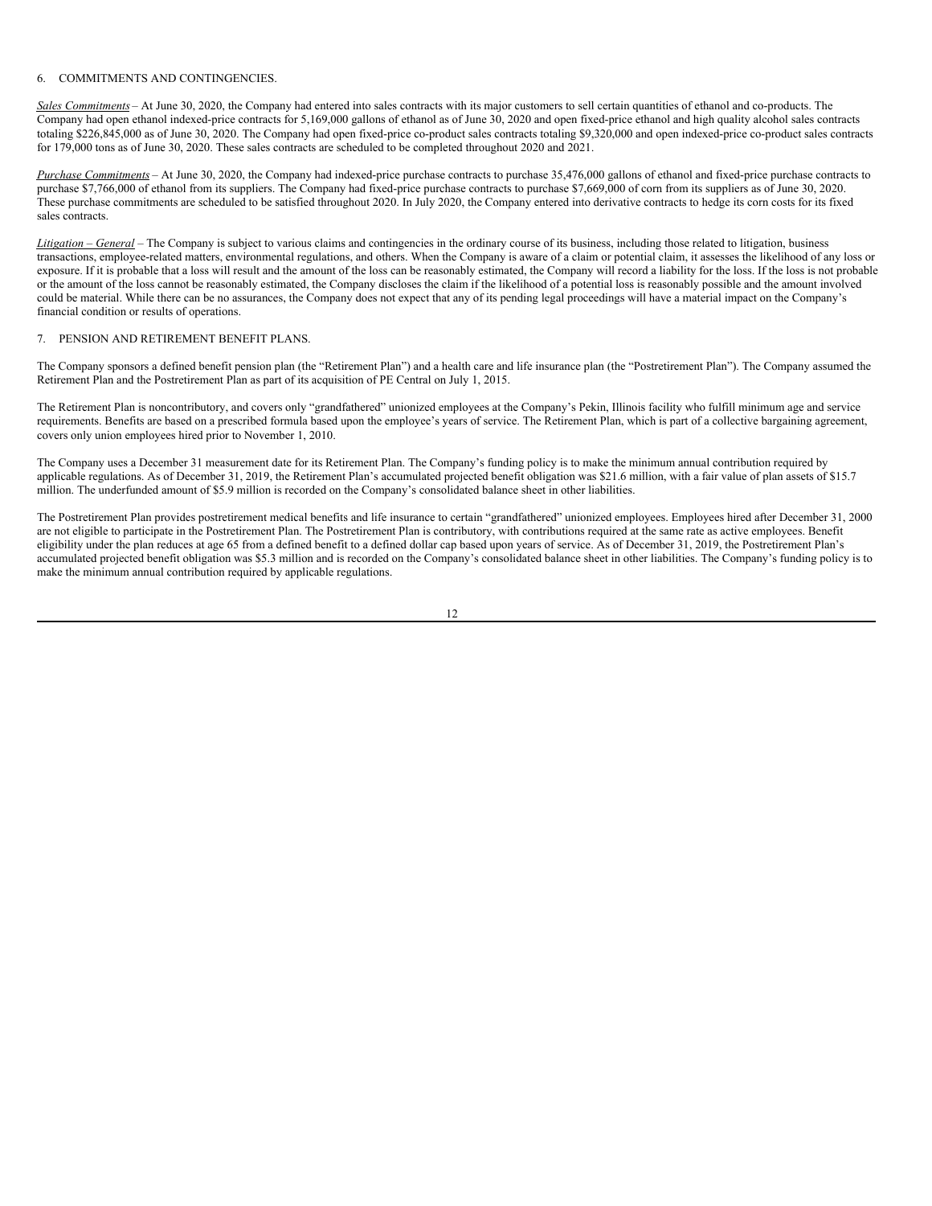6. COMMITMENTS AND CONTINGENCIES.

*Sales Commitments* – At June 30, 2020, the Company had entered into sales contracts with its major customers to sell certain quantities of ethanol and co-products. The Company had open ethanol indexed-price contracts for 5,169,000 gallons of ethanol as of June 30, 2020 and open fixed-price ethanol and high quality alcohol sales contracts totaling $226,845,000 as of June 30, 2020. The Company had open fixed-price co-product sales contracts totaling $9,320,000 and open indexed-price co-product sales contracts for 179,000 tons as of June 30, 2020. These sales contracts are scheduled to be completed throughout 2020 and 2021.

*Purchase Commitments* – At June 30, 2020, the Company had indexed-price purchase contracts to purchase 35,476,000 gallons of ethanol and fixed-price purchase contracts to purchase $7,766,000 of ethanol from its suppliers. The Company had fixed-price purchase contracts to purchase $7,669,000 of corn from its suppliers as of June 30, 2020. These purchase commitments are scheduled to be satisfied throughout 2020. In July 2020, the Company entered into derivative contracts to hedge its corn costs for its fixed sales contracts.

*Litigation – General* – The Company is subject to various claims and contingencies in the ordinary course of its business, including those related to litigation, business transactions, employee-related matters, environmental regulations, and others. When the Company is aware of a claim or potential claim, it assesses the likelihood of any loss or exposure. If it is probable that a loss will result and the amount of the loss can be reasonably estimated, the Company will record a liability for the loss. If the loss is not probable or the amount of the loss cannot be reasonably estimated, the Company discloses the claim if the likelihood of a potential loss is reasonably possible and the amount involved could be material. While there can be no assurances, the Company does not expect that any of its pending legal proceedings will have a material impact on the Company's financial condition or results of operations.

7. PENSION AND RETIREMENT BENEFIT PLANS.

The Company sponsors a defined benefit pension plan (the "Retirement Plan") and a health care and life insurance plan (the "Postretirement Plan"). The Company assumed the Retirement Plan and the Postretirement Plan as part of its acquisition of PE Central on July 1, 2015.

The Retirement Plan is noncontributory, and covers only "grandfathered" unionized employees at the Company's Pekin, Illinois facility who fulfill minimum age and service requirements. Benefits are based on a prescribed formula based upon the employee's years of service. The Retirement Plan, which is part of a collective bargaining agreement, covers only union employees hired prior to November 1, 2010.

The Company uses a December 31 measurement date for its Retirement Plan. The Company's funding policy is to make the minimum annual contribution required by applicable regulations. As of December 31, 2019, the Retirement Plan's accumulated projected benefit obligation was $21.6 million, with a fair value of plan assets of $15.7 million. The underfunded amount of $5.9 million is recorded on the Company's consolidated balance sheet in other liabilities.

The Postretirement Plan provides postretirement medical benefits and life insurance to certain "grandfathered" unionized employees. Employees hired after December 31, 2000 are not eligible to participate in the Postretirement Plan. The Postretirement Plan is contributory, with contributions required at the same rate as active employees. Benefit eligibility under the plan reduces at age 65 from a defined benefit to a defined dollar cap based upon years of service. As of December 31, 2019, the Postretirement Plan's accumulated projected benefit obligation was $5.3 million and is recorded on the Company's consolidated balance sheet in other liabilities. The Company's funding policy is to make the minimum annual contribution required by applicable regulations.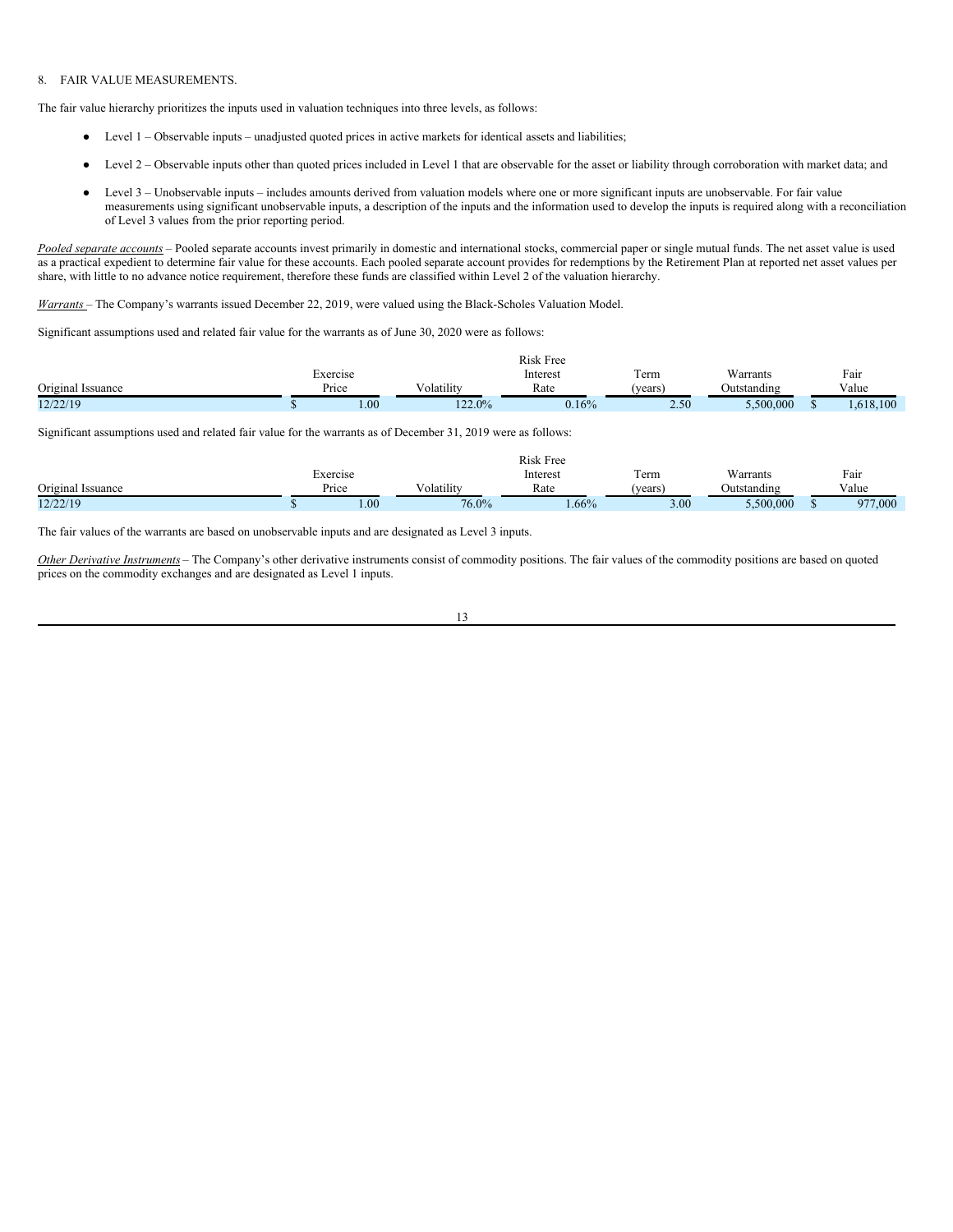8. FAIR VALUE MEASUREMENTS.

The fair value hierarchy prioritizes the inputs used in valuation techniques into three levels, as follows:

- Level 1 – Observable inputs – unadjusted quoted prices in active markets for identical assets and liabilities;
- Level 2 – Observable inputs other than quoted prices included in Level 1 that are observable for the asset or liability through corroboration with market data; and
- Level 3 – Unobservable inputs – includes amounts derived from valuation models where one or more significant inputs are unobservable. For fair value measurements using significant unobservable inputs, a description of the inputs and the information used to develop the inputs is required along with a reconciliation of Level 3 values from the prior reporting period.

*Pooled separate accounts* – Pooled separate accounts invest primarily in domestic and international stocks, commercial paper or single mutual funds. The net asset value is used as a practical expedient to determine fair value for these accounts. Each pooled separate account provides for redemptions by the Retirement Plan at reported net asset values per share, with little to no advance notice requirement, therefore these funds are classified within Level 2 of the valuation hierarchy.

*Warrants* – The Company's warrants issued December 22, 2019, were valued using the Black-Scholes Valuation Model.

Significant assumptions used and related fair value for the warrants as of June 30, 2020 were as follows:

| Original Issuance | Exercise Price | Volatility | Risk Free Interest Rate | Term (years) | Warrants Outstanding | Fair Value |
|---|---|---|---|---|---|---|
| 12/22/19 | $ 1.00 | 122.0% | 0.16% | 2.50 | 5,500,000 | $ 1,618,100 |

Significant assumptions used and related fair value for the warrants as of December 31, 2019 were as follows:

| Original Issuance | Exercise Price | Volatility | Risk Free Interest Rate | Term (years) | Warrants Outstanding | Fair Value |
|---|---|---|---|---|---|---|
| 12/22/19 | $ 1.00 | 76.0% | 1.66% | 3.00 | 5,500,000 | $ 977,000 |

The fair values of the warrants are based on unobservable inputs and are designated as Level 3 inputs.

*Other Derivative Instruments* – The Company's other derivative instruments consist of commodity positions. The fair values of the commodity positions are based on quoted prices on the commodity exchanges and are designated as Level 1 inputs.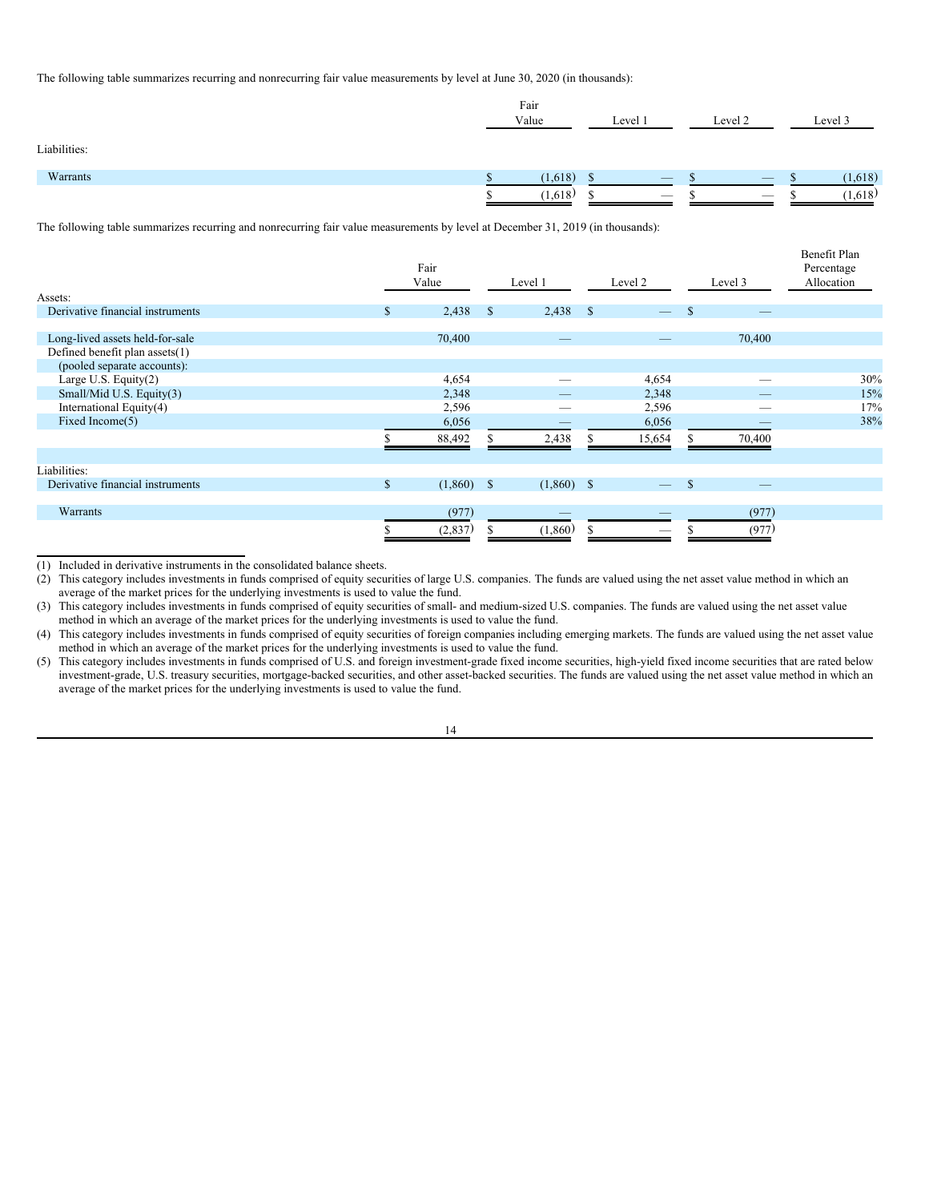The following table summarizes recurring and nonrecurring fair value measurements by level at June 30, 2020 (in thousands):

| | Fair Value | Level 1 | Level 2 | Level 3 |
|---|---|---|---|---|
| Liabilities: | | | | |
| Warrants | $ (1,618) | $ — | $ — | $ (1,618) |
| | $ (1,618) | $ — | $ — | $ (1,618) |

The following table summarizes recurring and nonrecurring fair value measurements by level at December 31, 2019 (in thousands):

| | Fair Value | Level 1 | Level 2 | Level 3 | Benefit Plan Percentage Allocation |
|---|---|---|---|---|---|
| Assets: | | | | | |
| Derivative financial instruments | $ 2,438 | $ 2,438 | $ — | $ — | |
| Long-lived assets held-for-sale | 70,400 | — | — | 70,400 | |
| Defined benefit plan assets(1) | | | | | |
| (pooled separate accounts): | | | | | |
| Large U.S. Equity(2) | 4,654 | — | 4,654 | — | 30% |
| Small/Mid U.S. Equity(3) | 2,348 | — | 2,348 | — | 15% |
| International Equity(4) | 2,596 | — | 2,596 | — | 17% |
| Fixed Income(5) | 6,056 | — | 6,056 | — | 38% |
| | $ 88,492 | $ 2,438 | $ 15,654 | $ 70,400 | |
| Liabilities: | | | | | |
| Derivative financial instruments | $ (1,860) | $ (1,860) | $ — | $ — | |
| Warrants | (977) | — | — | (977) | |
| | $ (2,837) | $ (1,860) | $ — | $ (977) | |

(1) Included in derivative instruments in the consolidated balance sheets.

(2) This category includes investments in funds comprised of equity securities of large U.S. companies. The funds are valued using the net asset value method in which an average of the market prices for the underlying investments is used to value the fund.

(3) This category includes investments in funds comprised of equity securities of small- and medium-sized U.S. companies. The funds are valued using the net asset value method in which an average of the market prices for the underlying investments is used to value the fund.

(4) This category includes investments in funds comprised of equity securities of foreign companies including emerging markets. The funds are valued using the net asset value method in which an average of the market prices for the underlying investments is used to value the fund.

(5) This category includes investments in funds comprised of U.S. and foreign investment-grade fixed income securities, high-yield fixed income securities that are rated below investment-grade, U.S. treasury securities, mortgage-backed securities, and other asset-backed securities. The funds are valued using the net asset value method in which an average of the market prices for the underlying investments is used to value the fund.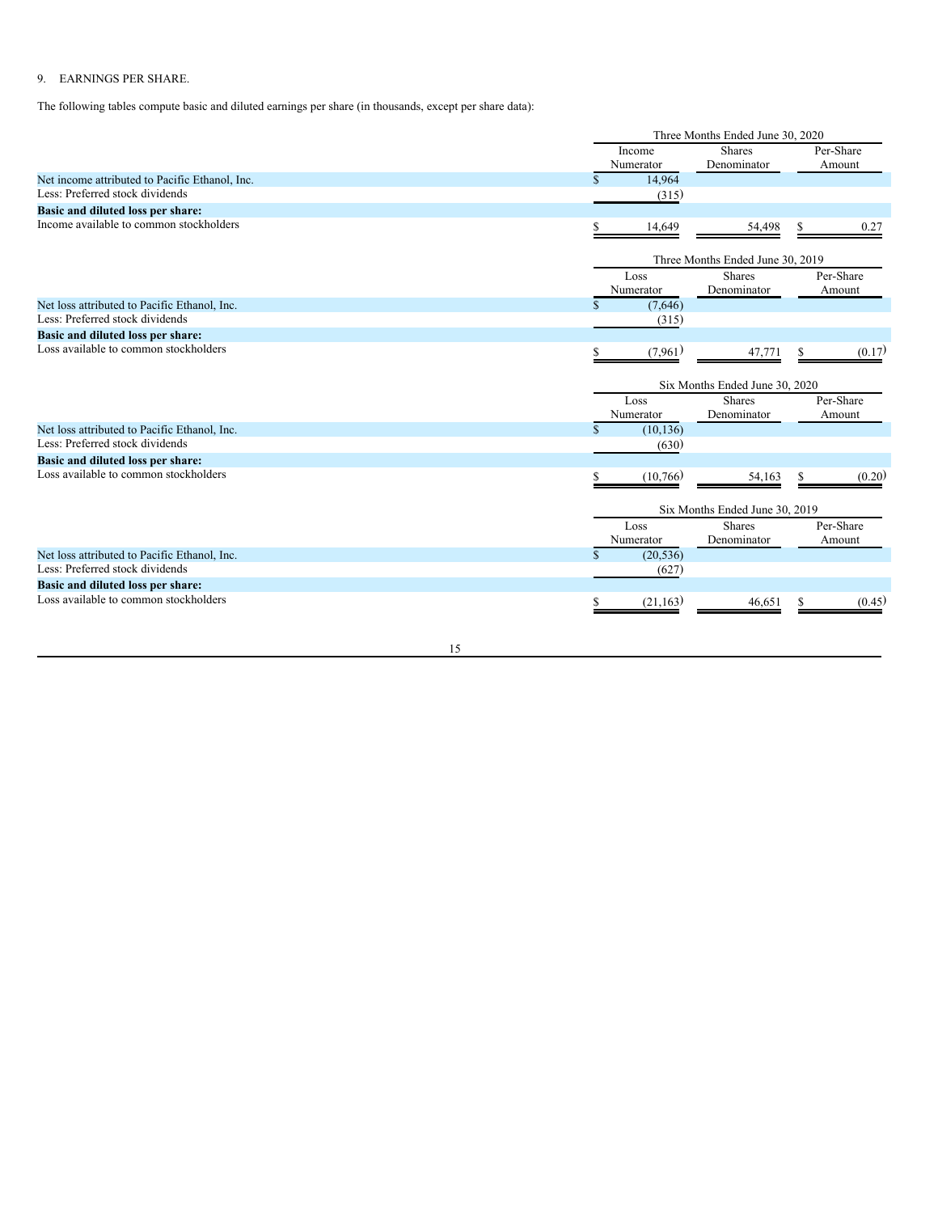9. EARNINGS PER SHARE.

The following tables compute basic and diluted earnings per share (in thousands, except per share data):

| | Three Months Ended June 30, 2020 | | |
|---|---|---|---|
| | Income Numerator | Shares Denominator | Per-Share Amount |
| Net income attributed to Pacific Ethanol, Inc. | $ 14,964 | | |
| Less: Preferred stock dividends | (315) | | |
| **Basic and diluted loss per share:** | | | |
| Income available to common stockholders | $ 14,649 | 54,498 | $ 0.27 |

| | Three Months Ended June 30, 2019 | | |
|---|---|---|---|
| | Loss Numerator | Shares Denominator | Per-Share Amount |
| Net loss attributed to Pacific Ethanol, Inc. | $ (7,646) | | |
| Less: Preferred stock dividends | (315) | | |
| **Basic and diluted loss per share:** | | | |
| Loss available to common stockholders | $ (7,961) | 47,771 | $ (0.17) |

| | Six Months Ended June 30, 2020 | | |
|---|---|---|---|
| | Loss Numerator | Shares Denominator | Per-Share Amount |
| Net loss attributed to Pacific Ethanol, Inc. | $ (10,136) | | |
| Less: Preferred stock dividends | (630) | | |
| **Basic and diluted loss per share:** | | | |
| Loss available to common stockholders | $ (10,766) | 54,163 | $ (0.20) |

| | Six Months Ended June 30, 2019 | | |
|---|---|---|---|
| | Loss Numerator | Shares Denominator | Per-Share Amount |
| Net loss attributed to Pacific Ethanol, Inc. | $ (20,536) | | |
| Less: Preferred stock dividends | (627) | | |
| **Basic and diluted loss per share:** | | | |
| Loss available to common stockholders | $ (21,163) | 46,651 | $ (0.45) |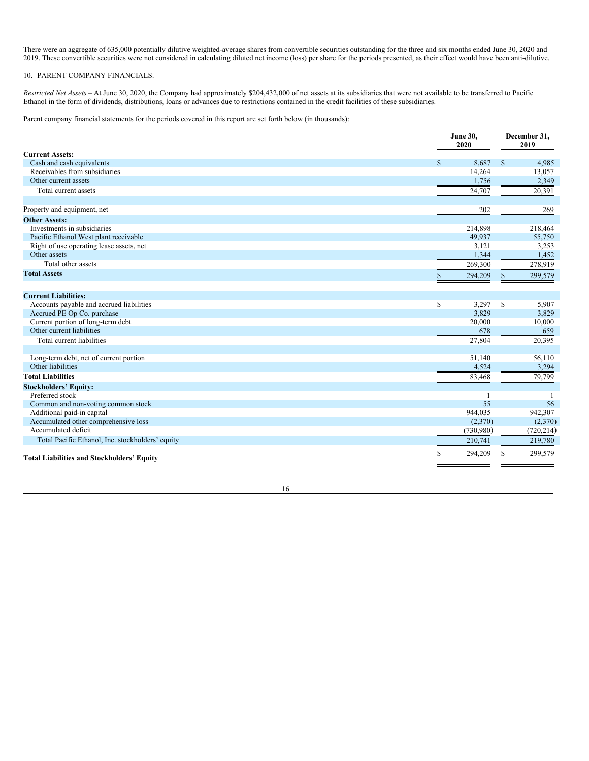There were an aggregate of 635,000 potentially dilutive weighted-average shares from convertible securities outstanding for the three and six months ended June 30, 2020 and 2019. These convertible securities were not considered in calculating diluted net income (loss) per share for the periods presented, as their effect would have been anti-dilutive.

10. PARENT COMPANY FINANCIALS.

*Restricted Net Assets* – At June 30, 2020, the Company had approximately $204,432,000 of net assets at its subsidiaries that were not available to be transferred to Pacific Ethanol in the form of dividends, distributions, loans or advances due to restrictions contained in the credit facilities of these subsidiaries.

Parent company financial statements for the periods covered in this report are set forth below (in thousands):

| | June 30, 2020 | December 31, 2019 |
|---|---|---|
| **Current Assets:** | | |
| Cash and cash equivalents | $ 8,687 | $ 4,985 |
| Receivables from subsidiaries | 14,264 | 13,057 |
| Other current assets | 1,756 | 2,349 |
| Total current assets | 24,707 | 20,391 |
| | | |
| Property and equipment, net | 202 | 269 |
| **Other Assets:** | | |
| Investments in subsidiaries | 214,898 | 218,464 |
| Pacific Ethanol West plant receivable | 49,937 | 55,750 |
| Right of use operating lease assets, net | 3,121 | 3,253 |
| Other assets | 1,344 | 1,452 |
| Total other assets | 269,300 | 278,919 |
| **Total Assets** | $ 294,209 | $ 299,579 |
| | | |
| **Current Liabilities:** | | |
| Accounts payable and accrued liabilities | $ 3,297 | $ 5,907 |
| Accrued PE Op Co. purchase | 3,829 | 3,829 |
| Current portion of long-term debt | 20,000 | 10,000 |
| Other current liabilities | 678 | 659 |
| Total current liabilities | 27,804 | 20,395 |
| | | |
| Long-term debt, net of current portion | 51,140 | 56,110 |
| Other liabilities | 4,524 | 3,294 |
| **Total Liabilities** | 83,468 | 79,799 |
| **Stockholders' Equity:** | | |
| Preferred stock | 1 | 1 |
| Common and non-voting common stock | 55 | 56 |
| Additional paid-in capital | 944,035 | 942,307 |
| Accumulated other comprehensive loss | (2,370) | (2,370) |
| Accumulated deficit | (730,980) | (720,214) |
| Total Pacific Ethanol, Inc. stockholders' equity | 210,741 | 219,780 |
| **Total Liabilities and Stockholders' Equity** | $ 294,209 | $ 299,579 |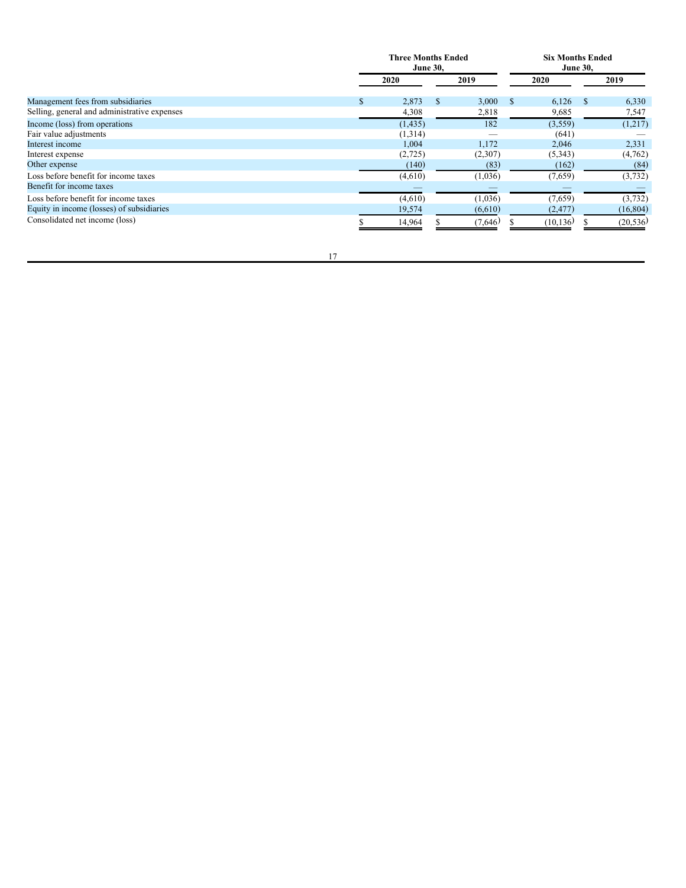| | Three Months Ended June 30, | | Six Months Ended June 30, | |
|---|---|---|---|---|
| | 2020 | 2019 | 2020 | 2019 |
| Management fees from subsidiaries | $ 2,873 | $ 3,000 | $ 6,126 | $ 6,330 |
| Selling, general and administrative expenses | 4,308 | 2,818 | 9,685 | 7,547 |
| Income (loss) from operations | (1,435) | 182 | (3,559) | (1,217) |
| Fair value adjustments | (1,314) | — | (641) | — |
| Interest income | 1,004 | 1,172 | 2,046 | 2,331 |
| Interest expense | (2,725) | (2,307) | (5,343) | (4,762) |
| Other expense | (140) | (83) | (162) | (84) |
| Loss before benefit for income taxes | (4,610) | (1,036) | (7,659) | (3,732) |
| Benefit for income taxes | — | — | — | — |
| Loss before benefit for income taxes | (4,610) | (1,036) | (7,659) | (3,732) |
| Equity in income (losses) of subsidiaries | 19,574 | (6,610) | (2,477) | (16,804) |
| Consolidated net income (loss) | $ 14,964 | $ (7,646) | $ (10,136) | $ (20,536) |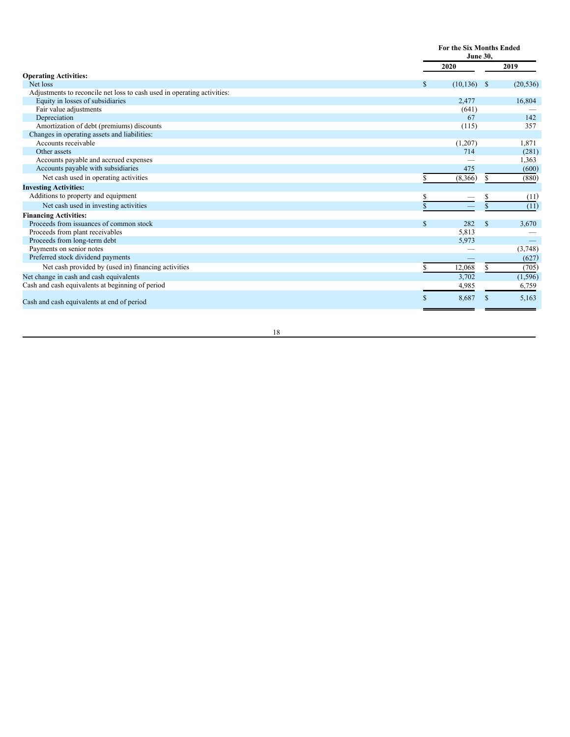| | For the Six Months Ended June 30, | |
|---|---|---|
| | 2020 | 2019 |
| **Operating Activities:** | | |
| Net loss | $ (10,136) | $ (20,536) |
| Adjustments to reconcile net loss to cash used in operating activities: | | |
| Equity in losses of subsidiaries | 2,477 | 16,804 |
| Fair value adjustments | (641) | — |
| Depreciation | 67 | 142 |
| Amortization of debt (premiums) discounts | (115) | 357 |
| Changes in operating assets and liabilities: | | |
| Accounts receivable | (1,207) | 1,871 |
| Other assets | 714 | (281) |
| Accounts payable and accrued expenses | — | 1,363 |
| Accounts payable with subsidiaries | 475 | (600) |
| Net cash used in operating activities | $ (8,366) | $ (880) |
| **Investing Activities:** | | |
| Additions to property and equipment | $ — | $ (11) |
| Net cash used in investing activities | $ — | $ (11) |
| **Financing Activities:** | | |
| Proceeds from issuances of common stock | $ 282 | $ 3,670 |
| Proceeds from plant receivables | 5,813 | — |
| Proceeds from long-term debt | 5,973 | — |
| Payments on senior notes | — | (3,748) |
| Preferred stock dividend payments | — | (627) |
| Net cash provided by (used in) financing activities | $ 12,068 | $ (705) |
| Net change in cash and cash equivalents | 3,702 | (1,596) |
| Cash and cash equivalents at beginning of period | 4,985 | 6,759 |
| Cash and cash equivalents at end of period | $ 8,687 | $ 5,163 |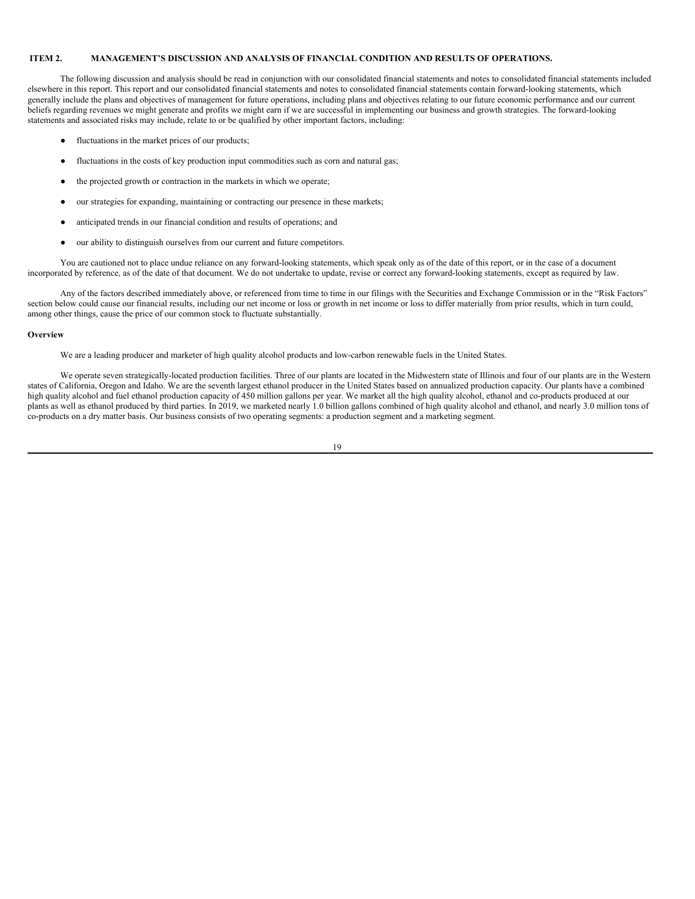## ITEM 2. MANAGEMENT'S DISCUSSION AND ANALYSIS OF FINANCIAL CONDITION AND RESULTS OF OPERATIONS.

The following discussion and analysis should be read in conjunction with our consolidated financial statements and notes to consolidated financial statements included elsewhere in this report. This report and our consolidated financial statements and notes to consolidated financial statements contain forward-looking statements, which generally include the plans and objectives of management for future operations, including plans and objectives relating to our future economic performance and our current beliefs regarding revenues we might generate and profits we might earn if we are successful in implementing our business and growth strategies. The forward-looking statements and associated risks may include, relate to or be qualified by other important factors, including:

- fluctuations in the market prices of our products;
- fluctuations in the costs of key production input commodities such as corn and natural gas;
- the projected growth or contraction in the markets in which we operate;
- our strategies for expanding, maintaining or contracting our presence in these markets;
- anticipated trends in our financial condition and results of operations; and
- our ability to distinguish ourselves from our current and future competitors.

You are cautioned not to place undue reliance on any forward-looking statements, which speak only as of the date of this report, or in the case of a document incorporated by reference, as of the date of that document. We do not undertake to update, revise or correct any forward-looking statements, except as required by law.

Any of the factors described immediately above, or referenced from time to time in our filings with the Securities and Exchange Commission or in the "Risk Factors" section below could cause our financial results, including our net income or loss or growth in net income or loss to differ materially from prior results, which in turn could, among other things, cause the price of our common stock to fluctuate substantially.

**Overview**

We are a leading producer and marketer of high quality alcohol products and low-carbon renewable fuels in the United States.

We operate seven strategically-located production facilities. Three of our plants are located in the Midwestern state of Illinois and four of our plants are in the Western states of California, Oregon and Idaho. We are the seventh largest ethanol producer in the United States based on annualized production capacity. Our plants have a combined high quality alcohol and fuel ethanol production capacity of 450 million gallons per year. We market all the high quality alcohol, ethanol and co-products produced at our plants as well as ethanol produced by third parties. In 2019, we marketed nearly 1.0 billion gallons combined of high quality alcohol and ethanol, and nearly 3.0 million tons of co-products on a dry matter basis. Our business consists of two operating segments: a production segment and a marketing segment.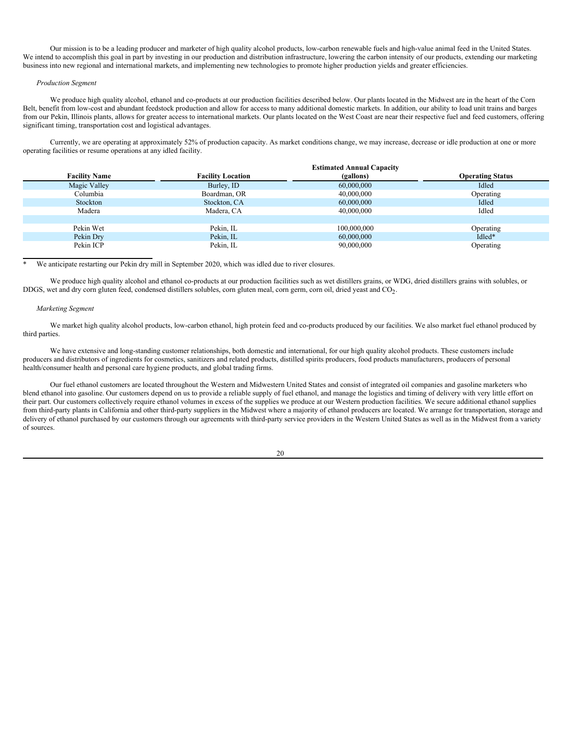Our mission is to be a leading producer and marketer of high quality alcohol products, low-carbon renewable fuels and high-value animal feed in the United States. We intend to accomplish this goal in part by investing in our production and distribution infrastructure, lowering the carbon intensity of our products, extending our marketing business into new regional and international markets, and implementing new technologies to promote higher production yields and greater efficiencies.

*Production Segment*

We produce high quality alcohol, ethanol and co-products at our production facilities described below. Our plants located in the Midwest are in the heart of the Corn Belt, benefit from low-cost and abundant feedstock production and allow for access to many additional domestic markets. In addition, our ability to load unit trains and barges from our Pekin, Illinois plants, allows for greater access to international markets. Our plants located on the West Coast are near their respective fuel and feed customers, offering significant timing, transportation cost and logistical advantages.

Currently, we are operating at approximately 52% of production capacity. As market conditions change, we may increase, decrease or idle production at one or more operating facilities or resume operations at any idled facility.

| Facility Name | Facility Location | Estimated Annual Capacity (gallons) | Operating Status |
|---|---|---|---|
| Magic Valley | Burley, ID | 60,000,000 | Idled |
| Columbia | Boardman, OR | 40,000,000 | Operating |
| Stockton | Stockton, CA | 60,000,000 | Idled |
| Madera | Madera, CA | 40,000,000 | Idled |
| | | | |
| Pekin Wet | Pekin, IL | 100,000,000 | Operating |
| Pekin Dry | Pekin, IL | 60,000,000 | Idled* |
| Pekin ICP | Pekin, IL | 90,000,000 | Operating |

\* We anticipate restarting our Pekin dry mill in September 2020, which was idled due to river closures.

We produce high quality alcohol and ethanol co-products at our production facilities such as wet distillers grains, or WDG, dried distillers grains with solubles, or DDGS, wet and dry corn gluten feed, condensed distillers solubles, corn gluten meal, corn germ, corn oil, dried yeast and $CO_2$.

*Marketing Segment*

We market high quality alcohol products, low-carbon ethanol, high protein feed and co-products produced by our facilities. We also market fuel ethanol produced by third parties.

We have extensive and long-standing customer relationships, both domestic and international, for our high quality alcohol products. These customers include producers and distributors of ingredients for cosmetics, sanitizers and related products, distilled spirits producers, food products manufacturers, producers of personal health/consumer health and personal care hygiene products, and global trading firms.

Our fuel ethanol customers are located throughout the Western and Midwestern United States and consist of integrated oil companies and gasoline marketers who blend ethanol into gasoline. Our customers depend on us to provide a reliable supply of fuel ethanol, and manage the logistics and timing of delivery with very little effort on their part. Our customers collectively require ethanol volumes in excess of the supplies we produce at our Western production facilities. We secure additional ethanol supplies from third-party plants in California and other third-party suppliers in the Midwest where a majority of ethanol producers are located. We arrange for transportation, storage and delivery of ethanol purchased by our customers through our agreements with third-party service providers in the Western United States as well as in the Midwest from a variety of sources.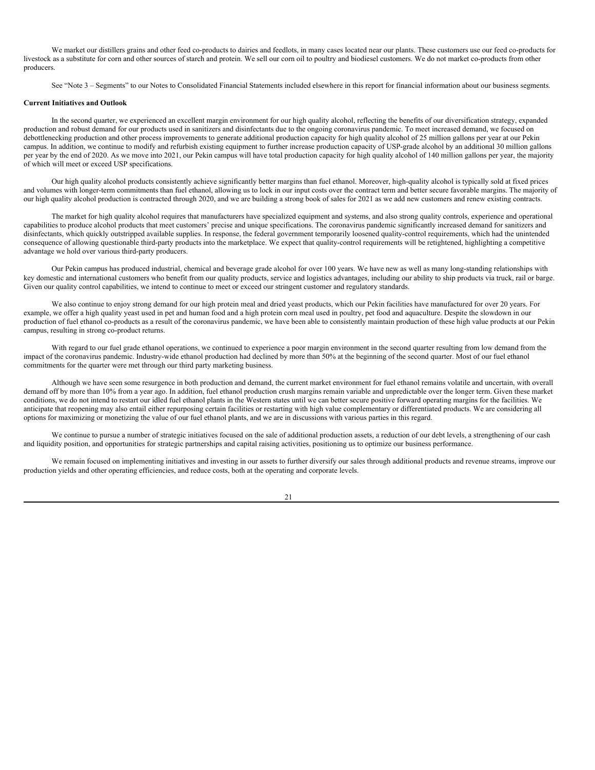We market our distillers grains and other feed co-products to dairies and feedlots, in many cases located near our plants. These customers use our feed co-products for livestock as a substitute for corn and other sources of starch and protein. We sell our corn oil to poultry and biodiesel customers. We do not market co-products from other producers.

See "Note 3 – Segments" to our Notes to Consolidated Financial Statements included elsewhere in this report for financial information about our business segments.

**Current Initiatives and Outlook**

In the second quarter, we experienced an excellent margin environment for our high quality alcohol, reflecting the benefits of our diversification strategy, expanded production and robust demand for our products used in sanitizers and disinfectants due to the ongoing coronavirus pandemic. To meet increased demand, we focused on debottlenecking production and other process improvements to generate additional production capacity for high quality alcohol of 25 million gallons per year at our Pekin campus. In addition, we continue to modify and refurbish existing equipment to further increase production capacity of USP-grade alcohol by an additional 30 million gallons per year by the end of 2020. As we move into 2021, our Pekin campus will have total production capacity for high quality alcohol of 140 million gallons per year, the majority of which will meet or exceed USP specifications.

Our high quality alcohol products consistently achieve significantly better margins than fuel ethanol. Moreover, high-quality alcohol is typically sold at fixed prices and volumes with longer-term commitments than fuel ethanol, allowing us to lock in our input costs over the contract term and better secure favorable margins. The majority of our high quality alcohol production is contracted through 2020, and we are building a strong book of sales for 2021 as we add new customers and renew existing contracts.

The market for high quality alcohol requires that manufacturers have specialized equipment and systems, and also strong quality controls, experience and operational capabilities to produce alcohol products that meet customers' precise and unique specifications. The coronavirus pandemic significantly increased demand for sanitizers and disinfectants, which quickly outstripped available supplies. In response, the federal government temporarily loosened quality-control requirements, which had the unintended consequence of allowing questionable third-party products into the marketplace. We expect that quality-control requirements will be retightened, highlighting a competitive advantage we hold over various third-party producers.

Our Pekin campus has produced industrial, chemical and beverage grade alcohol for over 100 years. We have new as well as many long-standing relationships with key domestic and international customers who benefit from our quality products, service and logistics advantages, including our ability to ship products via truck, rail or barge. Given our quality control capabilities, we intend to continue to meet or exceed our stringent customer and regulatory standards.

We also continue to enjoy strong demand for our high protein meal and dried yeast products, which our Pekin facilities have manufactured for over 20 years. For example, we offer a high quality yeast used in pet and human food and a high protein corn meal used in poultry, pet food and aquaculture. Despite the slowdown in our production of fuel ethanol co-products as a result of the coronavirus pandemic, we have been able to consistently maintain production of these high value products at our Pekin campus, resulting in strong co-product returns.

With regard to our fuel grade ethanol operations, we continued to experience a poor margin environment in the second quarter resulting from low demand from the impact of the coronavirus pandemic. Industry-wide ethanol production had declined by more than 50% at the beginning of the second quarter. Most of our fuel ethanol commitments for the quarter were met through our third party marketing business.

Although we have seen some resurgence in both production and demand, the current market environment for fuel ethanol remains volatile and uncertain, with overall demand off by more than 10% from a year ago. In addition, fuel ethanol production crush margins remain variable and unpredictable over the longer term. Given these market conditions, we do not intend to restart our idled fuel ethanol plants in the Western states until we can better secure positive forward operating margins for the facilities. We anticipate that reopening may also entail either repurposing certain facilities or restarting with high value complementary or differentiated products. We are considering all options for maximizing or monetizing the value of our fuel ethanol plants, and we are in discussions with various parties in this regard.

We continue to pursue a number of strategic initiatives focused on the sale of additional production assets, a reduction of our debt levels, a strengthening of our cash and liquidity position, and opportunities for strategic partnerships and capital raising activities, positioning us to optimize our business performance.

We remain focused on implementing initiatives and investing in our assets to further diversify our sales through additional products and revenue streams, improve our production yields and other operating efficiencies, and reduce costs, both at the operating and corporate levels.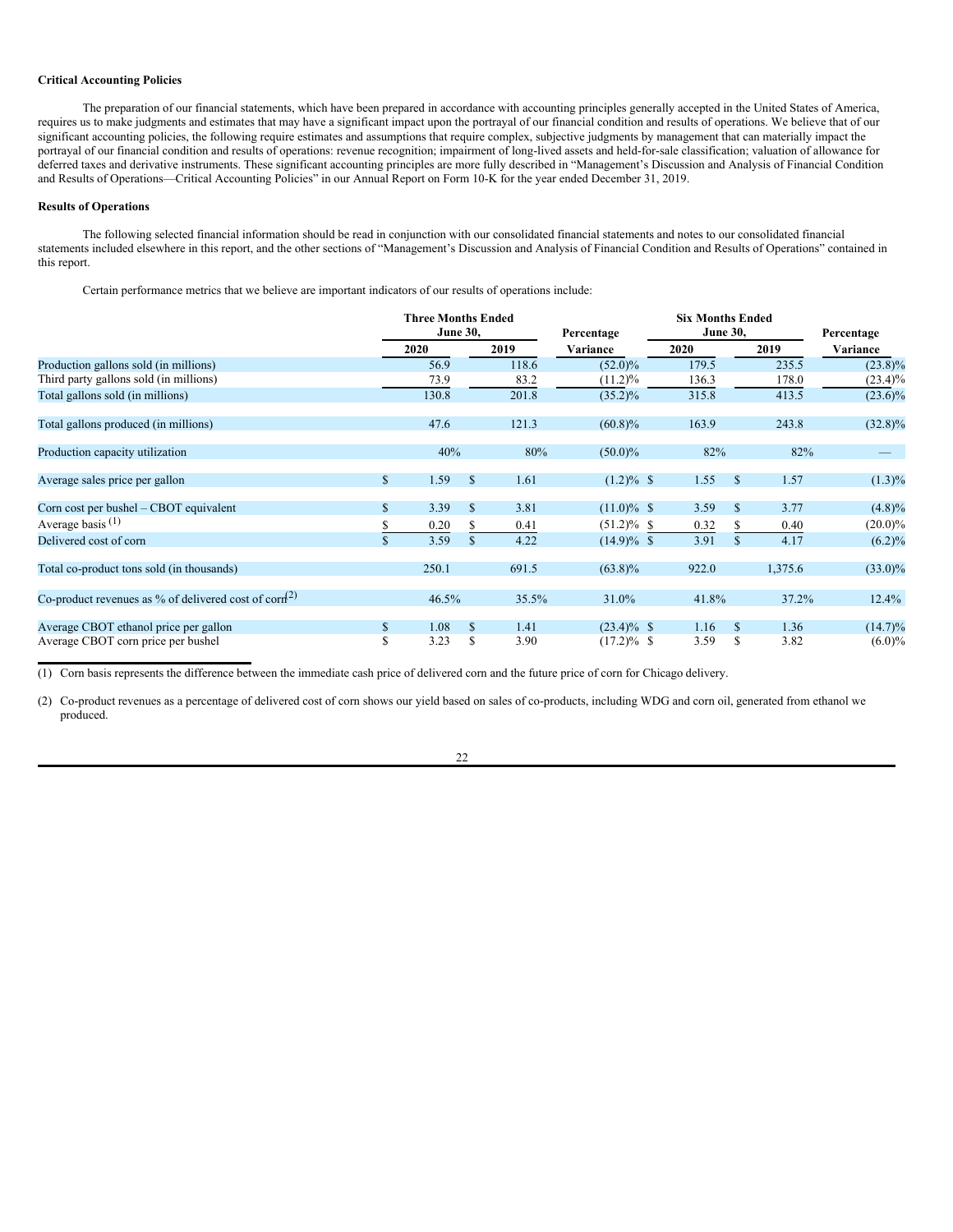**Critical Accounting Policies**

The preparation of our financial statements, which have been prepared in accordance with accounting principles generally accepted in the United States of America, requires us to make judgments and estimates that may have a significant impact upon the portrayal of our financial condition and results of operations. We believe that of our significant accounting policies, the following require estimates and assumptions that require complex, subjective judgments by management that can materially impact the portrayal of our financial condition and results of operations: revenue recognition; impairment of long-lived assets and held-for-sale classification; valuation of allowance for deferred taxes and derivative instruments. These significant accounting principles are more fully described in "Management's Discussion and Analysis of Financial Condition and Results of Operations—Critical Accounting Policies" in our Annual Report on Form 10-K for the year ended December 31, 2019.

**Results of Operations**

The following selected financial information should be read in conjunction with our consolidated financial statements and notes to our consolidated financial statements included elsewhere in this report, and the other sections of "Management's Discussion and Analysis of Financial Condition and Results of Operations" contained in this report.

Certain performance metrics that we believe are important indicators of our results of operations include:

| | Three Months Ended June 30, | | Percentage | Six Months Ended June 30, | | Percentage |
|---|---|---|---|---|---|---|
| | 2020 | 2019 | Variance | 2020 | 2019 | Variance |
| Production gallons sold (in millions) | 56.9 | 118.6 | (52.0)% | 179.5 | 235.5 | (23.8)% |
| Third party gallons sold (in millions) | 73.9 | 83.2 | (11.2)% | 136.3 | 178.0 | (23.4)% |
| Total gallons sold (in millions) | 130.8 | 201.8 | (35.2)% | 315.8 | 413.5 | (23.6)% |
| Total gallons produced (in millions) | 47.6 | 121.3 | (60.8)% | 163.9 | 243.8 | (32.8)% |
| Production capacity utilization | 40% | 80% | (50.0)% | 82% | 82% | — |
| Average sales price per gallon | $ 1.59 | $ 1.61 | (1.2)% | $ 1.55 | $ 1.57 | (1.3)% |
| Corn cost per bushel – CBOT equivalent | $ 3.39 | $ 3.81 | (11.0)% | $ 3.59 | $ 3.77 | (4.8)% |
| Average basis [(1)] | $ 0.20 | $ 0.41 | (51.2)% | $ 0.32 | $ 0.40 | (20.0)% |
| Delivered cost of corn | $ 3.59 | $ 4.22 | (14.9)% | $ 3.91 | $ 4.17 | (6.2)% |
| Total co-product tons sold (in thousands) | 250.1 | 691.5 | (63.8)% | 922.0 | 1,375.6 | (33.0)% |
| Co-product revenues as % of delivered cost of corn[(2)] | 46.5% | 35.5% | 31.0% | 41.8% | 37.2% | 12.4% |
| Average CBOT ethanol price per gallon | $ 1.08 | $ 1.41 | (23.4)% | $ 1.16 | $ 1.36 | (14.7)% |
| Average CBOT corn price per bushel | $ 3.23 | $ 3.90 | (17.2)% | $ 3.59 | $ 3.82 | (6.0)% |

(1) Corn basis represents the difference between the immediate cash price of delivered corn and the future price of corn for Chicago delivery.

(2) Co-product revenues as a percentage of delivered cost of corn shows our yield based on sales of co-products, including WDG and corn oil, generated from ethanol we produced.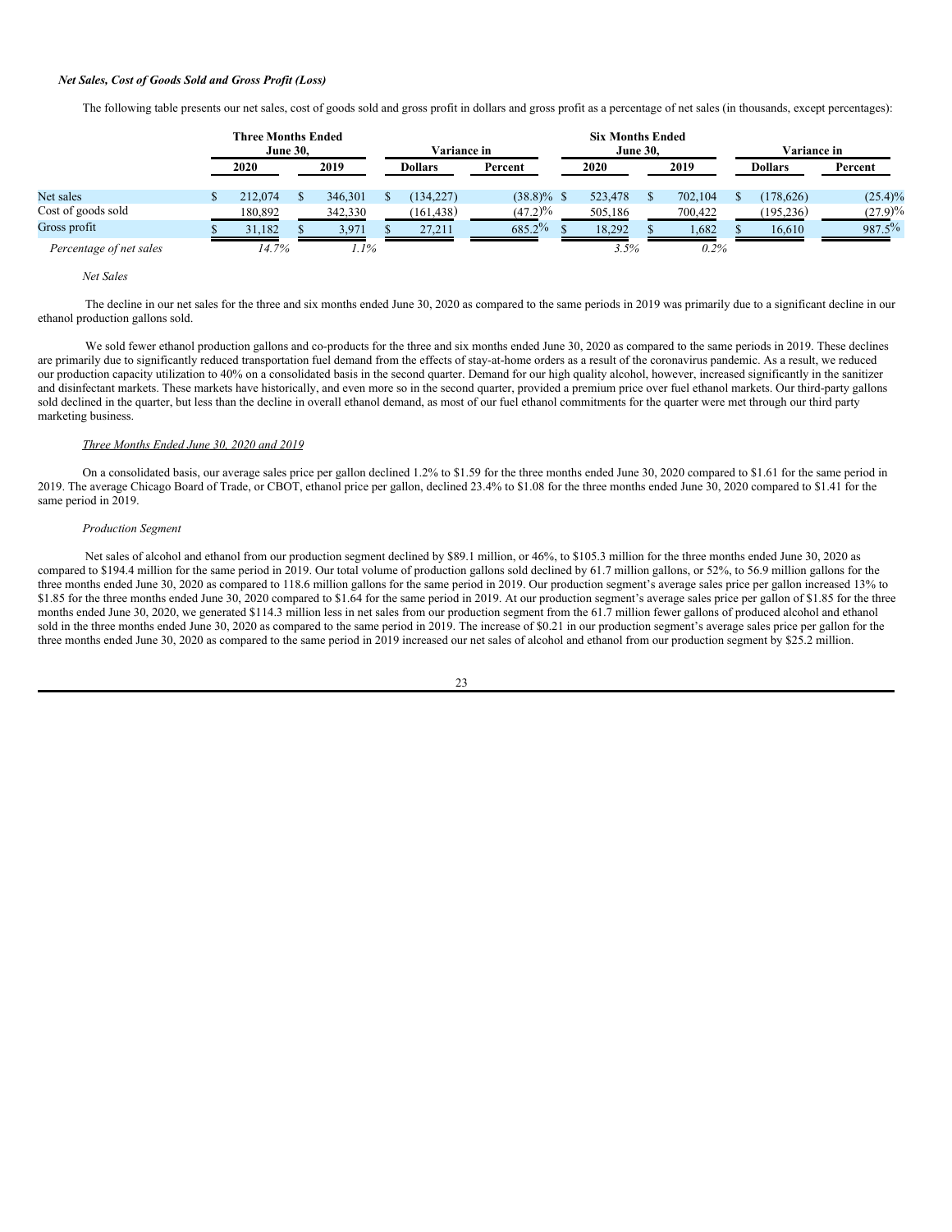### *Net Sales, Cost of Goods Sold and Gross Profit (Loss)*

The following table presents our net sales, cost of goods sold and gross profit in dollars and gross profit as a percentage of net sales (in thousands, except percentages):

| | Three Months Ended June 30, | | Variance in | | Six Months Ended June 30, | | Variance in | |
|---|---|---|---|---|---|---|---|---|
| | 2020 | 2019 | Dollars | Percent | 2020 | 2019 | Dollars | Percent |
| Net sales | $ 212,074 | $ 346,301 | $ (134,227) | (38.8)% | $ 523,478 | $ 702,104 | $ (178,626) | (25.4)% |
| Cost of goods sold | 180,892 | 342,330 | (161,438) | (47.2)% | 505,186 | 700,422 | (195,236) | (27.9)% |
| Gross profit | $ 31,182 | $ 3,971 | $ 27,211 | 685.2% | $ 18,292 | $ 1,682 | $ 16,610 | 987.5% |
| *Percentage of net sales* | *14.7%* | *1.1%* | | | *3.5%* | *0.2%* | | |

*Net Sales*

The decline in our net sales for the three and six months ended June 30, 2020 as compared to the same periods in 2019 was primarily due to a significant decline in our ethanol production gallons sold.

We sold fewer ethanol production gallons and co-products for the three and six months ended June 30, 2020 as compared to the same periods in 2019. These declines are primarily due to significantly reduced transportation fuel demand from the effects of stay-at-home orders as a result of the coronavirus pandemic. As a result, we reduced our production capacity utilization to 40% on a consolidated basis in the second quarter. Demand for our high quality alcohol, however, increased significantly in the sanitizer and disinfectant markets. These markets have historically, and even more so in the second quarter, provided a premium price over fuel ethanol markets. Our third-party gallons sold declined in the quarter, but less than the decline in overall ethanol demand, as most of our fuel ethanol commitments for the quarter were met through our third party marketing business.

*Three Months Ended June 30, 2020 and 2019*

On a consolidated basis, our average sales price per gallon declined 1.2% to $1.59 for the three months ended June 30, 2020 compared to $1.61 for the same period in 2019. The average Chicago Board of Trade, or CBOT, ethanol price per gallon, declined 23.4% to $1.08 for the three months ended June 30, 2020 compared to $1.41 for the same period in 2019.

*Production Segment*

Net sales of alcohol and ethanol from our production segment declined by $89.1 million, or 46%, to $105.3 million for the three months ended June 30, 2020 as compared to $194.4 million for the same period in 2019. Our total volume of production gallons sold declined by 61.7 million gallons, or 52%, to 56.9 million gallons for the three months ended June 30, 2020 as compared to 118.6 million gallons for the same period in 2019. Our production segment's average sales price per gallon increased 13% to $1.85 for the three months ended June 30, 2020 compared to $1.64 for the same period in 2019. At our production segment's average sales price per gallon of $1.85 for the three months ended June 30, 2020, we generated $114.3 million less in net sales from our production segment from the 61.7 million fewer gallons of produced alcohol and ethanol sold in the three months ended June 30, 2020 as compared to the same period in 2019. The increase of $0.21 in our production segment's average sales price per gallon for the three months ended June 30, 2020 as compared to the same period in 2019 increased our net sales of alcohol and ethanol from our production segment by $25.2 million.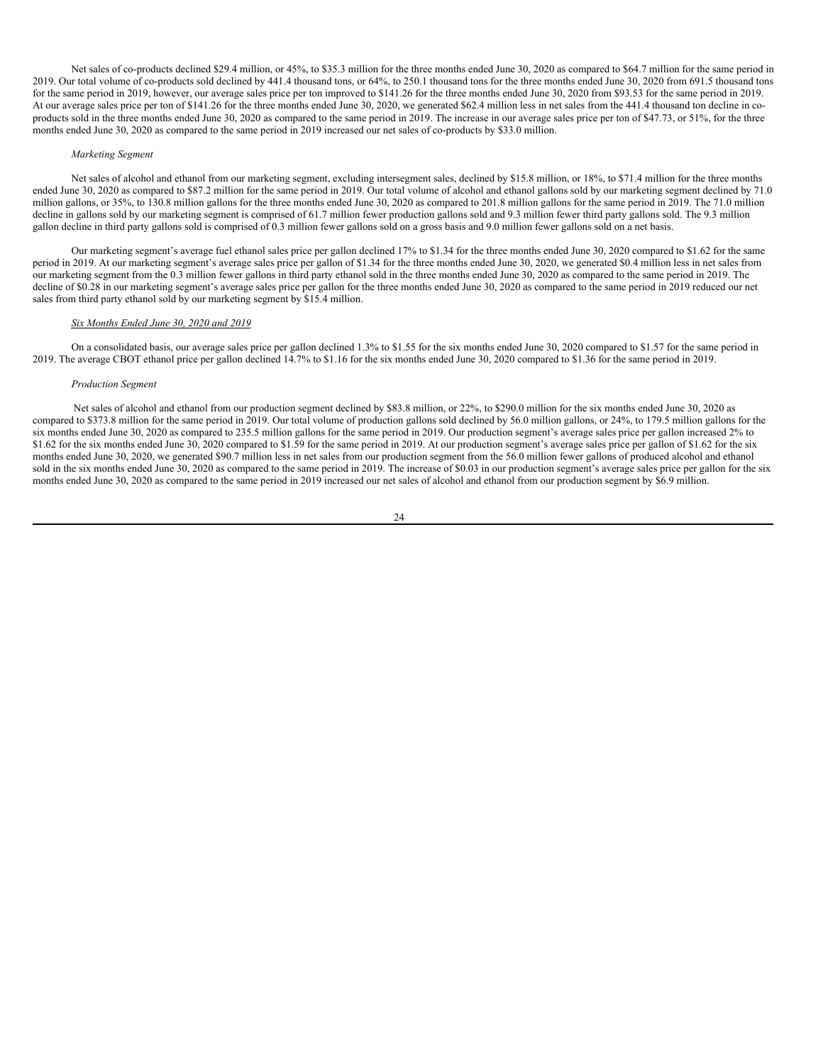Net sales of co-products declined $29.4 million, or 45%, to $35.3 million for the three months ended June 30, 2020 as compared to $64.7 million for the same period in 2019. Our total volume of co-products sold declined by 441.4 thousand tons, or 64%, to 250.1 thousand tons for the three months ended June 30, 2020 from 691.5 thousand tons for the same period in 2019, however, our average sales price per ton improved to $141.26 for the three months ended June 30, 2020 from $93.53 for the same period in 2019. At our average sales price per ton of $141.26 for the three months ended June 30, 2020, we generated $62.4 million less in net sales from the 441.4 thousand ton decline in co-products sold in the three months ended June 30, 2020 as compared to the same period in 2019. The increase in our average sales price per ton of $47.73, or 51%, for the three months ended June 30, 2020 as compared to the same period in 2019 increased our net sales of co-products by $33.0 million.

*Marketing Segment*

Net sales of alcohol and ethanol from our marketing segment, excluding intersegment sales, declined by $15.8 million, or 18%, to $71.4 million for the three months ended June 30, 2020 as compared to $87.2 million for the same period in 2019. Our total volume of alcohol and ethanol gallons sold by our marketing segment declined by 71.0 million gallons, or 35%, to 130.8 million gallons for the three months ended June 30, 2020 as compared to 201.8 million gallons for the same period in 2019. The 71.0 million decline in gallons sold by our marketing segment is comprised of 61.7 million fewer production gallons sold and 9.3 million fewer third party gallons sold. The 9.3 million gallon decline in third party gallons sold is comprised of 0.3 million fewer gallons sold on a gross basis and 9.0 million fewer gallons sold on a net basis.

Our marketing segment's average fuel ethanol sales price per gallon declined 17% to $1.34 for the three months ended June 30, 2020 compared to $1.62 for the same period in 2019. At our marketing segment's average sales price per gallon of $1.34 for the three months ended June 30, 2020, we generated $0.4 million less in net sales from our marketing segment from the 0.3 million fewer gallons in third party ethanol sold in the three months ended June 30, 2020 as compared to the same period in 2019. The decline of $0.28 in our marketing segment's average sales price per gallon for the three months ended June 30, 2020 as compared to the same period in 2019 reduced our net sales from third party ethanol sold by our marketing segment by $15.4 million.

*Six Months Ended June 30, 2020 and 2019*

On a consolidated basis, our average sales price per gallon declined 1.3% to $1.55 for the six months ended June 30, 2020 compared to $1.57 for the same period in 2019. The average CBOT ethanol price per gallon declined 14.7% to $1.16 for the six months ended June 30, 2020 compared to $1.36 for the same period in 2019.

*Production Segment*

Net sales of alcohol and ethanol from our production segment declined by $83.8 million, or 22%, to $290.0 million for the six months ended June 30, 2020 as compared to $373.8 million for the same period in 2019. Our total volume of production gallons sold declined by 56.0 million gallons, or 24%, to 179.5 million gallons for the six months ended June 30, 2020 as compared to 235.5 million gallons for the same period in 2019. Our production segment's average sales price per gallon increased 2% to $1.62 for the six months ended June 30, 2020 compared to $1.59 for the same period in 2019. At our production segment's average sales price per gallon of $1.62 for the six months ended June 30, 2020, we generated $90.7 million less in net sales from our production segment from the 56.0 million fewer gallons of produced alcohol and ethanol sold in the six months ended June 30, 2020 as compared to the same period in 2019. The increase of $0.03 in our production segment's average sales price per gallon for the six months ended June 30, 2020 as compared to the same period in 2019 increased our net sales of alcohol and ethanol from our production segment by $6.9 million.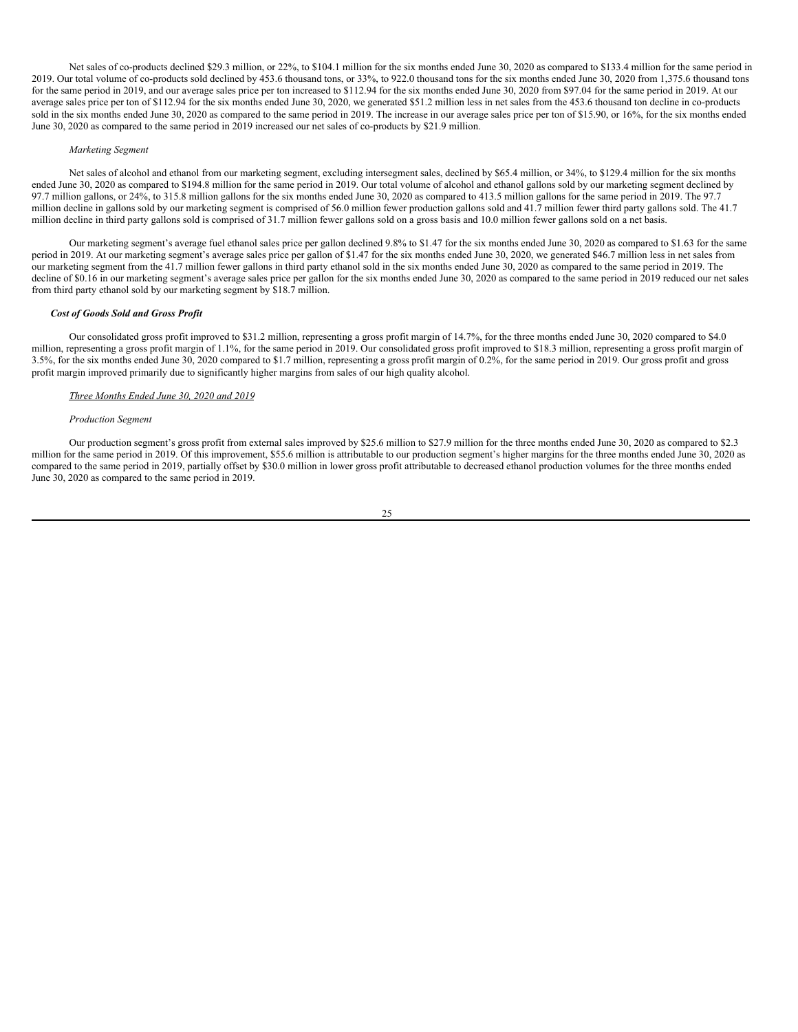Net sales of co-products declined $29.3 million, or 22%, to $104.1 million for the six months ended June 30, 2020 as compared to $133.4 million for the same period in 2019. Our total volume of co-products sold declined by 453.6 thousand tons, or 33%, to 922.0 thousand tons for the six months ended June 30, 2020 from 1,375.6 thousand tons for the same period in 2019, and our average sales price per ton increased to $112.94 for the six months ended June 30, 2020 from $97.04 for the same period in 2019. At our average sales price per ton of $112.94 for the six months ended June 30, 2020, we generated $51.2 million less in net sales from the 453.6 thousand ton decline in co-products sold in the six months ended June 30, 2020 as compared to the same period in 2019. The increase in our average sales price per ton of $15.90, or 16%, for the six months ended June 30, 2020 as compared to the same period in 2019 increased our net sales of co-products by $21.9 million.

*Marketing Segment*

Net sales of alcohol and ethanol from our marketing segment, excluding intersegment sales, declined by $65.4 million, or 34%, to $129.4 million for the six months ended June 30, 2020 as compared to $194.8 million for the same period in 2019. Our total volume of alcohol and ethanol gallons sold by our marketing segment declined by 97.7 million gallons, or 24%, to 315.8 million gallons for the six months ended June 30, 2020 as compared to 413.5 million gallons for the same period in 2019. The 97.7 million decline in gallons sold by our marketing segment is comprised of 56.0 million fewer production gallons sold and 41.7 million fewer third party gallons sold. The 41.7 million decline in third party gallons sold is comprised of 31.7 million fewer gallons sold on a gross basis and 10.0 million fewer gallons sold on a net basis.

Our marketing segment's average fuel ethanol sales price per gallon declined 9.8% to $1.47 for the six months ended June 30, 2020 as compared to $1.63 for the same period in 2019. At our marketing segment's average sales price per gallon of $1.47 for the six months ended June 30, 2020, we generated $46.7 million less in net sales from our marketing segment from the 41.7 million fewer gallons in third party ethanol sold in the six months ended June 30, 2020 as compared to the same period in 2019. The decline of $0.16 in our marketing segment's average sales price per gallon for the six months ended June 30, 2020 as compared to the same period in 2019 reduced our net sales from third party ethanol sold by our marketing segment by $18.7 million.

***Cost of Goods Sold and Gross Profit***

Our consolidated gross profit improved to $31.2 million, representing a gross profit margin of 14.7%, for the three months ended June 30, 2020 compared to $4.0 million, representing a gross profit margin of 1.1%, for the same period in 2019. Our consolidated gross profit improved to $18.3 million, representing a gross profit margin of 3.5%, for the six months ended June 30, 2020 compared to $1.7 million, representing a gross profit margin of 0.2%, for the same period in 2019. Our gross profit and gross profit margin improved primarily due to significantly higher margins from sales of our high quality alcohol.

*Three Months Ended June 30, 2020 and 2019*

*Production Segment*

Our production segment's gross profit from external sales improved by $25.6 million to $27.9 million for the three months ended June 30, 2020 as compared to $2.3 million for the same period in 2019. Of this improvement, $55.6 million is attributable to our production segment's higher margins for the three months ended June 30, 2020 as compared to the same period in 2019, partially offset by $30.0 million in lower gross profit attributable to decreased ethanol production volumes for the three months ended June 30, 2020 as compared to the same period in 2019.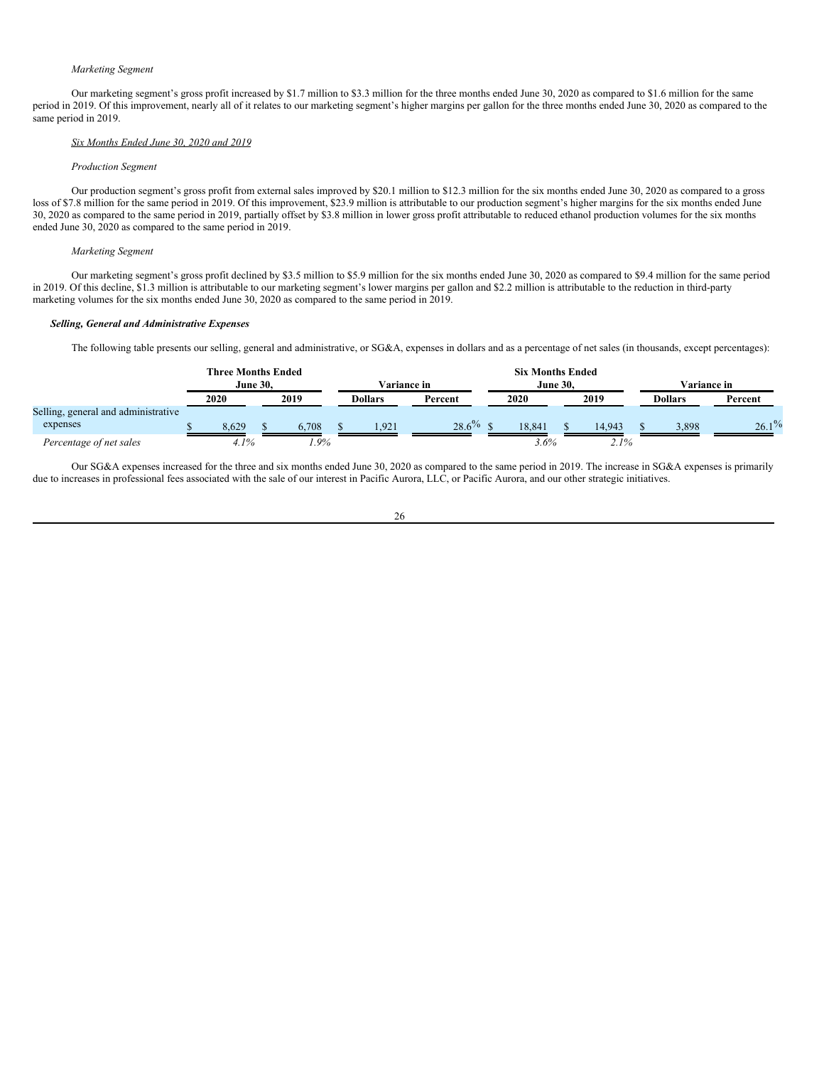*Marketing Segment*

Our marketing segment's gross profit increased by $1.7 million to $3.3 million for the three months ended June 30, 2020 as compared to $1.6 million for the same period in 2019. Of this improvement, nearly all of it relates to our marketing segment's higher margins per gallon for the three months ended June 30, 2020 as compared to the same period in 2019.

*Six Months Ended June 30, 2020 and 2019*

*Production Segment*

Our production segment's gross profit from external sales improved by $20.1 million to $12.3 million for the six months ended June 30, 2020 as compared to a gross loss of $7.8 million for the same period in 2019. Of this improvement, $23.9 million is attributable to our production segment's higher margins for the six months ended June 30, 2020 as compared to the same period in 2019, partially offset by $3.8 million in lower gross profit attributable to reduced ethanol production volumes for the six months ended June 30, 2020 as compared to the same period in 2019.

*Marketing Segment*

Our marketing segment's gross profit declined by $3.5 million to $5.9 million for the six months ended June 30, 2020 as compared to $9.4 million for the same period in 2019. Of this decline, $1.3 million is attributable to our marketing segment's lower margins per gallon and $2.2 million is attributable to the reduction in third-party marketing volumes for the six months ended June 30, 2020 as compared to the same period in 2019.

***Selling, General and Administrative Expenses***

The following table presents our selling, general and administrative, or SG&A, expenses in dollars and as a percentage of net sales (in thousands, except percentages):

| | Three Months Ended June 30, | | Variance in | | Six Months Ended June 30, | | Variance in | |
|---|---|---|---|---|---|---|---|---|
| | 2020 | 2019 | Dollars | Percent | 2020 | 2019 | Dollars | Percent |
| Selling, general and administrative expenses | $ 8,629 | $ 6,708 | $ 1,921 | 28.6% | $ 18,841 | $ 14,943 | $ 3,898 | 26.1% |
| *Percentage of net sales* | *4.1%* | *1.9%* | | | *3.6%* | *2.1%* | | |

Our SG&A expenses increased for the three and six months ended June 30, 2020 as compared to the same period in 2019. The increase in SG&A expenses is primarily due to increases in professional fees associated with the sale of our interest in Pacific Aurora, LLC, or Pacific Aurora, and our other strategic initiatives.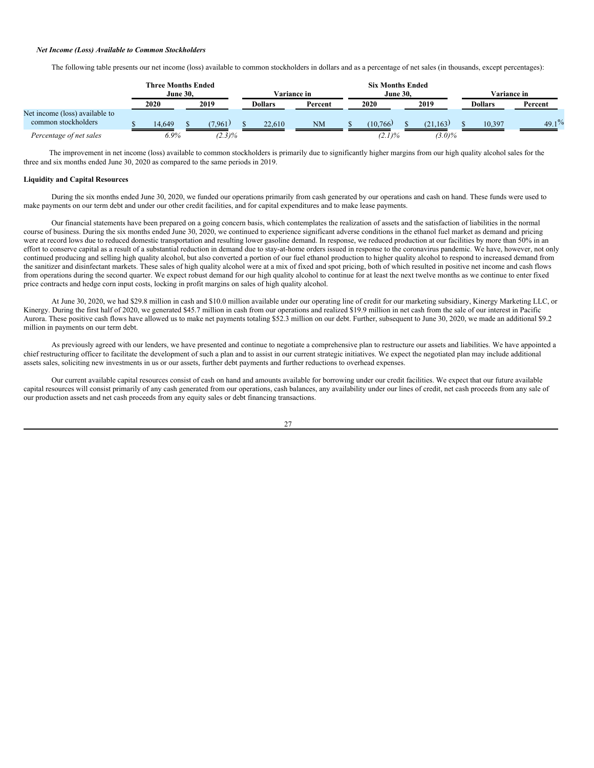*Net Income (Loss) Available to Common Stockholders*

The following table presents our net income (loss) available to common stockholders in dollars and as a percentage of net sales (in thousands, except percentages):

| | Three Months Ended June 30, | | Variance in | | Six Months Ended June 30, | | Variance in | |
|---|---|---|---|---|---|---|---|---|
| | 2020 | 2019 | Dollars | Percent | 2020 | 2019 | Dollars | Percent |
| Net income (loss) available to common stockholders | $ 14,649 | $ (7,961) | $ 22,610 | NM | $ (10,766) | $ (21,163) | $ 10,397 | 49.1% |
| *Percentage of net sales* | *6.9%* | *(2.3)%* | | | *(2.1)%* | *(3.0)%* | | |

The improvement in net income (loss) available to common stockholders is primarily due to significantly higher margins from our high quality alcohol sales for the three and six months ended June 30, 2020 as compared to the same periods in 2019.

**Liquidity and Capital Resources**

During the six months ended June 30, 2020, we funded our operations primarily from cash generated by our operations and cash on hand. These funds were used to make payments on our term debt and under our other credit facilities, and for capital expenditures and to make lease payments.

Our financial statements have been prepared on a going concern basis, which contemplates the realization of assets and the satisfaction of liabilities in the normal course of business. During the six months ended June 30, 2020, we continued to experience significant adverse conditions in the ethanol fuel market as demand and pricing were at record lows due to reduced domestic transportation and resulting lower gasoline demand. In response, we reduced production at our facilities by more than 50% in an effort to conserve capital as a result of a substantial reduction in demand due to stay-at-home orders issued in response to the coronavirus pandemic. We have, however, not only continued producing and selling high quality alcohol, but also converted a portion of our fuel ethanol production to higher quality alcohol to respond to increased demand from the sanitizer and disinfectant markets. These sales of high quality alcohol were at a mix of fixed and spot pricing, both of which resulted in positive net income and cash flows from operations during the second quarter. We expect robust demand for our high quality alcohol to continue for at least the next twelve months as we continue to enter fixed price contracts and hedge corn input costs, locking in profit margins on sales of high quality alcohol.

At June 30, 2020, we had $29.8 million in cash and $10.0 million available under our operating line of credit for our marketing subsidiary, Kinergy Marketing LLC, or Kinergy. During the first half of 2020, we generated $45.7 million in cash from our operations and realized $19.9 million in net cash from the sale of our interest in Pacific Aurora. These positive cash flows have allowed us to make net payments totaling $52.3 million on our debt. Further, subsequent to June 30, 2020, we made an additional $9.2 million in payments on our term debt.

As previously agreed with our lenders, we have presented and continue to negotiate a comprehensive plan to restructure our assets and liabilities. We have appointed a chief restructuring officer to facilitate the development of such a plan and to assist in our current strategic initiatives. We expect the negotiated plan may include additional assets sales, soliciting new investments in us or our assets, further debt payments and further reductions to overhead expenses.

Our current available capital resources consist of cash on hand and amounts available for borrowing under our credit facilities. We expect that our future available capital resources will consist primarily of any cash generated from our operations, cash balances, any availability under our lines of credit, net cash proceeds from any sale of our production assets and net cash proceeds from any equity sales or debt financing transactions.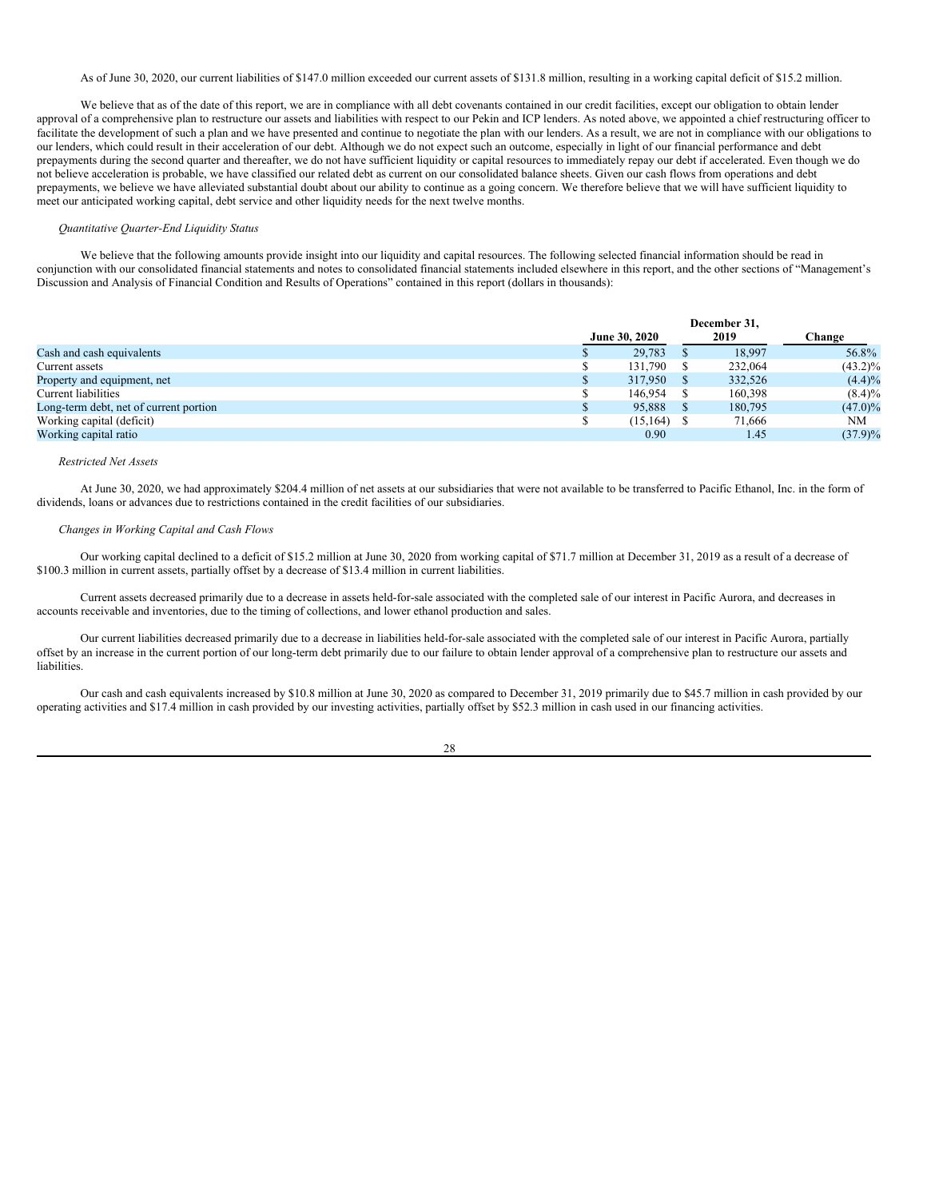As of June 30, 2020, our current liabilities of $147.0 million exceeded our current assets of $131.8 million, resulting in a working capital deficit of $15.2 million.

We believe that as of the date of this report, we are in compliance with all debt covenants contained in our credit facilities, except our obligation to obtain lender approval of a comprehensive plan to restructure our assets and liabilities with respect to our Pekin and ICP lenders. As noted above, we appointed a chief restructuring officer to facilitate the development of such a plan and we have presented and continue to negotiate the plan with our lenders. As a result, we are not in compliance with our obligations to our lenders, which could result in their acceleration of our debt. Although we do not expect such an outcome, especially in light of our financial performance and debt prepayments during the second quarter and thereafter, we do not have sufficient liquidity or capital resources to immediately repay our debt if accelerated. Even though we do not believe acceleration is probable, we have classified our related debt as current on our consolidated balance sheets. Given our cash flows from operations and debt prepayments, we believe we have alleviated substantial doubt about our ability to continue as a going concern. We therefore believe that we will have sufficient liquidity to meet our anticipated working capital, debt service and other liquidity needs for the next twelve months.

*Quantitative Quarter-End Liquidity Status*

We believe that the following amounts provide insight into our liquidity and capital resources. The following selected financial information should be read in conjunction with our consolidated financial statements and notes to consolidated financial statements included elsewhere in this report, and the other sections of "Management's Discussion and Analysis of Financial Condition and Results of Operations" contained in this report (dollars in thousands):

| | June 30, 2020 | December 31, 2019 | Change |
|---|---|---|---|
| Cash and cash equivalents | $ 29,783 | $ 18,997 | 56.8% |
| Current assets | $ 131,790 | $ 232,064 | (43.2)% |
| Property and equipment, net | $ 317,950 | $ 332,526 | (4.4)% |
| Current liabilities | $ 146,954 | $ 160,398 | (8.4)% |
| Long-term debt, net of current portion | $ 95,888 | $ 180,795 | (47.0)% |
| Working capital (deficit) | $ (15,164) | $ 71,666 | NM |
| Working capital ratio | 0.90 | 1.45 | (37.9)% |

*Restricted Net Assets*

At June 30, 2020, we had approximately $204.4 million of net assets at our subsidiaries that were not available to be transferred to Pacific Ethanol, Inc. in the form of dividends, loans or advances due to restrictions contained in the credit facilities of our subsidiaries.

*Changes in Working Capital and Cash Flows*

Our working capital declined to a deficit of $15.2 million at June 30, 2020 from working capital of $71.7 million at December 31, 2019 as a result of a decrease of $100.3 million in current assets, partially offset by a decrease of $13.4 million in current liabilities.

Current assets decreased primarily due to a decrease in assets held-for-sale associated with the completed sale of our interest in Pacific Aurora, and decreases in accounts receivable and inventories, due to the timing of collections, and lower ethanol production and sales.

Our current liabilities decreased primarily due to a decrease in liabilities held-for-sale associated with the completed sale of our interest in Pacific Aurora, partially offset by an increase in the current portion of our long-term debt primarily due to our failure to obtain lender approval of a comprehensive plan to restructure our assets and liabilities.

Our cash and cash equivalents increased by $10.8 million at June 30, 2020 as compared to December 31, 2019 primarily due to $45.7 million in cash provided by our operating activities and $17.4 million in cash provided by our investing activities, partially offset by $52.3 million in cash used in our financing activities.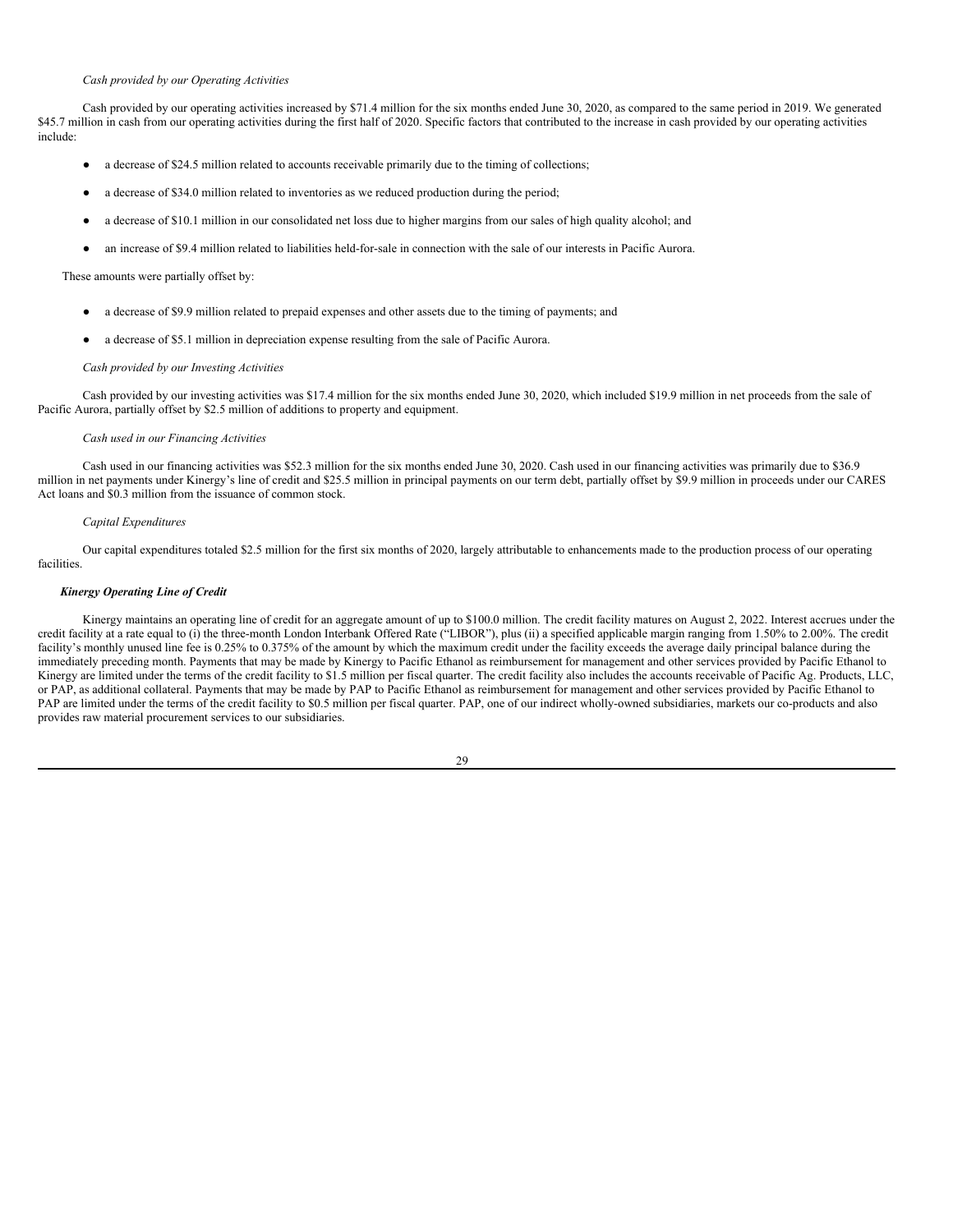*Cash provided by our Operating Activities*

Cash provided by our operating activities increased by $71.4 million for the six months ended June 30, 2020, as compared to the same period in 2019. We generated $45.7 million in cash from our operating activities during the first half of 2020. Specific factors that contributed to the increase in cash provided by our operating activities include:

- a decrease of $24.5 million related to accounts receivable primarily due to the timing of collections;
- a decrease of $34.0 million related to inventories as we reduced production during the period;
- a decrease of $10.1 million in our consolidated net loss due to higher margins from our sales of high quality alcohol; and
- an increase of $9.4 million related to liabilities held-for-sale in connection with the sale of our interests in Pacific Aurora.

These amounts were partially offset by:

- a decrease of $9.9 million related to prepaid expenses and other assets due to the timing of payments; and
- a decrease of $5.1 million in depreciation expense resulting from the sale of Pacific Aurora.

*Cash provided by our Investing Activities*

Cash provided by our investing activities was $17.4 million for the six months ended June 30, 2020, which included $19.9 million in net proceeds from the sale of Pacific Aurora, partially offset by $2.5 million of additions to property and equipment.

*Cash used in our Financing Activities*

Cash used in our financing activities was $52.3 million for the six months ended June 30, 2020. Cash used in our financing activities was primarily due to $36.9 million in net payments under Kinergy's line of credit and $25.5 million in principal payments on our term debt, partially offset by $9.9 million in proceeds under our CARES Act loans and $0.3 million from the issuance of common stock.

*Capital Expenditures*

Our capital expenditures totaled $2.5 million for the first six months of 2020, largely attributable to enhancements made to the production process of our operating facilities.

***Kinergy Operating Line of Credit***

Kinergy maintains an operating line of credit for an aggregate amount of up to $100.0 million. The credit facility matures on August 2, 2022. Interest accrues under the credit facility at a rate equal to (i) the three-month London Interbank Offered Rate ("LIBOR"), plus (ii) a specified applicable margin ranging from 1.50% to 2.00%. The credit facility's monthly unused line fee is 0.25% to 0.375% of the amount by which the maximum credit under the facility exceeds the average daily principal balance during the immediately preceding month. Payments that may be made by Kinergy to Pacific Ethanol as reimbursement for management and other services provided by Pacific Ethanol to Kinergy are limited under the terms of the credit facility to $1.5 million per fiscal quarter. The credit facility also includes the accounts receivable of Pacific Ag. Products, LLC, or PAP, as additional collateral. Payments that may be made by PAP to Pacific Ethanol as reimbursement for management and other services provided by Pacific Ethanol to PAP are limited under the terms of the credit facility to $0.5 million per fiscal quarter. PAP, one of our indirect wholly-owned subsidiaries, markets our co-products and also provides raw material procurement services to our subsidiaries.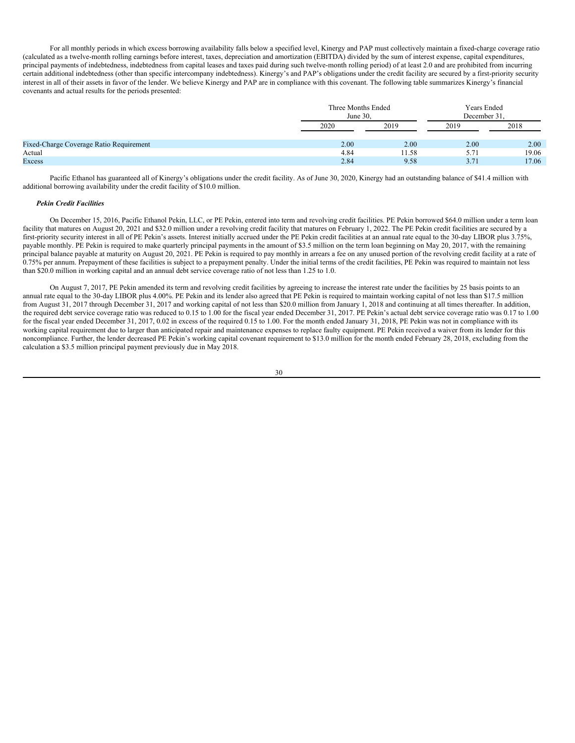For all monthly periods in which excess borrowing availability falls below a specified level, Kinergy and PAP must collectively maintain a fixed-charge coverage ratio (calculated as a twelve-month rolling earnings before interest, taxes, depreciation and amortization (EBITDA) divided by the sum of interest expense, capital expenditures, principal payments of indebtedness, indebtedness from capital leases and taxes paid during such twelve-month rolling period) of at least 2.0 and are prohibited from incurring certain additional indebtedness (other than specific intercompany indebtedness). Kinergy's and PAP's obligations under the credit facility are secured by a first-priority security interest in all of their assets in favor of the lender. We believe Kinergy and PAP are in compliance with this covenant. The following table summarizes Kinergy's financial covenants and actual results for the periods presented:

| | Three Months Ended June 30, | | Years Ended December 31, | |
|---|---|---|---|---|
| | 2020 | 2019 | 2019 | 2018 |
| Fixed-Charge Coverage Ratio Requirement | 2.00 | 2.00 | 2.00 | 2.00 |
| Actual | 4.84 | 11.58 | 5.71 | 19.06 |
| Excess | 2.84 | 9.58 | 3.71 | 17.06 |

Pacific Ethanol has guaranteed all of Kinergy's obligations under the credit facility. As of June 30, 2020, Kinergy had an outstanding balance of $41.4 million with additional borrowing availability under the credit facility of $10.0 million.

***Pekin Credit Facilities***

On December 15, 2016, Pacific Ethanol Pekin, LLC, or PE Pekin, entered into term and revolving credit facilities. PE Pekin borrowed $64.0 million under a term loan facility that matures on August 20, 2021 and $32.0 million under a revolving credit facility that matures on February 1, 2022. The PE Pekin credit facilities are secured by a first-priority security interest in all of PE Pekin's assets. Interest initially accrued under the PE Pekin credit facilities at an annual rate equal to the 30-day LIBOR plus 3.75%, payable monthly. PE Pekin is required to make quarterly principal payments in the amount of $3.5 million on the term loan beginning on May 20, 2017, with the remaining principal balance payable at maturity on August 20, 2021. PE Pekin is required to pay monthly in arrears a fee on any unused portion of the revolving credit facility at a rate of 0.75% per annum. Prepayment of these facilities is subject to a prepayment penalty. Under the initial terms of the credit facilities, PE Pekin was required to maintain not less than $20.0 million in working capital and an annual debt service coverage ratio of not less than 1.25 to 1.0.

On August 7, 2017, PE Pekin amended its term and revolving credit facilities by agreeing to increase the interest rate under the facilities by 25 basis points to an annual rate equal to the 30-day LIBOR plus 4.00%. PE Pekin and its lender also agreed that PE Pekin is required to maintain working capital of not less than $17.5 million from August 31, 2017 through December 31, 2017 and working capital of not less than $20.0 million from January 1, 2018 and continuing at all times thereafter. In addition, the required debt service coverage ratio was reduced to 0.15 to 1.00 for the fiscal year ended December 31, 2017. PE Pekin's actual debt service coverage ratio was 0.17 to 1.00 for the fiscal year ended December 31, 2017, 0.02 in excess of the required 0.15 to 1.00. For the month ended January 31, 2018, PE Pekin was not in compliance with its working capital requirement due to larger than anticipated repair and maintenance expenses to replace faulty equipment. PE Pekin received a waiver from its lender for this noncompliance. Further, the lender decreased PE Pekin's working capital covenant requirement to $13.0 million for the month ended February 28, 2018, excluding from the calculation a $3.5 million principal payment previously due in May 2018.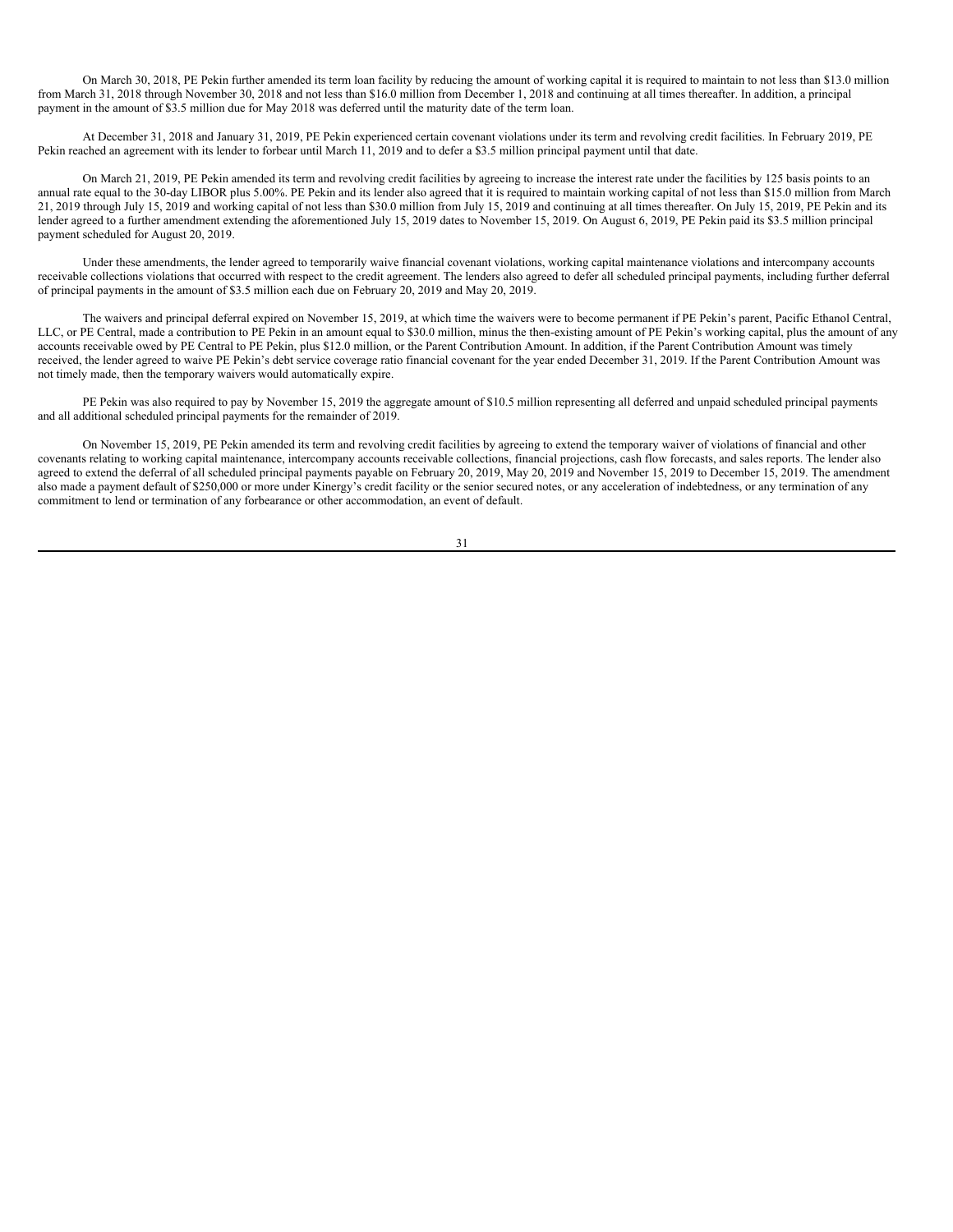On March 30, 2018, PE Pekin further amended its term loan facility by reducing the amount of working capital it is required to maintain to not less than $13.0 million from March 31, 2018 through November 30, 2018 and not less than $16.0 million from December 1, 2018 and continuing at all times thereafter. In addition, a principal payment in the amount of $3.5 million due for May 2018 was deferred until the maturity date of the term loan.

At December 31, 2018 and January 31, 2019, PE Pekin experienced certain covenant violations under its term and revolving credit facilities. In February 2019, PE Pekin reached an agreement with its lender to forbear until March 11, 2019 and to defer a $3.5 million principal payment until that date.

On March 21, 2019, PE Pekin amended its term and revolving credit facilities by agreeing to increase the interest rate under the facilities by 125 basis points to an annual rate equal to the 30-day LIBOR plus 5.00%. PE Pekin and its lender also agreed that it is required to maintain working capital of not less than $15.0 million from March 21, 2019 through July 15, 2019 and working capital of not less than $30.0 million from July 15, 2019 and continuing at all times thereafter. On July 15, 2019, PE Pekin and its lender agreed to a further amendment extending the aforementioned July 15, 2019 dates to November 15, 2019. On August 6, 2019, PE Pekin paid its $3.5 million principal payment scheduled for August 20, 2019.

Under these amendments, the lender agreed to temporarily waive financial covenant violations, working capital maintenance violations and intercompany accounts receivable collections violations that occurred with respect to the credit agreement. The lenders also agreed to defer all scheduled principal payments, including further deferral of principal payments in the amount of $3.5 million each due on February 20, 2019 and May 20, 2019.

The waivers and principal deferral expired on November 15, 2019, at which time the waivers were to become permanent if PE Pekin's parent, Pacific Ethanol Central, LLC, or PE Central, made a contribution to PE Pekin in an amount equal to $30.0 million, minus the then-existing amount of PE Pekin's working capital, plus the amount of any accounts receivable owed by PE Central to PE Pekin, plus $12.0 million, or the Parent Contribution Amount. In addition, if the Parent Contribution Amount was timely received, the lender agreed to waive PE Pekin's debt service coverage ratio financial covenant for the year ended December 31, 2019. If the Parent Contribution Amount was not timely made, then the temporary waivers would automatically expire.

PE Pekin was also required to pay by November 15, 2019 the aggregate amount of $10.5 million representing all deferred and unpaid scheduled principal payments and all additional scheduled principal payments for the remainder of 2019.

On November 15, 2019, PE Pekin amended its term and revolving credit facilities by agreeing to extend the temporary waiver of violations of financial and other covenants relating to working capital maintenance, intercompany accounts receivable collections, financial projections, cash flow forecasts, and sales reports. The lender also agreed to extend the deferral of all scheduled principal payments payable on February 20, 2019, May 20, 2019 and November 15, 2019 to December 15, 2019. The amendment also made a payment default of $250,000 or more under Kinergy's credit facility or the senior secured notes, or any acceleration of indebtedness, or any termination of any commitment to lend or termination of any forbearance or other accommodation, an event of default.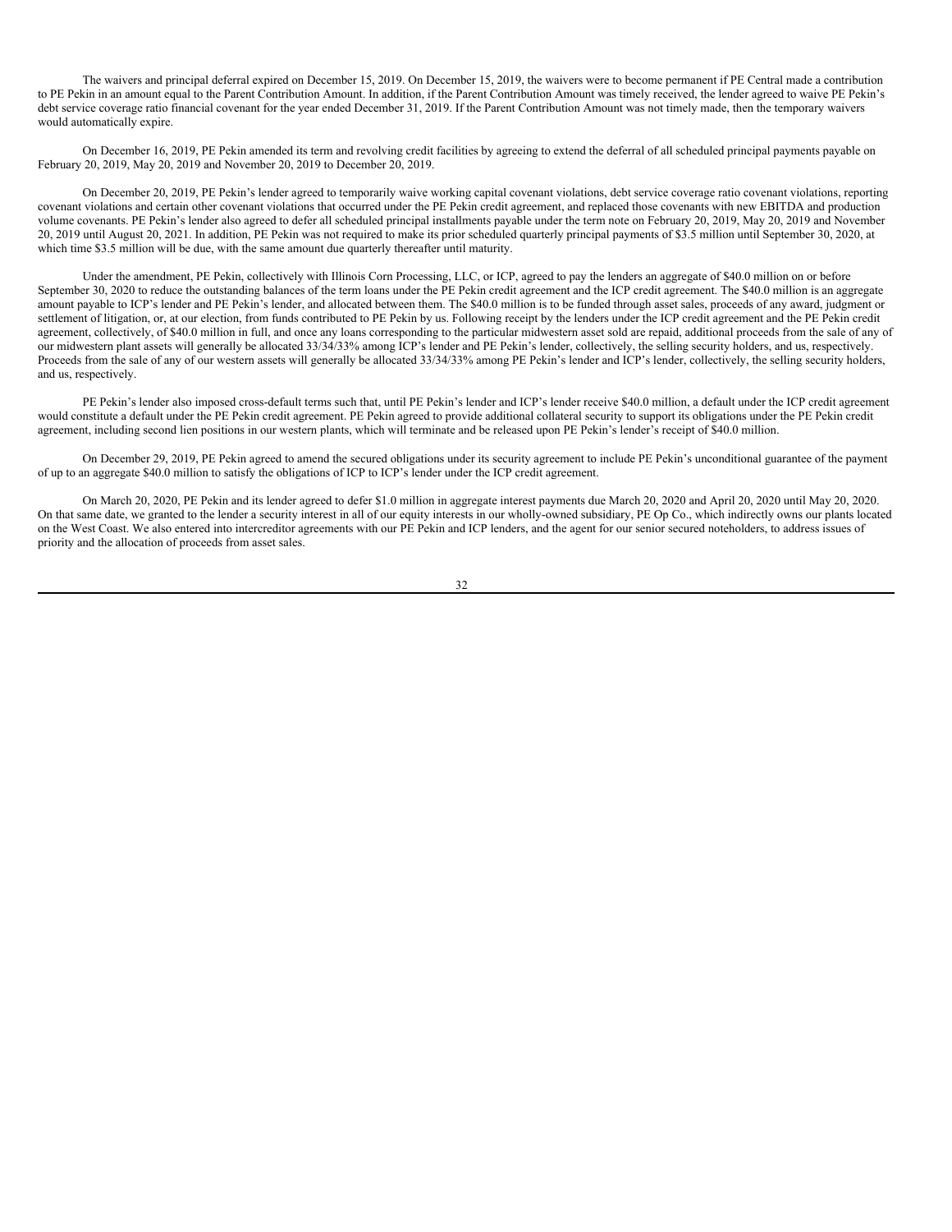The waivers and principal deferral expired on December 15, 2019. On December 15, 2019, the waivers were to become permanent if PE Central made a contribution to PE Pekin in an amount equal to the Parent Contribution Amount. In addition, if the Parent Contribution Amount was timely received, the lender agreed to waive PE Pekin's debt service coverage ratio financial covenant for the year ended December 31, 2019. If the Parent Contribution Amount was not timely made, then the temporary waivers would automatically expire.

On December 16, 2019, PE Pekin amended its term and revolving credit facilities by agreeing to extend the deferral of all scheduled principal payments payable on February 20, 2019, May 20, 2019 and November 20, 2019 to December 20, 2019.

On December 20, 2019, PE Pekin's lender agreed to temporarily waive working capital covenant violations, debt service coverage ratio covenant violations, reporting covenant violations and certain other covenant violations that occurred under the PE Pekin credit agreement, and replaced those covenants with new EBITDA and production volume covenants. PE Pekin's lender also agreed to defer all scheduled principal installments payable under the term note on February 20, 2019, May 20, 2019 and November 20, 2019 until August 20, 2021. In addition, PE Pekin was not required to make its prior scheduled quarterly principal payments of $3.5 million until September 30, 2020, at which time $3.5 million will be due, with the same amount due quarterly thereafter until maturity.

Under the amendment, PE Pekin, collectively with Illinois Corn Processing, LLC, or ICP, agreed to pay the lenders an aggregate of $40.0 million on or before September 30, 2020 to reduce the outstanding balances of the term loans under the PE Pekin credit agreement and the ICP credit agreement. The $40.0 million is an aggregate amount payable to ICP's lender and PE Pekin's lender, and allocated between them. The $40.0 million is to be funded through asset sales, proceeds of any award, judgment or settlement of litigation, or, at our election, from funds contributed to PE Pekin by us. Following receipt by the lenders under the ICP credit agreement and the PE Pekin credit agreement, collectively, of $40.0 million in full, and once any loans corresponding to the particular midwestern asset sold are repaid, additional proceeds from the sale of any of our midwestern plant assets will generally be allocated 33/34/33% among ICP's lender and PE Pekin's lender, collectively, the selling security holders, and us, respectively. Proceeds from the sale of any of our western assets will generally be allocated 33/34/33% among PE Pekin's lender and ICP's lender, collectively, the selling security holders, and us, respectively.

PE Pekin's lender also imposed cross-default terms such that, until PE Pekin's lender and ICP's lender receive $40.0 million, a default under the ICP credit agreement would constitute a default under the PE Pekin credit agreement. PE Pekin agreed to provide additional collateral security to support its obligations under the PE Pekin credit agreement, including second lien positions in our western plants, which will terminate and be released upon PE Pekin's lender's receipt of $40.0 million.

On December 29, 2019, PE Pekin agreed to amend the secured obligations under its security agreement to include PE Pekin's unconditional guarantee of the payment of up to an aggregate $40.0 million to satisfy the obligations of ICP to ICP's lender under the ICP credit agreement.

On March 20, 2020, PE Pekin and its lender agreed to defer $1.0 million in aggregate interest payments due March 20, 2020 and April 20, 2020 until May 20, 2020. On that same date, we granted to the lender a security interest in all of our equity interests in our wholly-owned subsidiary, PE Op Co., which indirectly owns our plants located on the West Coast. We also entered into intercreditor agreements with our PE Pekin and ICP lenders, and the agent for our senior secured noteholders, to address issues of priority and the allocation of proceeds from asset sales.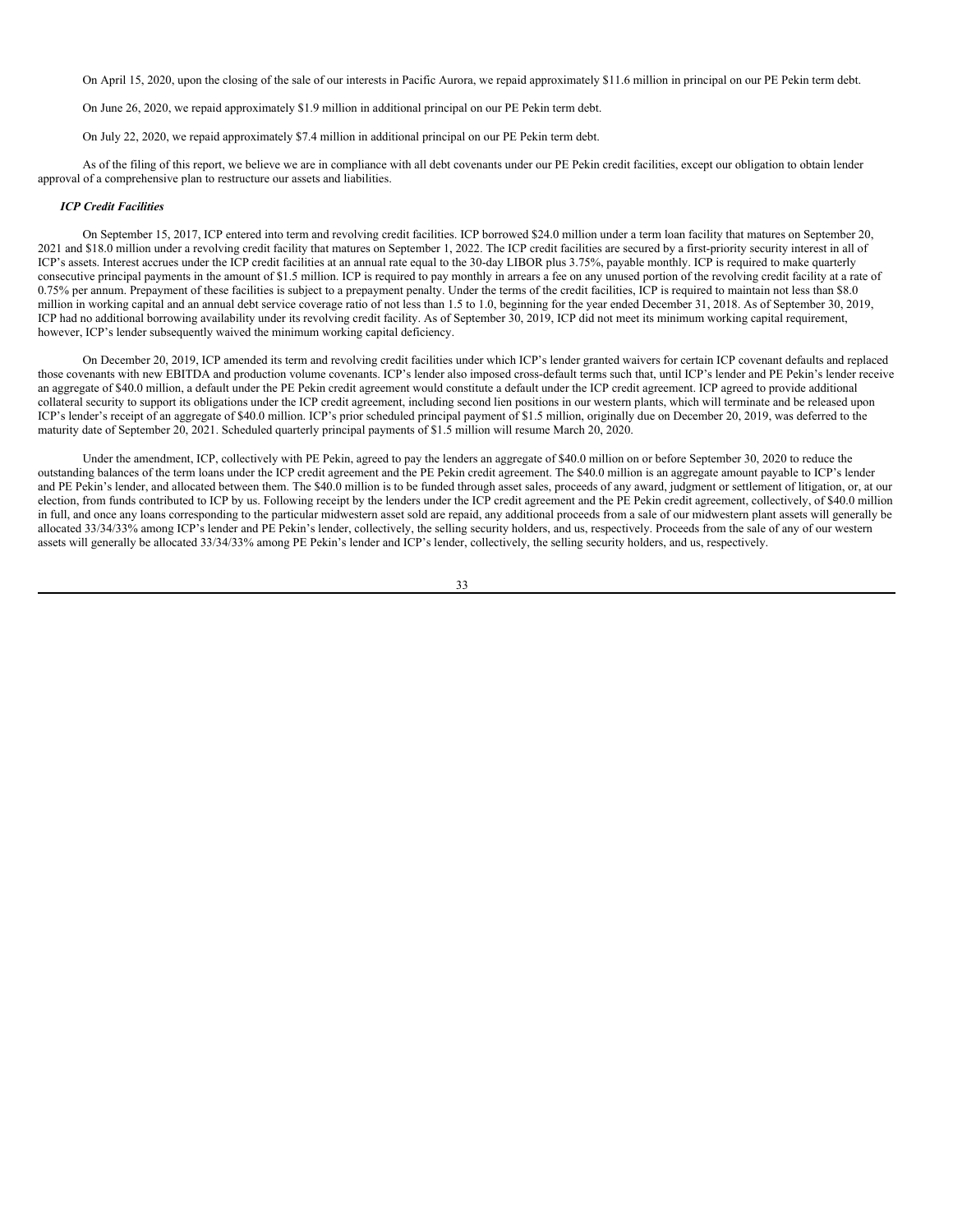On April 15, 2020, upon the closing of the sale of our interests in Pacific Aurora, we repaid approximately $11.6 million in principal on our PE Pekin term debt.

On June 26, 2020, we repaid approximately $1.9 million in additional principal on our PE Pekin term debt.

On July 22, 2020, we repaid approximately $7.4 million in additional principal on our PE Pekin term debt.

As of the filing of this report, we believe we are in compliance with all debt covenants under our PE Pekin credit facilities, except our obligation to obtain lender approval of a comprehensive plan to restructure our assets and liabilities.

***ICP Credit Facilities***

On September 15, 2017, ICP entered into term and revolving credit facilities. ICP borrowed $24.0 million under a term loan facility that matures on September 20, 2021 and $18.0 million under a revolving credit facility that matures on September 1, 2022. The ICP credit facilities are secured by a first-priority security interest in all of ICP's assets. Interest accrues under the ICP credit facilities at an annual rate equal to the 30-day LIBOR plus 3.75%, payable monthly. ICP is required to make quarterly consecutive principal payments in the amount of $1.5 million. ICP is required to pay monthly in arrears a fee on any unused portion of the revolving credit facility at a rate of 0.75% per annum. Prepayment of these facilities is subject to a prepayment penalty. Under the terms of the credit facilities, ICP is required to maintain not less than $8.0 million in working capital and an annual debt service coverage ratio of not less than 1.5 to 1.0, beginning for the year ended December 31, 2018. As of September 30, 2019, ICP had no additional borrowing availability under its revolving credit facility. As of September 30, 2019, ICP did not meet its minimum working capital requirement, however, ICP's lender subsequently waived the minimum working capital deficiency.

On December 20, 2019, ICP amended its term and revolving credit facilities under which ICP's lender granted waivers for certain ICP covenant defaults and replaced those covenants with new EBITDA and production volume covenants. ICP's lender also imposed cross-default terms such that, until ICP's lender and PE Pekin's lender receive an aggregate of $40.0 million, a default under the PE Pekin credit agreement would constitute a default under the ICP credit agreement. ICP agreed to provide additional collateral security to support its obligations under the ICP credit agreement, including second lien positions in our western plants, which will terminate and be released upon ICP's lender's receipt of an aggregate of $40.0 million. ICP's prior scheduled principal payment of $1.5 million, originally due on December 20, 2019, was deferred to the maturity date of September 20, 2021. Scheduled quarterly principal payments of $1.5 million will resume March 20, 2020.

Under the amendment, ICP, collectively with PE Pekin, agreed to pay the lenders an aggregate of $40.0 million on or before September 30, 2020 to reduce the outstanding balances of the term loans under the ICP credit agreement and the PE Pekin credit agreement. The $40.0 million is an aggregate amount payable to ICP's lender and PE Pekin's lender, and allocated between them. The $40.0 million is to be funded through asset sales, proceeds of any award, judgment or settlement of litigation, or, at our election, from funds contributed to ICP by us. Following receipt by the lenders under the ICP credit agreement and the PE Pekin credit agreement, collectively, of $40.0 million in full, and once any loans corresponding to the particular midwestern asset sold are repaid, any additional proceeds from a sale of our midwestern plant assets will generally be allocated 33/34/33% among ICP's lender and PE Pekin's lender, collectively, the selling security holders, and us, respectively. Proceeds from the sale of any of our western assets will generally be allocated 33/34/33% among PE Pekin's lender and ICP's lender, collectively, the selling security holders, and us, respectively.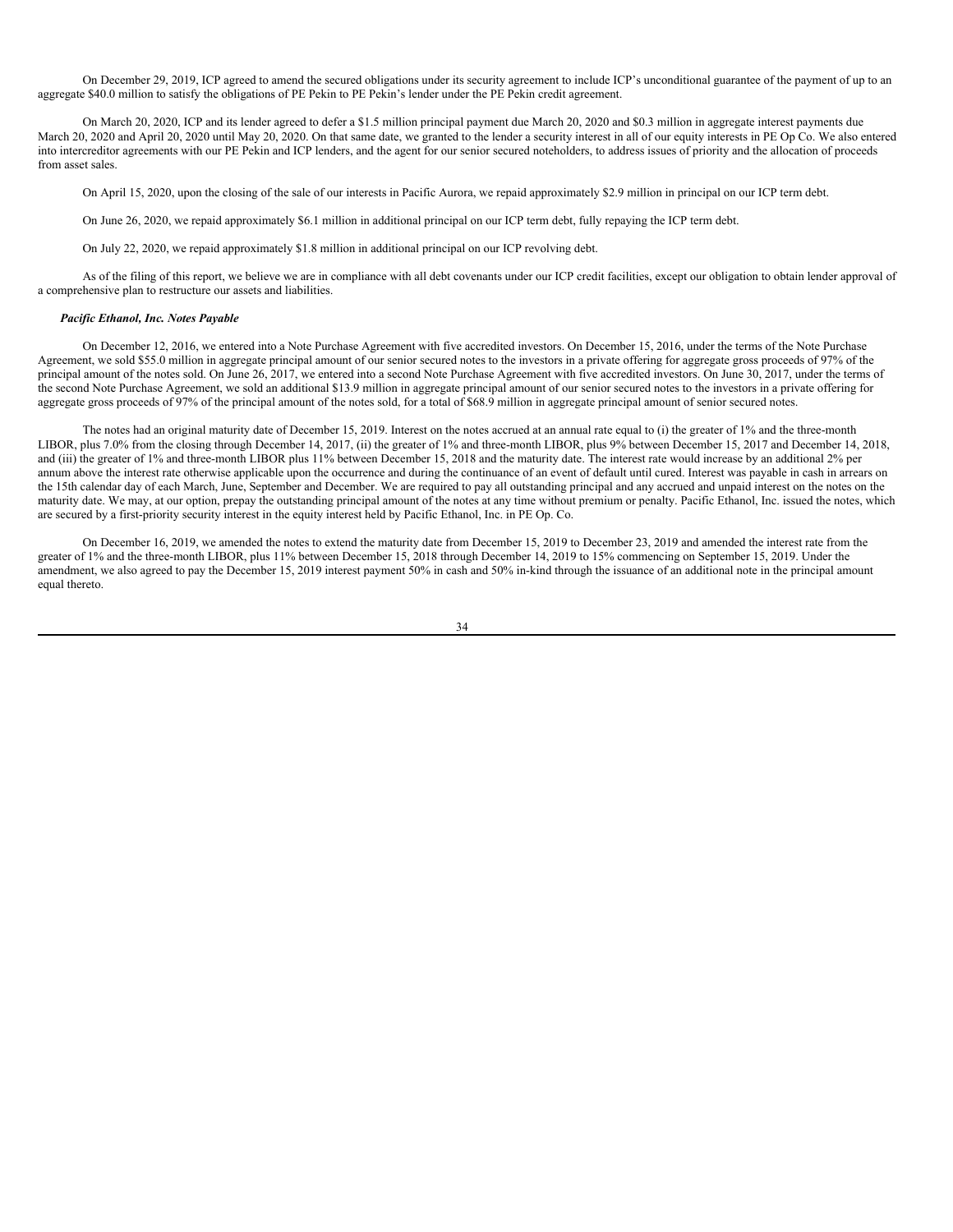On December 29, 2019, ICP agreed to amend the secured obligations under its security agreement to include ICP's unconditional guarantee of the payment of up to an aggregate $40.0 million to satisfy the obligations of PE Pekin to PE Pekin's lender under the PE Pekin credit agreement.

On March 20, 2020, ICP and its lender agreed to defer a $1.5 million principal payment due March 20, 2020 and $0.3 million in aggregate interest payments due March 20, 2020 and April 20, 2020 until May 20, 2020. On that same date, we granted to the lender a security interest in all of our equity interests in PE Op Co. We also entered into intercreditor agreements with our PE Pekin and ICP lenders, and the agent for our senior secured noteholders, to address issues of priority and the allocation of proceeds from asset sales.

On April 15, 2020, upon the closing of the sale of our interests in Pacific Aurora, we repaid approximately $2.9 million in principal on our ICP term debt.

On June 26, 2020, we repaid approximately $6.1 million in additional principal on our ICP term debt, fully repaying the ICP term debt.

On July 22, 2020, we repaid approximately $1.8 million in additional principal on our ICP revolving debt.

As of the filing of this report, we believe we are in compliance with all debt covenants under our ICP credit facilities, except our obligation to obtain lender approval of a comprehensive plan to restructure our assets and liabilities.

***Pacific Ethanol, Inc. Notes Payable***

On December 12, 2016, we entered into a Note Purchase Agreement with five accredited investors. On December 15, 2016, under the terms of the Note Purchase Agreement, we sold $55.0 million in aggregate principal amount of our senior secured notes to the investors in a private offering for aggregate gross proceeds of 97% of the principal amount of the notes sold. On June 26, 2017, we entered into a second Note Purchase Agreement with five accredited investors. On June 30, 2017, under the terms of the second Note Purchase Agreement, we sold an additional $13.9 million in aggregate principal amount of our senior secured notes to the investors in a private offering for aggregate gross proceeds of 97% of the principal amount of the notes sold, for a total of $68.9 million in aggregate principal amount of senior secured notes.

The notes had an original maturity date of December 15, 2019. Interest on the notes accrued at an annual rate equal to (i) the greater of 1% and the three-month LIBOR, plus 7.0% from the closing through December 14, 2017, (ii) the greater of 1% and three-month LIBOR, plus 9% between December 15, 2017 and December 14, 2018, and (iii) the greater of 1% and three-month LIBOR plus 11% between December 15, 2018 and the maturity date. The interest rate would increase by an additional 2% per annum above the interest rate otherwise applicable upon the occurrence and during the continuance of an event of default until cured. Interest was payable in cash in arrears on the 15th calendar day of each March, June, September and December. We are required to pay all outstanding principal and any accrued and unpaid interest on the notes on the maturity date. We may, at our option, prepay the outstanding principal amount of the notes at any time without premium or penalty. Pacific Ethanol, Inc. issued the notes, which are secured by a first-priority security interest in the equity interest held by Pacific Ethanol, Inc. in PE Op. Co.

On December 16, 2019, we amended the notes to extend the maturity date from December 15, 2019 to December 23, 2019 and amended the interest rate from the greater of 1% and the three-month LIBOR, plus 11% between December 15, 2018 through December 14, 2019 to 15% commencing on September 15, 2019. Under the amendment, we also agreed to pay the December 15, 2019 interest payment 50% in cash and 50% in-kind through the issuance of an additional note in the principal amount equal thereto.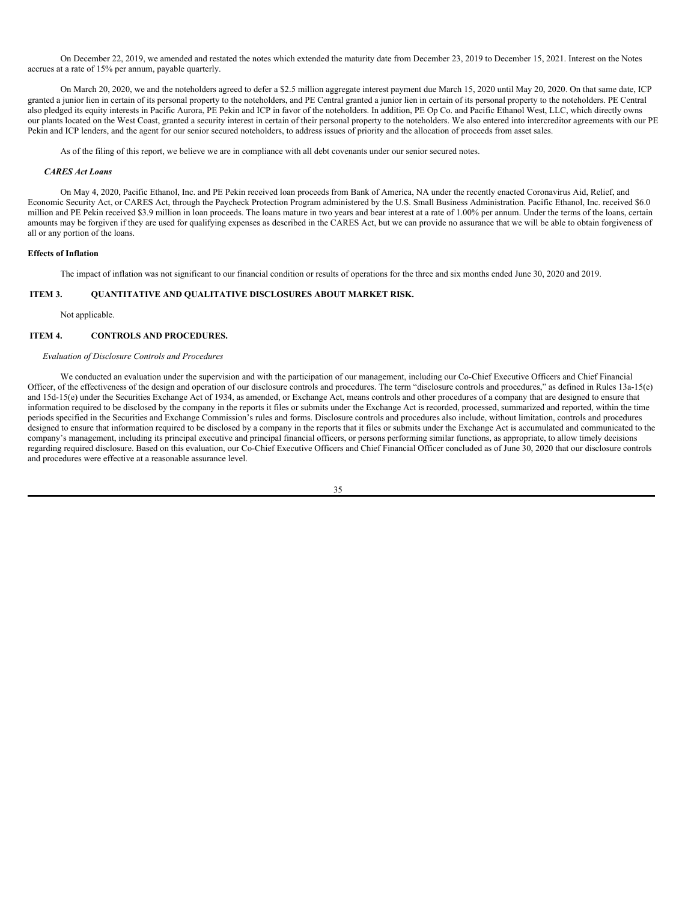On December 22, 2019, we amended and restated the notes which extended the maturity date from December 23, 2019 to December 15, 2021. Interest on the Notes accrues at a rate of 15% per annum, payable quarterly.

On March 20, 2020, we and the noteholders agreed to defer a $2.5 million aggregate interest payment due March 15, 2020 until May 20, 2020. On that same date, ICP granted a junior lien in certain of its personal property to the noteholders, and PE Central granted a junior lien in certain of its personal property to the noteholders. PE Central also pledged its equity interests in Pacific Aurora, PE Pekin and ICP in favor of the noteholders. In addition, PE Op Co. and Pacific Ethanol West, LLC, which directly owns our plants located on the West Coast, granted a security interest in certain of their personal property to the noteholders. We also entered into intercreditor agreements with our PE Pekin and ICP lenders, and the agent for our senior secured noteholders, to address issues of priority and the allocation of proceeds from asset sales.

As of the filing of this report, we believe we are in compliance with all debt covenants under our senior secured notes.

***CARES Act Loans***

On May 4, 2020, Pacific Ethanol, Inc. and PE Pekin received loan proceeds from Bank of America, NA under the recently enacted Coronavirus Aid, Relief, and Economic Security Act, or CARES Act, through the Paycheck Protection Program administered by the U.S. Small Business Administration. Pacific Ethanol, Inc. received $6.0 million and PE Pekin received $3.9 million in loan proceeds. The loans mature in two years and bear interest at a rate of 1.00% per annum. Under the terms of the loans, certain amounts may be forgiven if they are used for qualifying expenses as described in the CARES Act, but we can provide no assurance that we will be able to obtain forgiveness of all or any portion of the loans.

**Effects of Inflation**

The impact of inflation was not significant to our financial condition or results of operations for the three and six months ended June 30, 2020 and 2019.

## ITEM 3. QUANTITATIVE AND QUALITATIVE DISCLOSURES ABOUT MARKET RISK.

Not applicable.

## ITEM 4. CONTROLS AND PROCEDURES.

*Evaluation of Disclosure Controls and Procedures*

We conducted an evaluation under the supervision and with the participation of our management, including our Co-Chief Executive Officers and Chief Financial Officer, of the effectiveness of the design and operation of our disclosure controls and procedures. The term "disclosure controls and procedures," as defined in Rules 13a-15(e) and 15d-15(e) under the Securities Exchange Act of 1934, as amended, or Exchange Act, means controls and other procedures of a company that are designed to ensure that information required to be disclosed by the company in the reports it files or submits under the Exchange Act is recorded, processed, summarized and reported, within the time periods specified in the Securities and Exchange Commission's rules and forms. Disclosure controls and procedures also include, without limitation, controls and procedures designed to ensure that information required to be disclosed by a company in the reports that it files or submits under the Exchange Act is accumulated and communicated to the company's management, including its principal executive and principal financial officers, or persons performing similar functions, as appropriate, to allow timely decisions regarding required disclosure. Based on this evaluation, our Co-Chief Executive Officers and Chief Financial Officer concluded as of June 30, 2020 that our disclosure controls and procedures were effective at a reasonable assurance level.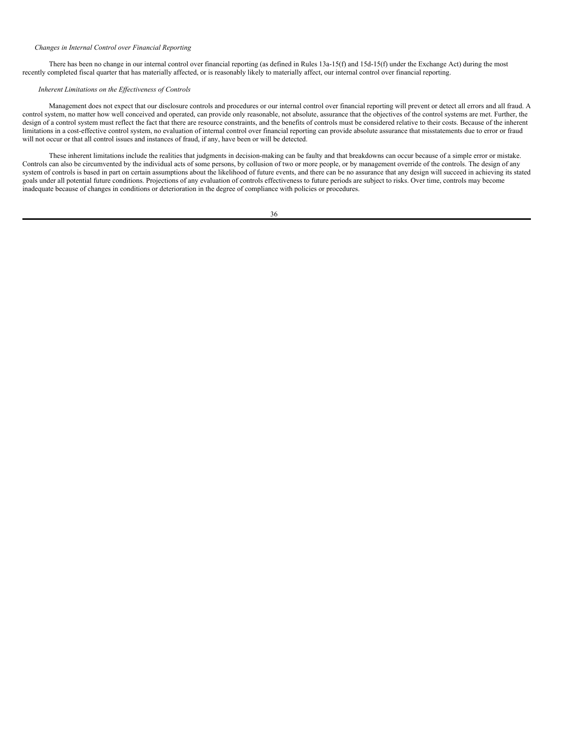*Changes in Internal Control over Financial Reporting*

There has been no change in our internal control over financial reporting (as defined in Rules 13a-15(f) and 15d-15(f) under the Exchange Act) during the most recently completed fiscal quarter that has materially affected, or is reasonably likely to materially affect, our internal control over financial reporting.

*Inherent Limitations on the Effectiveness of Controls*

Management does not expect that our disclosure controls and procedures or our internal control over financial reporting will prevent or detect all errors and all fraud. A control system, no matter how well conceived and operated, can provide only reasonable, not absolute, assurance that the objectives of the control systems are met. Further, the design of a control system must reflect the fact that there are resource constraints, and the benefits of controls must be considered relative to their costs. Because of the inherent limitations in a cost-effective control system, no evaluation of internal control over financial reporting can provide absolute assurance that misstatements due to error or fraud will not occur or that all control issues and instances of fraud, if any, have been or will be detected.

These inherent limitations include the realities that judgments in decision-making can be faulty and that breakdowns can occur because of a simple error or mistake. Controls can also be circumvented by the individual acts of some persons, by collusion of two or more people, or by management override of the controls. The design of any system of controls is based in part on certain assumptions about the likelihood of future events, and there can be no assurance that any design will succeed in achieving its stated goals under all potential future conditions. Projections of any evaluation of controls effectiveness to future periods are subject to risks. Over time, controls may become inadequate because of changes in conditions or deterioration in the degree of compliance with policies or procedures.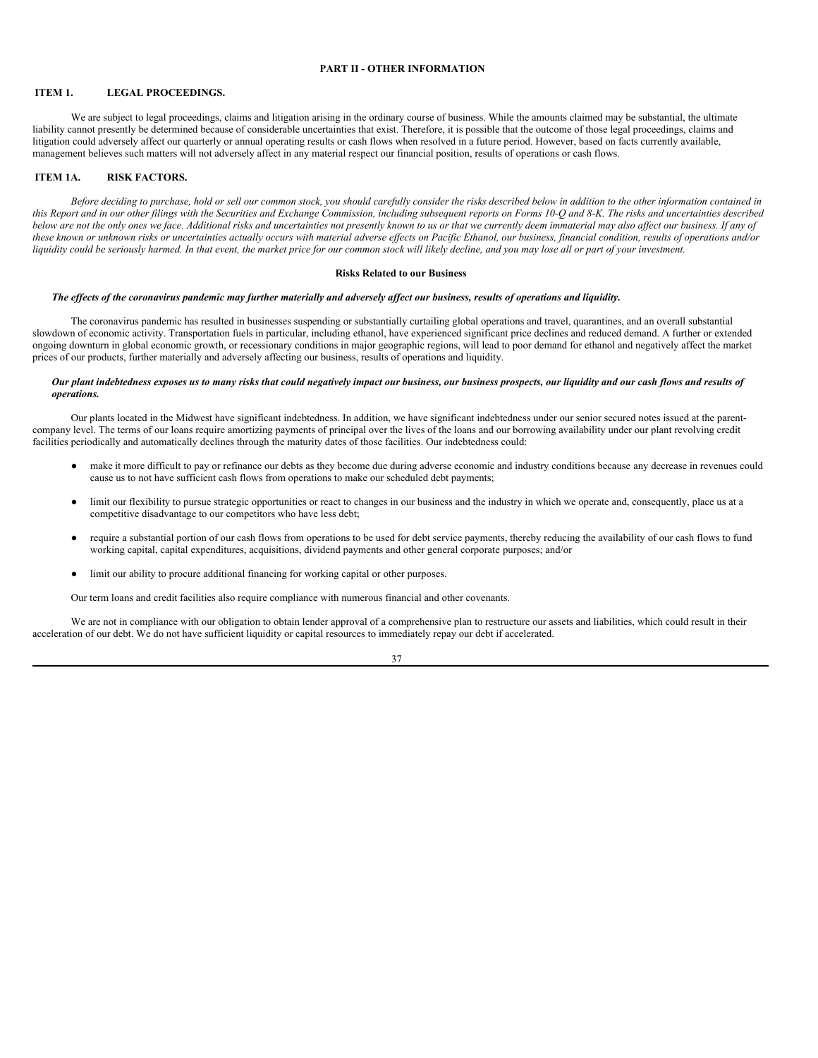# PART II - OTHER INFORMATION

## ITEM 1. LEGAL PROCEEDINGS.

We are subject to legal proceedings, claims and litigation arising in the ordinary course of business. While the amounts claimed may be substantial, the ultimate liability cannot presently be determined because of considerable uncertainties that exist. Therefore, it is possible that the outcome of those legal proceedings, claims and litigation could adversely affect our quarterly or annual operating results or cash flows when resolved in a future period. However, based on facts currently available, management believes such matters will not adversely affect in any material respect our financial position, results of operations or cash flows.

## ITEM 1A. RISK FACTORS.

*Before deciding to purchase, hold or sell our common stock, you should carefully consider the risks described below in addition to the other information contained in this Report and in our other filings with the Securities and Exchange Commission, including subsequent reports on Forms 10-Q and 8-K. The risks and uncertainties described below are not the only ones we face. Additional risks and uncertainties not presently known to us or that we currently deem immaterial may also affect our business. If any of these known or unknown risks or uncertainties actually occurs with material adverse effects on Pacific Ethanol, our business, financial condition, results of operations and/or liquidity could be seriously harmed. In that event, the market price for our common stock will likely decline, and you may lose all or part of your investment.*

### Risks Related to our Business

***The effects of the coronavirus pandemic may further materially and adversely affect our business, results of operations and liquidity.***

The coronavirus pandemic has resulted in businesses suspending or substantially curtailing global operations and travel, quarantines, and an overall substantial slowdown of economic activity. Transportation fuels in particular, including ethanol, have experienced significant price declines and reduced demand. A further or extended ongoing downturn in global economic growth, or recessionary conditions in major geographic regions, will lead to poor demand for ethanol and negatively affect the market prices of our products, further materially and adversely affecting our business, results of operations and liquidity.

***Our plant indebtedness exposes us to many risks that could negatively impact our business, our business prospects, our liquidity and our cash flows and results of operations.***

Our plants located in the Midwest have significant indebtedness. In addition, we have significant indebtedness under our senior secured notes issued at the parent-company level. The terms of our loans require amortizing payments of principal over the lives of the loans and our borrowing availability under our plant revolving credit facilities periodically and automatically declines through the maturity dates of those facilities. Our indebtedness could:

- make it more difficult to pay or refinance our debts as they become due during adverse economic and industry conditions because any decrease in revenues could cause us to not have sufficient cash flows from operations to make our scheduled debt payments;
- limit our flexibility to pursue strategic opportunities or react to changes in our business and the industry in which we operate and, consequently, place us at a competitive disadvantage to our competitors who have less debt;
- require a substantial portion of our cash flows from operations to be used for debt service payments, thereby reducing the availability of our cash flows to fund working capital, capital expenditures, acquisitions, dividend payments and other general corporate purposes; and/or
- limit our ability to procure additional financing for working capital or other purposes.

Our term loans and credit facilities also require compliance with numerous financial and other covenants.

We are not in compliance with our obligation to obtain lender approval of a comprehensive plan to restructure our assets and liabilities, which could result in their acceleration of our debt. We do not have sufficient liquidity or capital resources to immediately repay our debt if accelerated.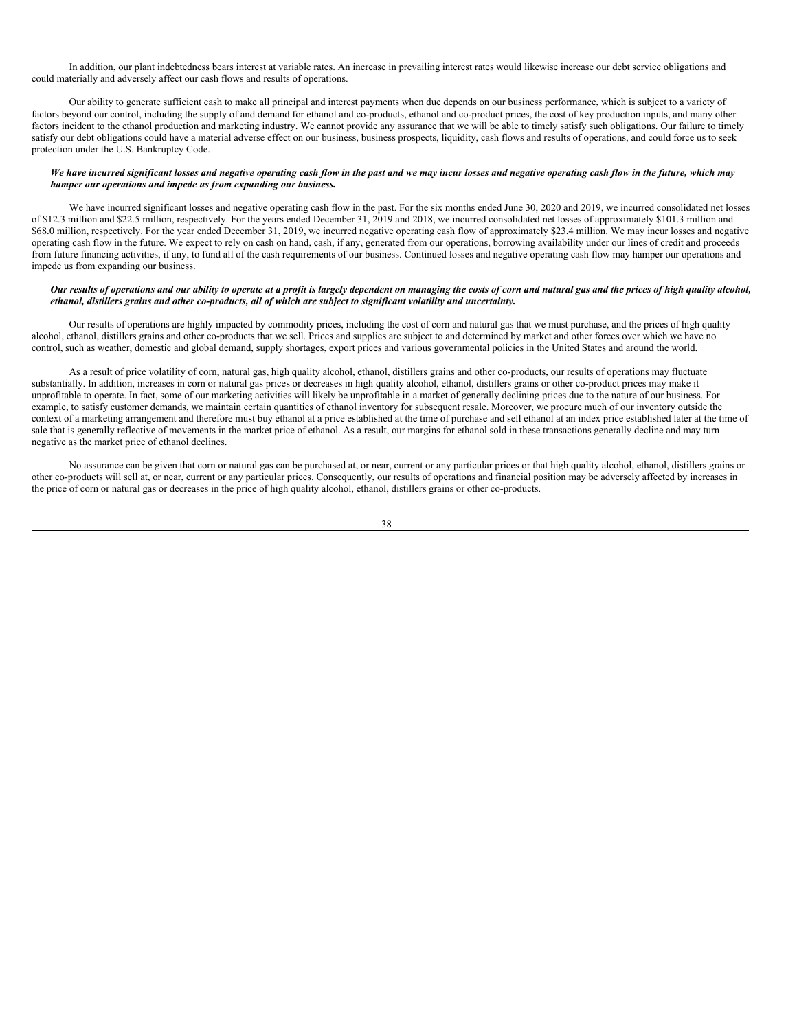In addition, our plant indebtedness bears interest at variable rates. An increase in prevailing interest rates would likewise increase our debt service obligations and could materially and adversely affect our cash flows and results of operations.

Our ability to generate sufficient cash to make all principal and interest payments when due depends on our business performance, which is subject to a variety of factors beyond our control, including the supply of and demand for ethanol and co-products, ethanol and co-product prices, the cost of key production inputs, and many other factors incident to the ethanol production and marketing industry. We cannot provide any assurance that we will be able to timely satisfy such obligations. Our failure to timely satisfy our debt obligations could have a material adverse effect on our business, business prospects, liquidity, cash flows and results of operations, and could force us to seek protection under the U.S. Bankruptcy Code.

***We have incurred significant losses and negative operating cash flow in the past and we may incur losses and negative operating cash flow in the future, which may hamper our operations and impede us from expanding our business.***

We have incurred significant losses and negative operating cash flow in the past. For the six months ended June 30, 2020 and 2019, we incurred consolidated net losses of $12.3 million and $22.5 million, respectively. For the years ended December 31, 2019 and 2018, we incurred consolidated net losses of approximately $101.3 million and $68.0 million, respectively. For the year ended December 31, 2019, we incurred negative operating cash flow of approximately $23.4 million. We may incur losses and negative operating cash flow in the future. We expect to rely on cash on hand, cash, if any, generated from our operations, borrowing availability under our lines of credit and proceeds from future financing activities, if any, to fund all of the cash requirements of our business. Continued losses and negative operating cash flow may hamper our operations and impede us from expanding our business.

***Our results of operations and our ability to operate at a profit is largely dependent on managing the costs of corn and natural gas and the prices of high quality alcohol, ethanol, distillers grains and other co-products, all of which are subject to significant volatility and uncertainty.***

Our results of operations are highly impacted by commodity prices, including the cost of corn and natural gas that we must purchase, and the prices of high quality alcohol, ethanol, distillers grains and other co-products that we sell. Prices and supplies are subject to and determined by market and other forces over which we have no control, such as weather, domestic and global demand, supply shortages, export prices and various governmental policies in the United States and around the world.

As a result of price volatility of corn, natural gas, high quality alcohol, ethanol, distillers grains and other co-products, our results of operations may fluctuate substantially. In addition, increases in corn or natural gas prices or decreases in high quality alcohol, ethanol, distillers grains or other co-product prices may make it unprofitable to operate. In fact, some of our marketing activities will likely be unprofitable in a market of generally declining prices due to the nature of our business. For example, to satisfy customer demands, we maintain certain quantities of ethanol inventory for subsequent resale. Moreover, we procure much of our inventory outside the context of a marketing arrangement and therefore must buy ethanol at a price established at the time of purchase and sell ethanol at an index price established later at the time of sale that is generally reflective of movements in the market price of ethanol. As a result, our margins for ethanol sold in these transactions generally decline and may turn negative as the market price of ethanol declines.

No assurance can be given that corn or natural gas can be purchased at, or near, current or any particular prices or that high quality alcohol, ethanol, distillers grains or other co-products will sell at, or near, current or any particular prices. Consequently, our results of operations and financial position may be adversely affected by increases in the price of corn or natural gas or decreases in the price of high quality alcohol, ethanol, distillers grains or other co-products.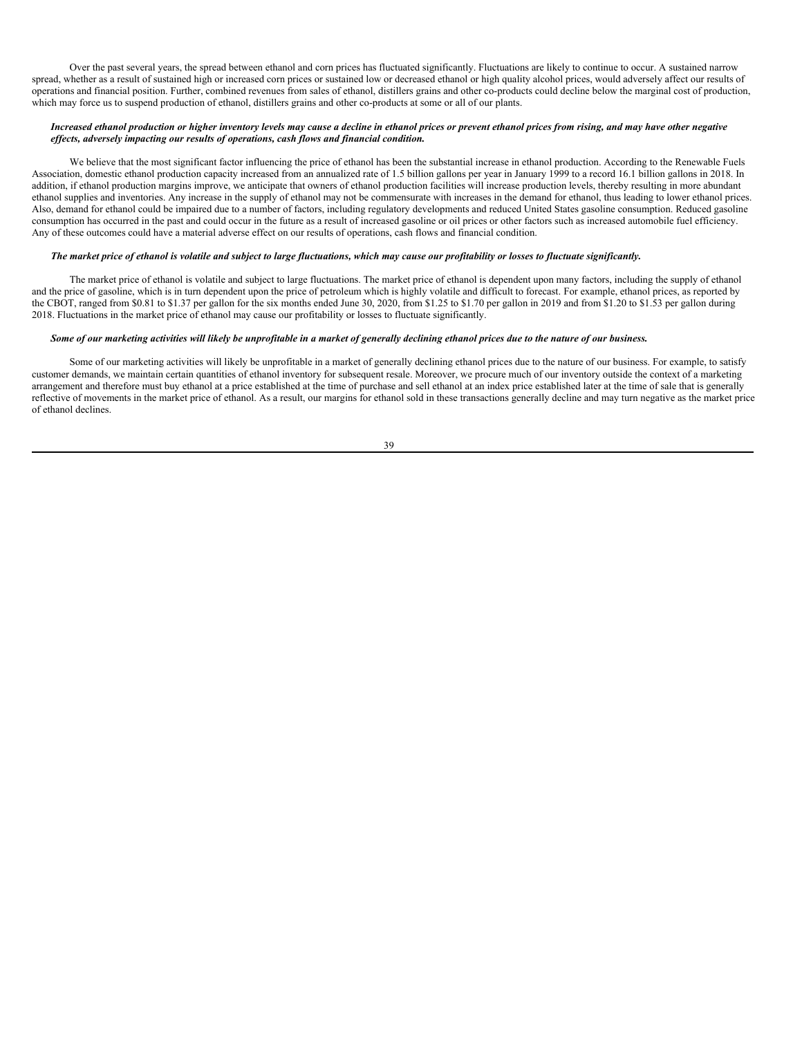Over the past several years, the spread between ethanol and corn prices has fluctuated significantly. Fluctuations are likely to continue to occur. A sustained narrow spread, whether as a result of sustained high or increased corn prices or sustained low or decreased ethanol or high quality alcohol prices, would adversely affect our results of operations and financial position. Further, combined revenues from sales of ethanol, distillers grains and other co-products could decline below the marginal cost of production, which may force us to suspend production of ethanol, distillers grains and other co-products at some or all of our plants.

***Increased ethanol production or higher inventory levels may cause a decline in ethanol prices or prevent ethanol prices from rising, and may have other negative effects, adversely impacting our results of operations, cash flows and financial condition.***

We believe that the most significant factor influencing the price of ethanol has been the substantial increase in ethanol production. According to the Renewable Fuels Association, domestic ethanol production capacity increased from an annualized rate of 1.5 billion gallons per year in January 1999 to a record 16.1 billion gallons in 2018. In addition, if ethanol production margins improve, we anticipate that owners of ethanol production facilities will increase production levels, thereby resulting in more abundant ethanol supplies and inventories. Any increase in the supply of ethanol may not be commensurate with increases in the demand for ethanol, thus leading to lower ethanol prices. Also, demand for ethanol could be impaired due to a number of factors, including regulatory developments and reduced United States gasoline consumption. Reduced gasoline consumption has occurred in the past and could occur in the future as a result of increased gasoline or oil prices or other factors such as increased automobile fuel efficiency. Any of these outcomes could have a material adverse effect on our results of operations, cash flows and financial condition.

***The market price of ethanol is volatile and subject to large fluctuations, which may cause our profitability or losses to fluctuate significantly.***

The market price of ethanol is volatile and subject to large fluctuations. The market price of ethanol is dependent upon many factors, including the supply of ethanol and the price of gasoline, which is in turn dependent upon the price of petroleum which is highly volatile and difficult to forecast. For example, ethanol prices, as reported by the CBOT, ranged from $0.81 to $1.37 per gallon for the six months ended June 30, 2020, from $1.25 to $1.70 per gallon in 2019 and from $1.20 to $1.53 per gallon during 2018. Fluctuations in the market price of ethanol may cause our profitability or losses to fluctuate significantly.

***Some of our marketing activities will likely be unprofitable in a market of generally declining ethanol prices due to the nature of our business.***

Some of our marketing activities will likely be unprofitable in a market of generally declining ethanol prices due to the nature of our business. For example, to satisfy customer demands, we maintain certain quantities of ethanol inventory for subsequent resale. Moreover, we procure much of our inventory outside the context of a marketing arrangement and therefore must buy ethanol at a price established at the time of purchase and sell ethanol at an index price established later at the time of sale that is generally reflective of movements in the market price of ethanol. As a result, our margins for ethanol sold in these transactions generally decline and may turn negative as the market price of ethanol declines.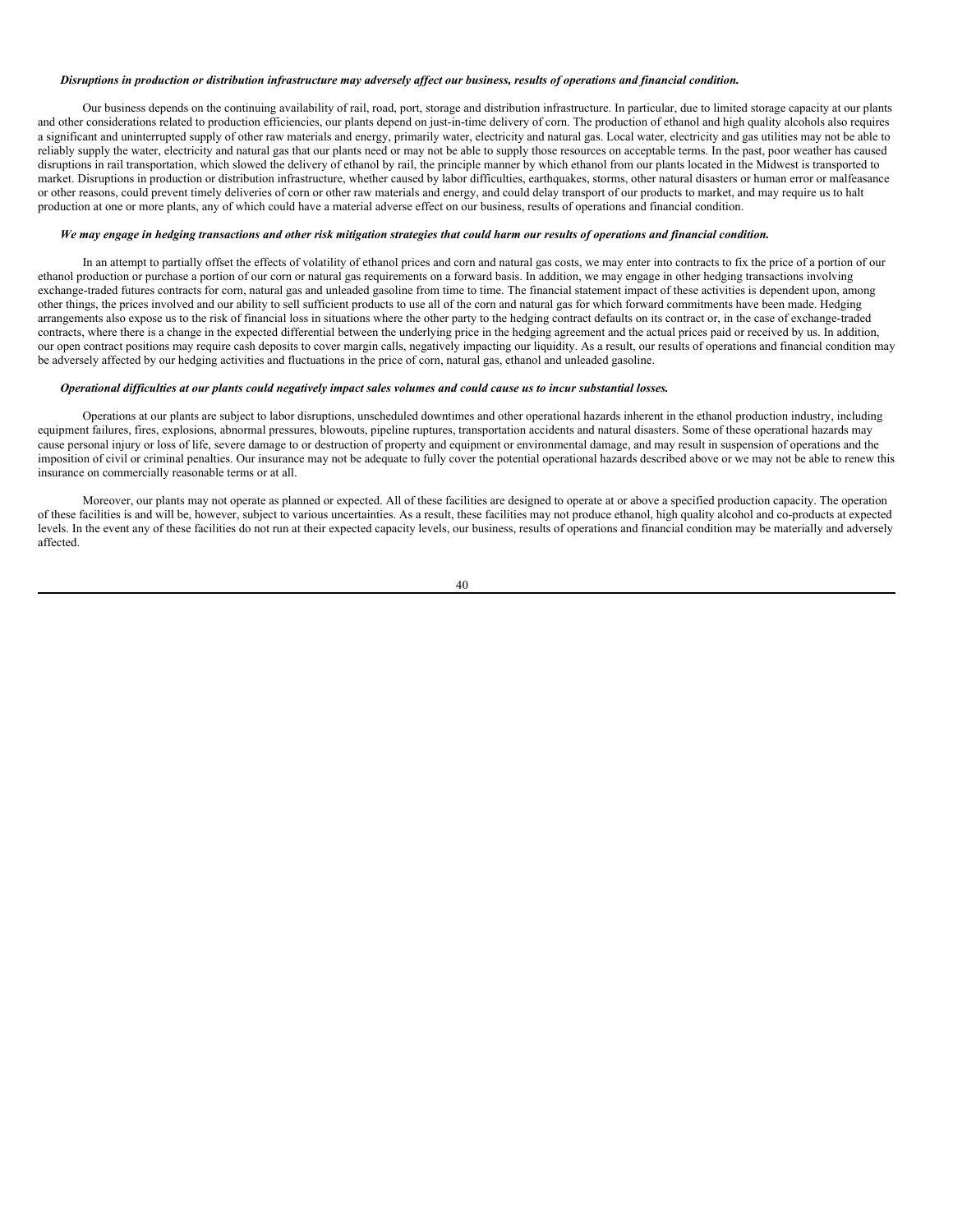***Disruptions in production or distribution infrastructure may adversely affect our business, results of operations and financial condition.***

Our business depends on the continuing availability of rail, road, port, storage and distribution infrastructure. In particular, due to limited storage capacity at our plants and other considerations related to production efficiencies, our plants depend on just-in-time delivery of corn. The production of ethanol and high quality alcohols also requires a significant and uninterrupted supply of other raw materials and energy, primarily water, electricity and natural gas. Local water, electricity and gas utilities may not be able to reliably supply the water, electricity and natural gas that our plants need or may not be able to supply those resources on acceptable terms. In the past, poor weather has caused disruptions in rail transportation, which slowed the delivery of ethanol by rail, the principle manner by which ethanol from our plants located in the Midwest is transported to market. Disruptions in production or distribution infrastructure, whether caused by labor difficulties, earthquakes, storms, other natural disasters or human error or malfeasance or other reasons, could prevent timely deliveries of corn or other raw materials and energy, and could delay transport of our products to market, and may require us to halt production at one or more plants, any of which could have a material adverse effect on our business, results of operations and financial condition.

***We may engage in hedging transactions and other risk mitigation strategies that could harm our results of operations and financial condition.***

In an attempt to partially offset the effects of volatility of ethanol prices and corn and natural gas costs, we may enter into contracts to fix the price of a portion of our ethanol production or purchase a portion of our corn or natural gas requirements on a forward basis. In addition, we may engage in other hedging transactions involving exchange-traded futures contracts for corn, natural gas and unleaded gasoline from time to time. The financial statement impact of these activities is dependent upon, among other things, the prices involved and our ability to sell sufficient products to use all of the corn and natural gas for which forward commitments have been made. Hedging arrangements also expose us to the risk of financial loss in situations where the other party to the hedging contract defaults on its contract or, in the case of exchange-traded contracts, where there is a change in the expected differential between the underlying price in the hedging agreement and the actual prices paid or received by us. In addition, our open contract positions may require cash deposits to cover margin calls, negatively impacting our liquidity. As a result, our results of operations and financial condition may be adversely affected by our hedging activities and fluctuations in the price of corn, natural gas, ethanol and unleaded gasoline.

***Operational difficulties at our plants could negatively impact sales volumes and could cause us to incur substantial losses.***

Operations at our plants are subject to labor disruptions, unscheduled downtimes and other operational hazards inherent in the ethanol production industry, including equipment failures, fires, explosions, abnormal pressures, blowouts, pipeline ruptures, transportation accidents and natural disasters. Some of these operational hazards may cause personal injury or loss of life, severe damage to or destruction of property and equipment or environmental damage, and may result in suspension of operations and the imposition of civil or criminal penalties. Our insurance may not be adequate to fully cover the potential operational hazards described above or we may not be able to renew this insurance on commercially reasonable terms or at all.

Moreover, our plants may not operate as planned or expected. All of these facilities are designed to operate at or above a specified production capacity. The operation of these facilities is and will be, however, subject to various uncertainties. As a result, these facilities may not produce ethanol, high quality alcohol and co-products at expected levels. In the event any of these facilities do not run at their expected capacity levels, our business, results of operations and financial condition may be materially and adversely affected.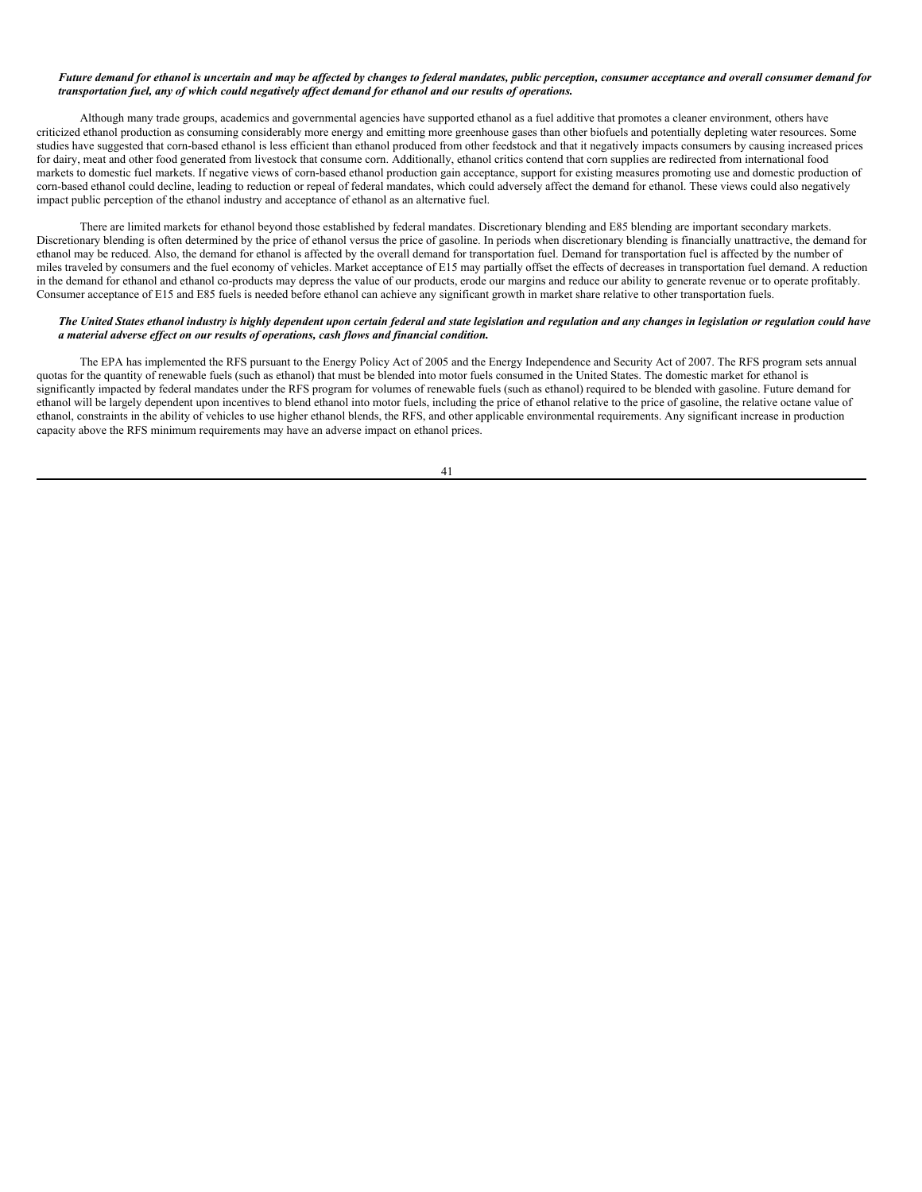***Future demand for ethanol is uncertain and may be affected by changes to federal mandates, public perception, consumer acceptance and overall consumer demand for transportation fuel, any of which could negatively affect demand for ethanol and our results of operations.***

Although many trade groups, academics and governmental agencies have supported ethanol as a fuel additive that promotes a cleaner environment, others have criticized ethanol production as consuming considerably more energy and emitting more greenhouse gases than other biofuels and potentially depleting water resources. Some studies have suggested that corn-based ethanol is less efficient than ethanol produced from other feedstock and that it negatively impacts consumers by causing increased prices for dairy, meat and other food generated from livestock that consume corn. Additionally, ethanol critics contend that corn supplies are redirected from international food markets to domestic fuel markets. If negative views of corn-based ethanol production gain acceptance, support for existing measures promoting use and domestic production of corn-based ethanol could decline, leading to reduction or repeal of federal mandates, which could adversely affect the demand for ethanol. These views could also negatively impact public perception of the ethanol industry and acceptance of ethanol as an alternative fuel.

There are limited markets for ethanol beyond those established by federal mandates. Discretionary blending and E85 blending are important secondary markets. Discretionary blending is often determined by the price of ethanol versus the price of gasoline. In periods when discretionary blending is financially unattractive, the demand for ethanol may be reduced. Also, the demand for ethanol is affected by the overall demand for transportation fuel. Demand for transportation fuel is affected by the number of miles traveled by consumers and the fuel economy of vehicles. Market acceptance of E15 may partially offset the effects of decreases in transportation fuel demand. A reduction in the demand for ethanol and ethanol co-products may depress the value of our products, erode our margins and reduce our ability to generate revenue or to operate profitably. Consumer acceptance of E15 and E85 fuels is needed before ethanol can achieve any significant growth in market share relative to other transportation fuels.

***The United States ethanol industry is highly dependent upon certain federal and state legislation and regulation and any changes in legislation or regulation could have a material adverse effect on our results of operations, cash flows and financial condition.***

The EPA has implemented the RFS pursuant to the Energy Policy Act of 2005 and the Energy Independence and Security Act of 2007. The RFS program sets annual quotas for the quantity of renewable fuels (such as ethanol) that must be blended into motor fuels consumed in the United States. The domestic market for ethanol is significantly impacted by federal mandates under the RFS program for volumes of renewable fuels (such as ethanol) required to be blended with gasoline. Future demand for ethanol will be largely dependent upon incentives to blend ethanol into motor fuels, including the price of ethanol relative to the price of gasoline, the relative octane value of ethanol, constraints in the ability of vehicles to use higher ethanol blends, the RFS, and other applicable environmental requirements. Any significant increase in production capacity above the RFS minimum requirements may have an adverse impact on ethanol prices.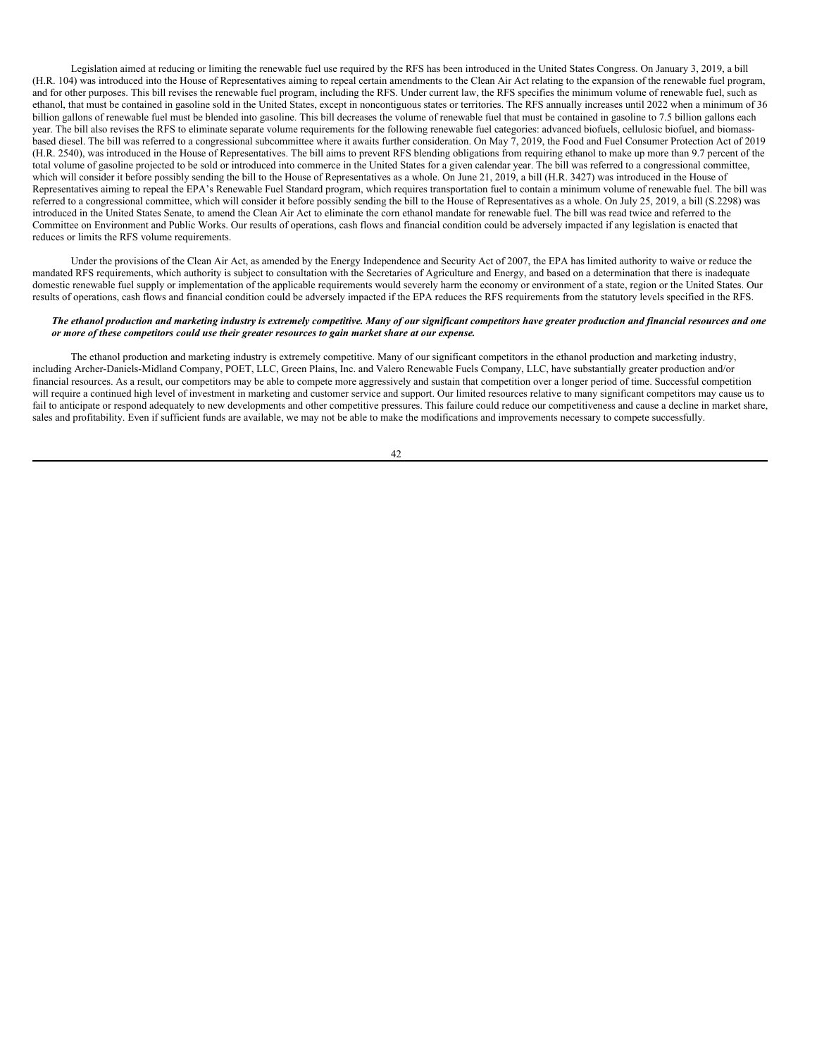Legislation aimed at reducing or limiting the renewable fuel use required by the RFS has been introduced in the United States Congress. On January 3, 2019, a bill (H.R. 104) was introduced into the House of Representatives aiming to repeal certain amendments to the Clean Air Act relating to the expansion of the renewable fuel program, and for other purposes. This bill revises the renewable fuel program, including the RFS. Under current law, the RFS specifies the minimum volume of renewable fuel, such as ethanol, that must be contained in gasoline sold in the United States, except in noncontiguous states or territories. The RFS annually increases until 2022 when a minimum of 36 billion gallons of renewable fuel must be blended into gasoline. This bill decreases the volume of renewable fuel that must be contained in gasoline to 7.5 billion gallons each year. The bill also revises the RFS to eliminate separate volume requirements for the following renewable fuel categories: advanced biofuels, cellulosic biofuel, and biomass-based diesel. The bill was referred to a congressional subcommittee where it awaits further consideration. On May 7, 2019, the Food and Fuel Consumer Protection Act of 2019 (H.R. 2540), was introduced in the House of Representatives. The bill aims to prevent RFS blending obligations from requiring ethanol to make up more than 9.7 percent of the total volume of gasoline projected to be sold or introduced into commerce in the United States for a given calendar year. The bill was referred to a congressional committee, which will consider it before possibly sending the bill to the House of Representatives as a whole. On June 21, 2019, a bill (H.R. 3427) was introduced in the House of Representatives aiming to repeal the EPA's Renewable Fuel Standard program, which requires transportation fuel to contain a minimum volume of renewable fuel. The bill was referred to a congressional committee, which will consider it before possibly sending the bill to the House of Representatives as a whole. On July 25, 2019, a bill (S.2298) was introduced in the United States Senate, to amend the Clean Air Act to eliminate the corn ethanol mandate for renewable fuel. The bill was read twice and referred to the Committee on Environment and Public Works. Our results of operations, cash flows and financial condition could be adversely impacted if any legislation is enacted that reduces or limits the RFS volume requirements.

Under the provisions of the Clean Air Act, as amended by the Energy Independence and Security Act of 2007, the EPA has limited authority to waive or reduce the mandated RFS requirements, which authority is subject to consultation with the Secretaries of Agriculture and Energy, and based on a determination that there is inadequate domestic renewable fuel supply or implementation of the applicable requirements would severely harm the economy or environment of a state, region or the United States. Our results of operations, cash flows and financial condition could be adversely impacted if the EPA reduces the RFS requirements from the statutory levels specified in the RFS.

***The ethanol production and marketing industry is extremely competitive. Many of our significant competitors have greater production and financial resources and one or more of these competitors could use their greater resources to gain market share at our expense.***

The ethanol production and marketing industry is extremely competitive. Many of our significant competitors in the ethanol production and marketing industry, including Archer-Daniels-Midland Company, POET, LLC, Green Plains, Inc. and Valero Renewable Fuels Company, LLC, have substantially greater production and/or financial resources. As a result, our competitors may be able to compete more aggressively and sustain that competition over a longer period of time. Successful competition will require a continued high level of investment in marketing and customer service and support. Our limited resources relative to many significant competitors may cause us to fail to anticipate or respond adequately to new developments and other competitive pressures. This failure could reduce our competitiveness and cause a decline in market share, sales and profitability. Even if sufficient funds are available, we may not be able to make the modifications and improvements necessary to compete successfully.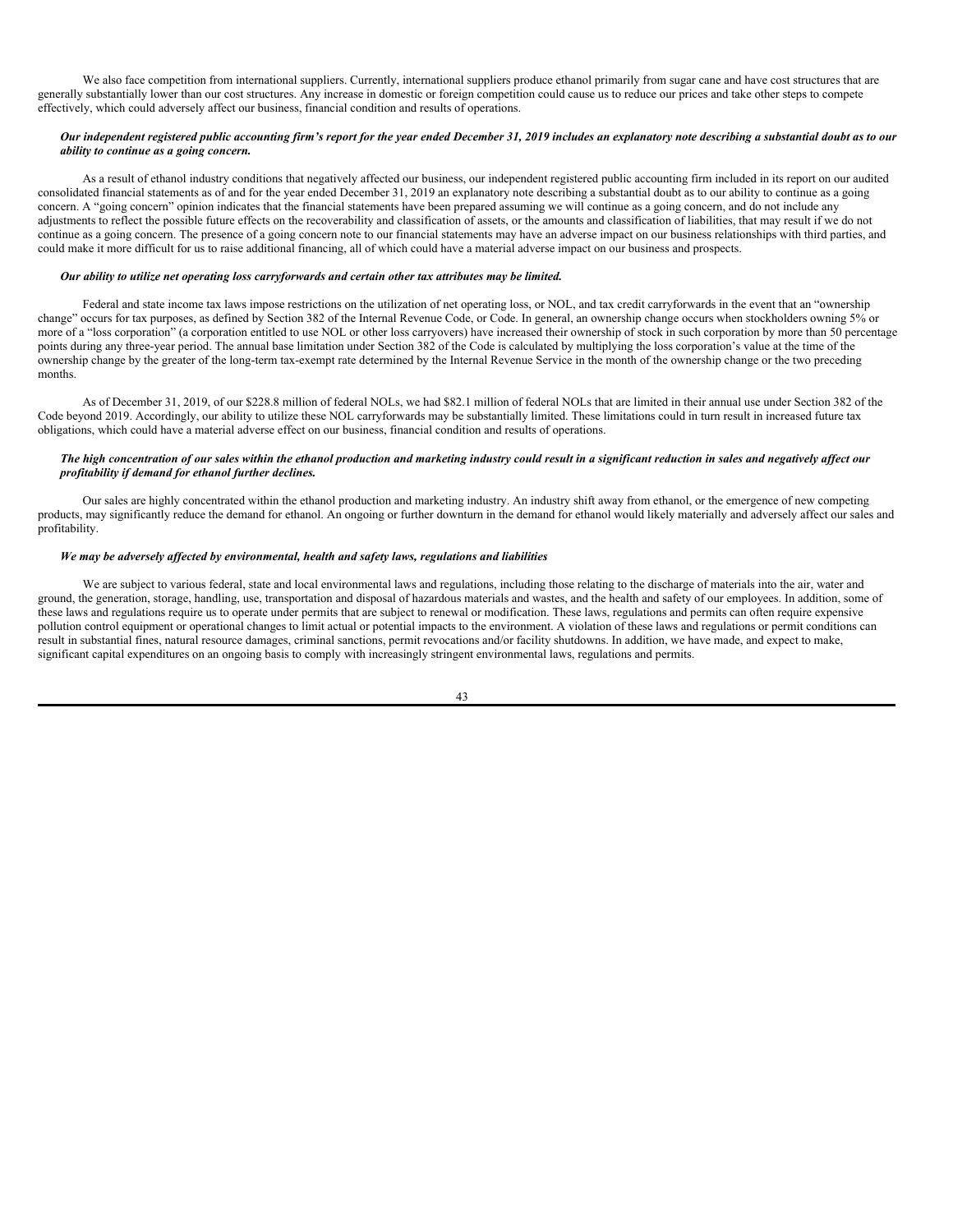We also face competition from international suppliers. Currently, international suppliers produce ethanol primarily from sugar cane and have cost structures that are generally substantially lower than our cost structures. Any increase in domestic or foreign competition could cause us to reduce our prices and take other steps to compete effectively, which could adversely affect our business, financial condition and results of operations.

***Our independent registered public accounting firm's report for the year ended December 31, 2019 includes an explanatory note describing a substantial doubt as to our ability to continue as a going concern.***

As a result of ethanol industry conditions that negatively affected our business, our independent registered public accounting firm included in its report on our audited consolidated financial statements as of and for the year ended December 31, 2019 an explanatory note describing a substantial doubt as to our ability to continue as a going concern. A "going concern" opinion indicates that the financial statements have been prepared assuming we will continue as a going concern, and do not include any adjustments to reflect the possible future effects on the recoverability and classification of assets, or the amounts and classification of liabilities, that may result if we do not continue as a going concern. The presence of a going concern note to our financial statements may have an adverse impact on our business relationships with third parties, and could make it more difficult for us to raise additional financing, all of which could have a material adverse impact on our business and prospects.

***Our ability to utilize net operating loss carryforwards and certain other tax attributes may be limited.***

Federal and state income tax laws impose restrictions on the utilization of net operating loss, or NOL, and tax credit carryforwards in the event that an "ownership change" occurs for tax purposes, as defined by Section 382 of the Internal Revenue Code, or Code. In general, an ownership change occurs when stockholders owning 5% or more of a "loss corporation" (a corporation entitled to use NOL or other loss carryovers) have increased their ownership of stock in such corporation by more than 50 percentage points during any three-year period. The annual base limitation under Section 382 of the Code is calculated by multiplying the loss corporation's value at the time of the ownership change by the greater of the long-term tax-exempt rate determined by the Internal Revenue Service in the month of the ownership change or the two preceding months.

As of December 31, 2019, of our $228.8 million of federal NOLs, we had $82.1 million of federal NOLs that are limited in their annual use under Section 382 of the Code beyond 2019. Accordingly, our ability to utilize these NOL carryforwards may be substantially limited. These limitations could in turn result in increased future tax obligations, which could have a material adverse effect on our business, financial condition and results of operations.

***The high concentration of our sales within the ethanol production and marketing industry could result in a significant reduction in sales and negatively affect our profitability if demand for ethanol further declines.***

Our sales are highly concentrated within the ethanol production and marketing industry. An industry shift away from ethanol, or the emergence of new competing products, may significantly reduce the demand for ethanol. An ongoing or further downturn in the demand for ethanol would likely materially and adversely affect our sales and profitability.

***We may be adversely affected by environmental, health and safety laws, regulations and liabilities***

We are subject to various federal, state and local environmental laws and regulations, including those relating to the discharge of materials into the air, water and ground, the generation, storage, handling, use, transportation and disposal of hazardous materials and wastes, and the health and safety of our employees. In addition, some of these laws and regulations require us to operate under permits that are subject to renewal or modification. These laws, regulations and permits can often require expensive pollution control equipment or operational changes to limit actual or potential impacts to the environment. A violation of these laws and regulations or permit conditions can result in substantial fines, natural resource damages, criminal sanctions, permit revocations and/or facility shutdowns. In addition, we have made, and expect to make, significant capital expenditures on an ongoing basis to comply with increasingly stringent environmental laws, regulations and permits.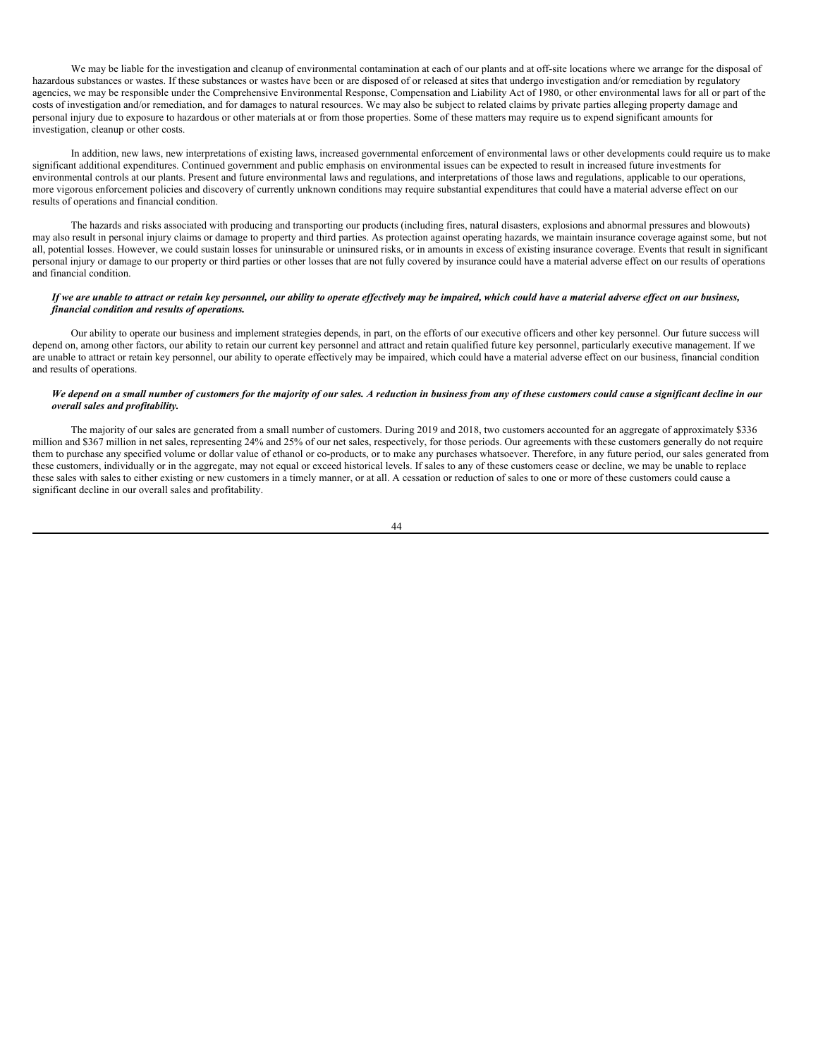We may be liable for the investigation and cleanup of environmental contamination at each of our plants and at off-site locations where we arrange for the disposal of hazardous substances or wastes. If these substances or wastes have been or are disposed of or released at sites that undergo investigation and/or remediation by regulatory agencies, we may be responsible under the Comprehensive Environmental Response, Compensation and Liability Act of 1980, or other environmental laws for all or part of the costs of investigation and/or remediation, and for damages to natural resources. We may also be subject to related claims by private parties alleging property damage and personal injury due to exposure to hazardous or other materials at or from those properties. Some of these matters may require us to expend significant amounts for investigation, cleanup or other costs.

In addition, new laws, new interpretations of existing laws, increased governmental enforcement of environmental laws or other developments could require us to make significant additional expenditures. Continued government and public emphasis on environmental issues can be expected to result in increased future investments for environmental controls at our plants. Present and future environmental laws and regulations, and interpretations of those laws and regulations, applicable to our operations, more vigorous enforcement policies and discovery of currently unknown conditions may require substantial expenditures that could have a material adverse effect on our results of operations and financial condition.

The hazards and risks associated with producing and transporting our products (including fires, natural disasters, explosions and abnormal pressures and blowouts) may also result in personal injury claims or damage to property and third parties. As protection against operating hazards, we maintain insurance coverage against some, but not all, potential losses. However, we could sustain losses for uninsurable or uninsured risks, or in amounts in excess of existing insurance coverage. Events that result in significant personal injury or damage to our property or third parties or other losses that are not fully covered by insurance could have a material adverse effect on our results of operations and financial condition.

***If we are unable to attract or retain key personnel, our ability to operate effectively may be impaired, which could have a material adverse effect on our business, financial condition and results of operations.***

Our ability to operate our business and implement strategies depends, in part, on the efforts of our executive officers and other key personnel. Our future success will depend on, among other factors, our ability to retain our current key personnel and attract and retain qualified future key personnel, particularly executive management. If we are unable to attract or retain key personnel, our ability to operate effectively may be impaired, which could have a material adverse effect on our business, financial condition and results of operations.

***We depend on a small number of customers for the majority of our sales. A reduction in business from any of these customers could cause a significant decline in our overall sales and profitability.***

The majority of our sales are generated from a small number of customers. During 2019 and 2018, two customers accounted for an aggregate of approximately $336 million and $367 million in net sales, representing 24% and 25% of our net sales, respectively, for those periods. Our agreements with these customers generally do not require them to purchase any specified volume or dollar value of ethanol or co-products, or to make any purchases whatsoever. Therefore, in any future period, our sales generated from these customers, individually or in the aggregate, may not equal or exceed historical levels. If sales to any of these customers cease or decline, we may be unable to replace these sales with sales to either existing or new customers in a timely manner, or at all. A cessation or reduction of sales to one or more of these customers could cause a significant decline in our overall sales and profitability.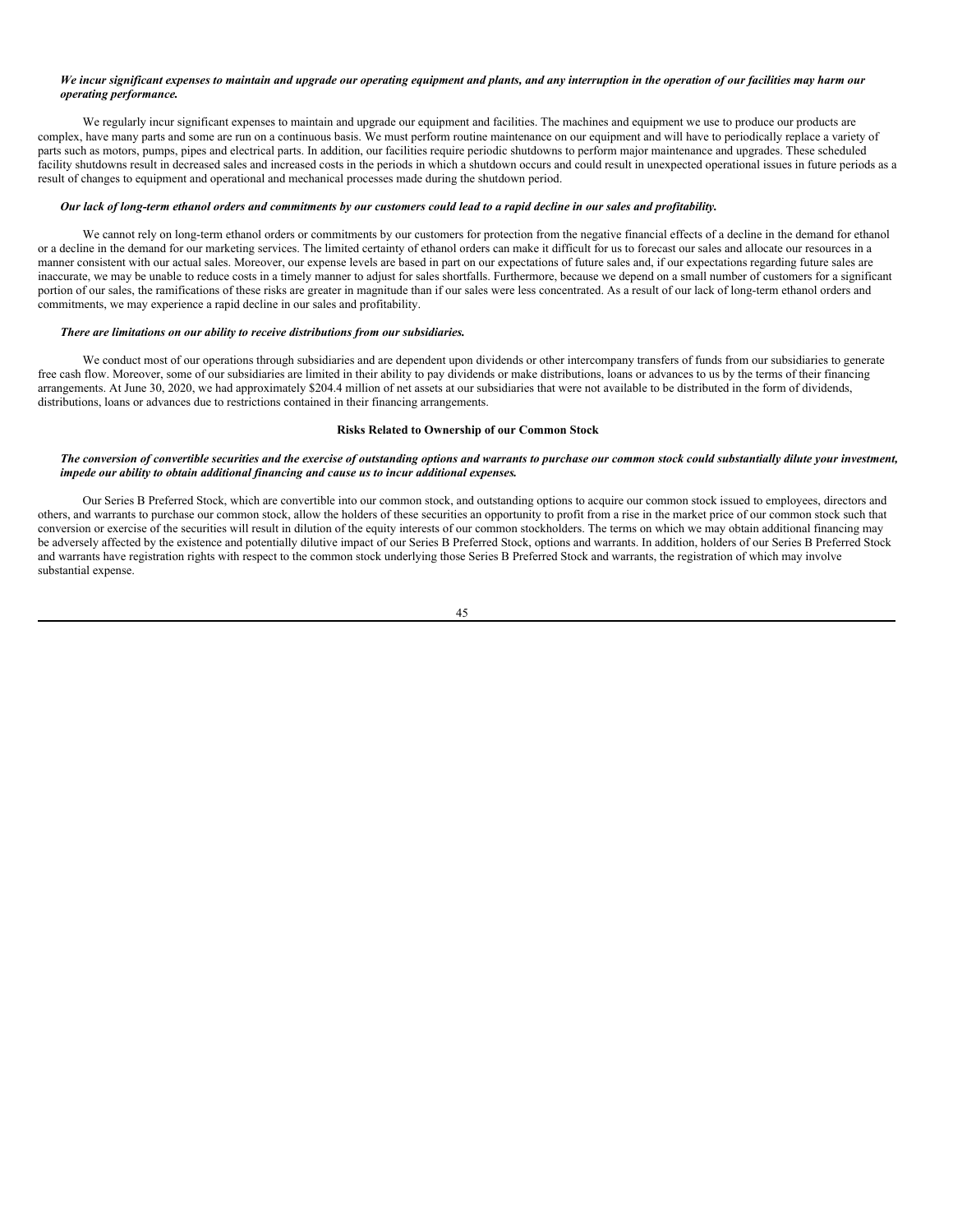***We incur significant expenses to maintain and upgrade our operating equipment and plants, and any interruption in the operation of our facilities may harm our operating performance.***

We regularly incur significant expenses to maintain and upgrade our equipment and facilities. The machines and equipment we use to produce our products are complex, have many parts and some are run on a continuous basis. We must perform routine maintenance on our equipment and will have to periodically replace a variety of parts such as motors, pumps, pipes and electrical parts. In addition, our facilities require periodic shutdowns to perform major maintenance and upgrades. These scheduled facility shutdowns result in decreased sales and increased costs in the periods in which a shutdown occurs and could result in unexpected operational issues in future periods as a result of changes to equipment and operational and mechanical processes made during the shutdown period.

***Our lack of long-term ethanol orders and commitments by our customers could lead to a rapid decline in our sales and profitability.***

We cannot rely on long-term ethanol orders or commitments by our customers for protection from the negative financial effects of a decline in the demand for ethanol or a decline in the demand for our marketing services. The limited certainty of ethanol orders can make it difficult for us to forecast our sales and allocate our resources in a manner consistent with our actual sales. Moreover, our expense levels are based in part on our expectations of future sales and, if our expectations regarding future sales are inaccurate, we may be unable to reduce costs in a timely manner to adjust for sales shortfalls. Furthermore, because we depend on a small number of customers for a significant portion of our sales, the ramifications of these risks are greater in magnitude than if our sales were less concentrated. As a result of our lack of long-term ethanol orders and commitments, we may experience a rapid decline in our sales and profitability.

***There are limitations on our ability to receive distributions from our subsidiaries.***

We conduct most of our operations through subsidiaries and are dependent upon dividends or other intercompany transfers of funds from our subsidiaries to generate free cash flow. Moreover, some of our subsidiaries are limited in their ability to pay dividends or make distributions, loans or advances to us by the terms of their financing arrangements. At June 30, 2020, we had approximately $204.4 million of net assets at our subsidiaries that were not available to be distributed in the form of dividends, distributions, loans or advances due to restrictions contained in their financing arrangements.

**Risks Related to Ownership of our Common Stock**

***The conversion of convertible securities and the exercise of outstanding options and warrants to purchase our common stock could substantially dilute your investment, impede our ability to obtain additional financing and cause us to incur additional expenses.***

Our Series B Preferred Stock, which are convertible into our common stock, and outstanding options to acquire our common stock issued to employees, directors and others, and warrants to purchase our common stock, allow the holders of these securities an opportunity to profit from a rise in the market price of our common stock such that conversion or exercise of the securities will result in dilution of the equity interests of our common stockholders. The terms on which we may obtain additional financing may be adversely affected by the existence and potentially dilutive impact of our Series B Preferred Stock, options and warrants. In addition, holders of our Series B Preferred Stock and warrants have registration rights with respect to the common stock underlying those Series B Preferred Stock and warrants, the registration of which may involve substantial expense.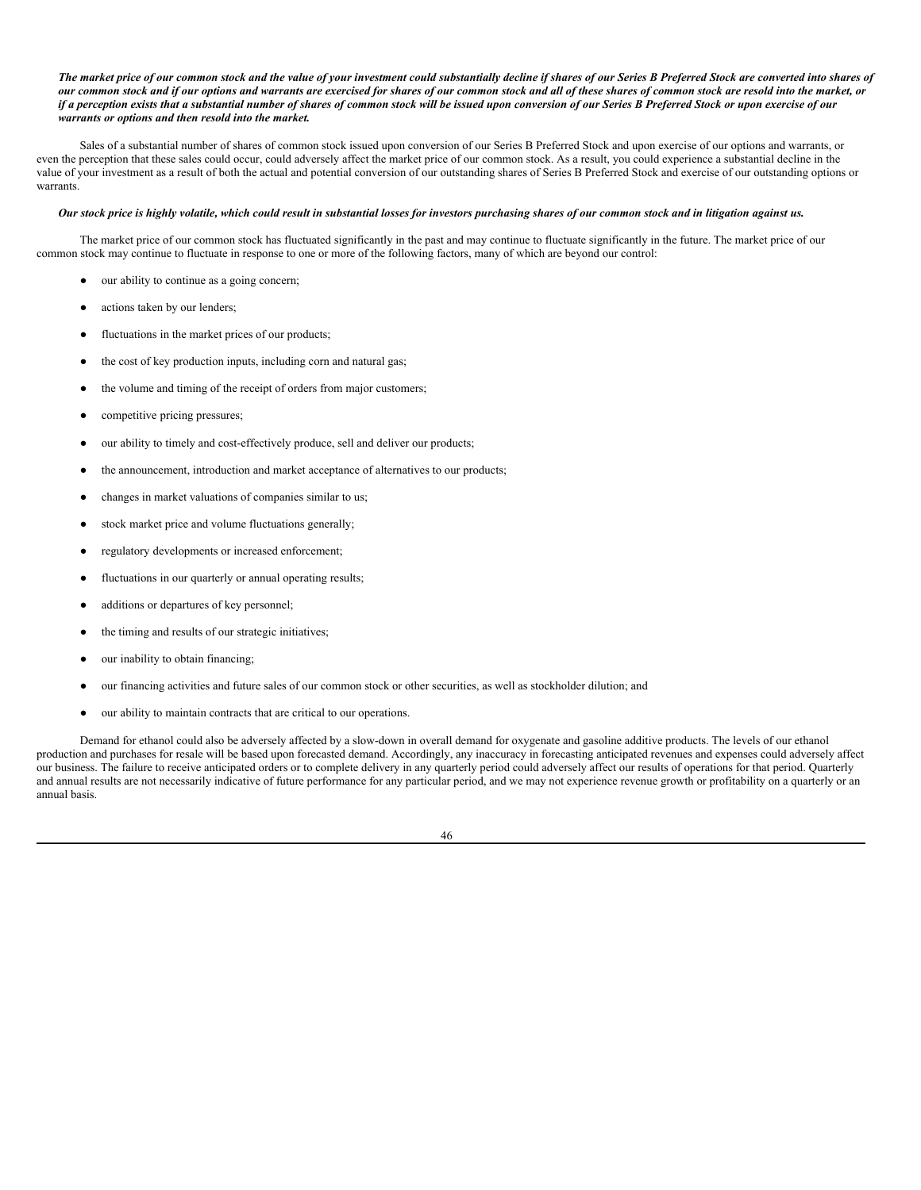***The market price of our common stock and the value of your investment could substantially decline if shares of our Series B Preferred Stock are converted into shares of our common stock and if our options and warrants are exercised for shares of our common stock and all of these shares of common stock are resold into the market, or if a perception exists that a substantial number of shares of common stock will be issued upon conversion of our Series B Preferred Stock or upon exercise of our warrants or options and then resold into the market.***

Sales of a substantial number of shares of common stock issued upon conversion of our Series B Preferred Stock and upon exercise of our options and warrants, or even the perception that these sales could occur, could adversely affect the market price of our common stock. As a result, you could experience a substantial decline in the value of your investment as a result of both the actual and potential conversion of our outstanding shares of Series B Preferred Stock and exercise of our outstanding options or warrants.

***Our stock price is highly volatile, which could result in substantial losses for investors purchasing shares of our common stock and in litigation against us.***

The market price of our common stock has fluctuated significantly in the past and may continue to fluctuate significantly in the future. The market price of our common stock may continue to fluctuate in response to one or more of the following factors, many of which are beyond our control:

- our ability to continue as a going concern;
- actions taken by our lenders;
- fluctuations in the market prices of our products;
- the cost of key production inputs, including corn and natural gas;
- the volume and timing of the receipt of orders from major customers;
- competitive pricing pressures;
- our ability to timely and cost-effectively produce, sell and deliver our products;
- the announcement, introduction and market acceptance of alternatives to our products;
- changes in market valuations of companies similar to us;
- stock market price and volume fluctuations generally;
- regulatory developments or increased enforcement;
- fluctuations in our quarterly or annual operating results;
- additions or departures of key personnel;
- the timing and results of our strategic initiatives;
- our inability to obtain financing;
- our financing activities and future sales of our common stock or other securities, as well as stockholder dilution; and
- our ability to maintain contracts that are critical to our operations.

Demand for ethanol could also be adversely affected by a slow-down in overall demand for oxygenate and gasoline additive products. The levels of our ethanol production and purchases for resale will be based upon forecasted demand. Accordingly, any inaccuracy in forecasting anticipated revenues and expenses could adversely affect our business. The failure to receive anticipated orders or to complete delivery in any quarterly period could adversely affect our results of operations for that period. Quarterly and annual results are not necessarily indicative of future performance for any particular period, and we may not experience revenue growth or profitability on a quarterly or an annual basis.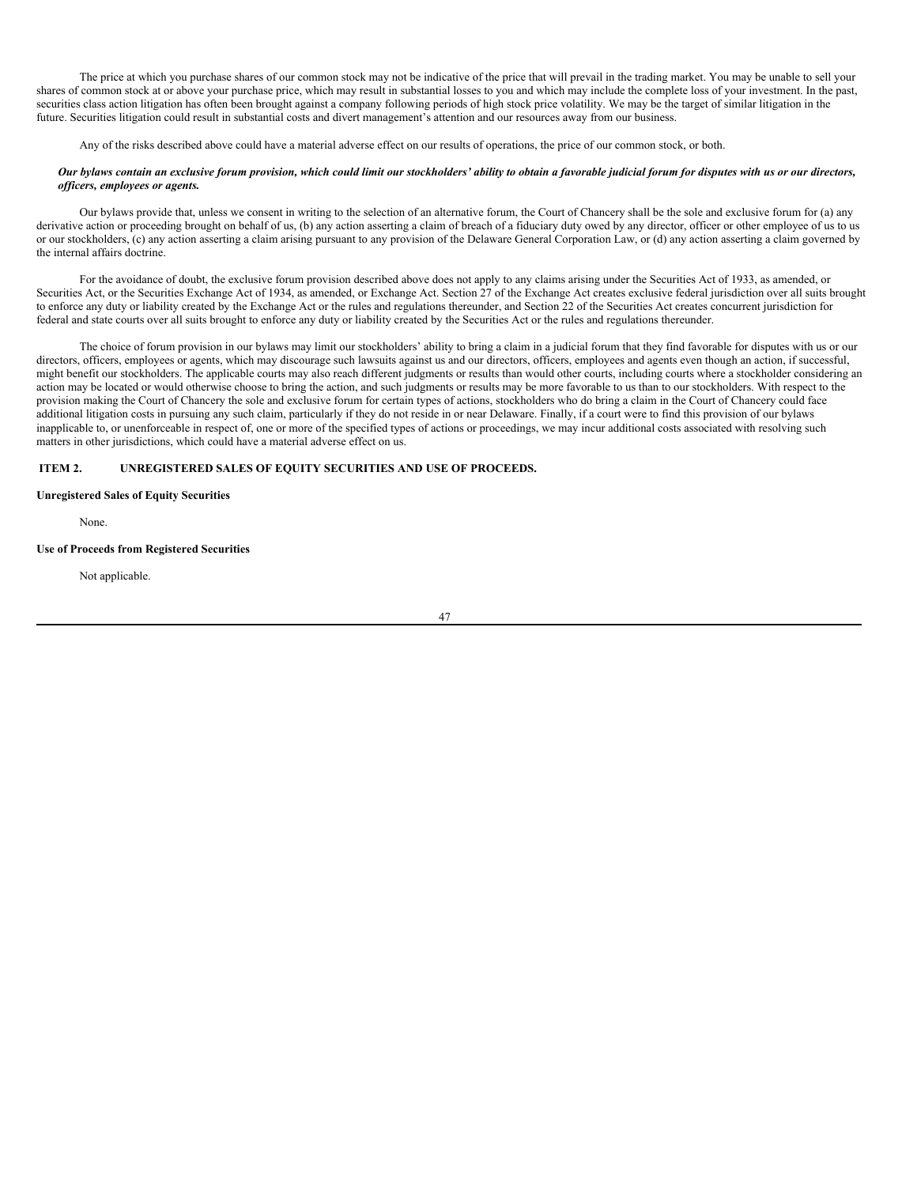The price at which you purchase shares of our common stock may not be indicative of the price that will prevail in the trading market. You may be unable to sell your shares of common stock at or above your purchase price, which may result in substantial losses to you and which may include the complete loss of your investment. In the past, securities class action litigation has often been brought against a company following periods of high stock price volatility. We may be the target of similar litigation in the future. Securities litigation could result in substantial costs and divert management's attention and our resources away from our business.

Any of the risks described above could have a material adverse effect on our results of operations, the price of our common stock, or both.

***Our bylaws contain an exclusive forum provision, which could limit our stockholders' ability to obtain a favorable judicial forum for disputes with us or our directors, officers, employees or agents.***

Our bylaws provide that, unless we consent in writing to the selection of an alternative forum, the Court of Chancery shall be the sole and exclusive forum for (a) any derivative action or proceeding brought on behalf of us, (b) any action asserting a claim of breach of a fiduciary duty owed by any director, officer or other employee of us to us or our stockholders, (c) any action asserting a claim arising pursuant to any provision of the Delaware General Corporation Law, or (d) any action asserting a claim governed by the internal affairs doctrine.

For the avoidance of doubt, the exclusive forum provision described above does not apply to any claims arising under the Securities Act of 1933, as amended, or Securities Act, or the Securities Exchange Act of 1934, as amended, or Exchange Act. Section 27 of the Exchange Act creates exclusive federal jurisdiction over all suits brought to enforce any duty or liability created by the Exchange Act or the rules and regulations thereunder, and Section 22 of the Securities Act creates concurrent jurisdiction for federal and state courts over all suits brought to enforce any duty or liability created by the Securities Act or the rules and regulations thereunder.

The choice of forum provision in our bylaws may limit our stockholders' ability to bring a claim in a judicial forum that they find favorable for disputes with us or our directors, officers, employees or agents, which may discourage such lawsuits against us and our directors, officers, employees and agents even though an action, if successful, might benefit our stockholders. The applicable courts may also reach different judgments or results than would other courts, including courts where a stockholder considering an action may be located or would otherwise choose to bring the action, and such judgments or results may be more favorable to us than to our stockholders. With respect to the provision making the Court of Chancery the sole and exclusive forum for certain types of actions, stockholders who do bring a claim in the Court of Chancery could face additional litigation costs in pursuing any such claim, particularly if they do not reside in or near Delaware. Finally, if a court were to find this provision of our bylaws inapplicable to, or unenforceable in respect of, one or more of the specified types of actions or proceedings, we may incur additional costs associated with resolving such matters in other jurisdictions, which could have a material adverse effect on us.

## ITEM 2. UNREGISTERED SALES OF EQUITY SECURITIES AND USE OF PROCEEDS.

**Unregistered Sales of Equity Securities**

None.

**Use of Proceeds from Registered Securities**

Not applicable.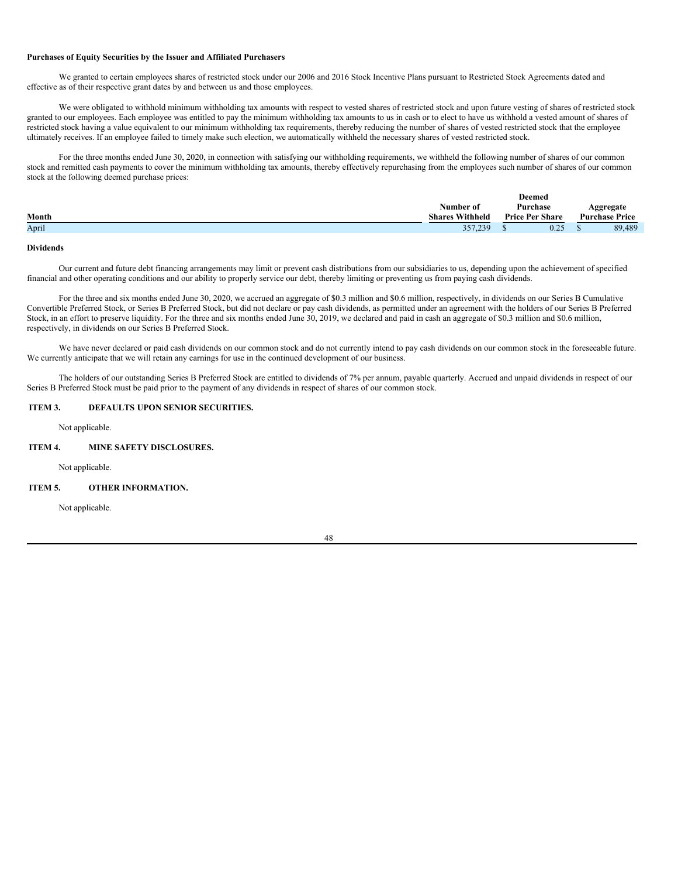**Purchases of Equity Securities by the Issuer and Affiliated Purchasers**

We granted to certain employees shares of restricted stock under our 2006 and 2016 Stock Incentive Plans pursuant to Restricted Stock Agreements dated and effective as of their respective grant dates by and between us and those employees.

We were obligated to withhold minimum withholding tax amounts with respect to vested shares of restricted stock and upon future vesting of shares of restricted stock granted to our employees. Each employee was entitled to pay the minimum withholding tax amounts to us in cash or to elect to have us withhold a vested amount of shares of restricted stock having a value equivalent to our minimum withholding tax requirements, thereby reducing the number of shares of vested restricted stock that the employee ultimately receives. If an employee failed to timely make such election, we automatically withheld the necessary shares of vested restricted stock.

For the three months ended June 30, 2020, in connection with satisfying our withholding requirements, we withheld the following number of shares of our common stock and remitted cash payments to cover the minimum withholding tax amounts, thereby effectively repurchasing from the employees such number of shares of our common stock at the following deemed purchase prices:

| Month | Number of Shares Withheld | Deemed Purchase Price Per Share | Aggregate Purchase Price |
|---|---|---|---|
| April | 357,239 | $ 0.25 | $ 89,489 |

**Dividends**

Our current and future debt financing arrangements may limit or prevent cash distributions from our subsidiaries to us, depending upon the achievement of specified financial and other operating conditions and our ability to properly service our debt, thereby limiting or preventing us from paying cash dividends.

For the three and six months ended June 30, 2020, we accrued an aggregate of $0.3 million and $0.6 million, respectively, in dividends on our Series B Cumulative Convertible Preferred Stock, or Series B Preferred Stock, but did not declare or pay cash dividends, as permitted under an agreement with the holders of our Series B Preferred Stock, in an effort to preserve liquidity. For the three and six months ended June 30, 2019, we declared and paid in cash an aggregate of $0.3 million and $0.6 million, respectively, in dividends on our Series B Preferred Stock.

We have never declared or paid cash dividends on our common stock and do not currently intend to pay cash dividends on our common stock in the foreseeable future. We currently anticipate that we will retain any earnings for use in the continued development of our business.

The holders of our outstanding Series B Preferred Stock are entitled to dividends of 7% per annum, payable quarterly. Accrued and unpaid dividends in respect of our Series B Preferred Stock must be paid prior to the payment of any dividends in respect of shares of our common stock.

## ITEM 3. DEFAULTS UPON SENIOR SECURITIES.

Not applicable.

## ITEM 4. MINE SAFETY DISCLOSURES.

Not applicable.

## ITEM 5. OTHER INFORMATION.

Not applicable.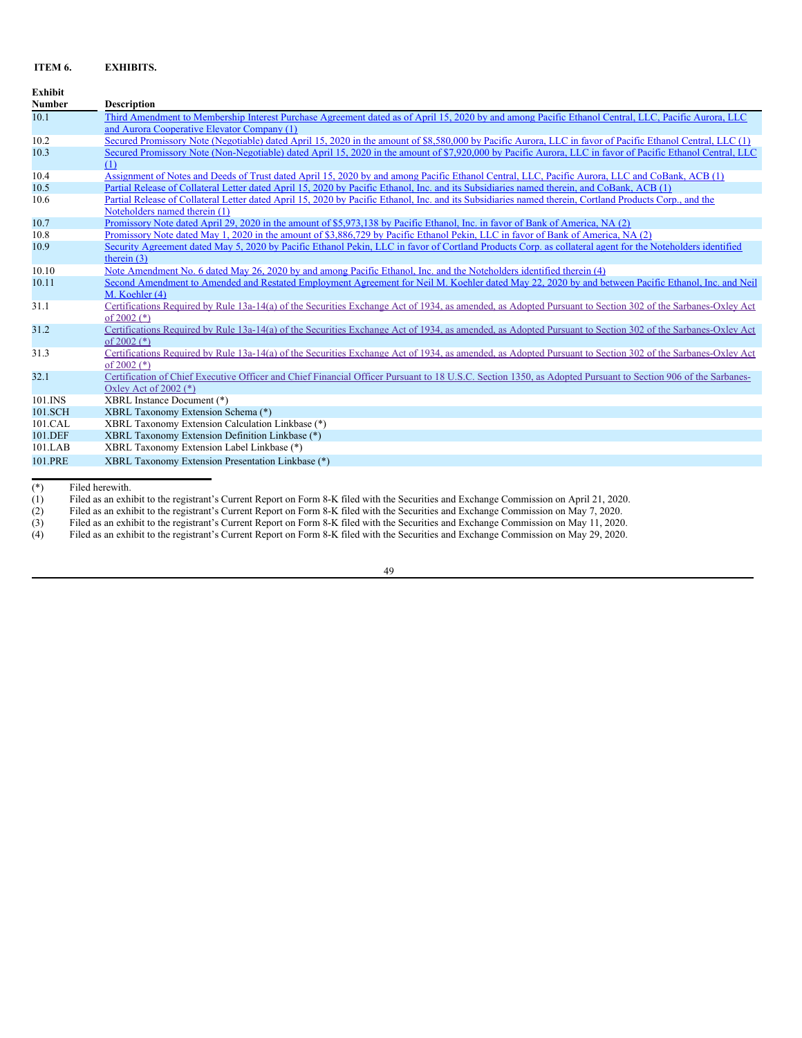## ITEM 6. EXHIBITS.

| Exhibit Number | Description |
| --- | --- |
| 10.1 | Third Amendment to Membership Interest Purchase Agreement dated as of April 15, 2020 by and among Pacific Ethanol Central, LLC, Pacific Aurora, LLC and Aurora Cooperative Elevator Company (1) |
| 10.2 | Secured Promissory Note (Negotiable) dated April 15, 2020 in the amount of $8,580,000 by Pacific Aurora, LLC in favor of Pacific Ethanol Central, LLC (1) |
| 10.3 | Secured Promissory Note (Non-Negotiable) dated April 15, 2020 in the amount of $7,920,000 by Pacific Aurora, LLC in favor of Pacific Ethanol Central, LLC (1) |
| 10.4 | Assignment of Notes and Deeds of Trust dated April 15, 2020 by and among Pacific Ethanol Central, LLC, Pacific Aurora, LLC and CoBank, ACB (1) |
| 10.5 | Partial Release of Collateral Letter dated April 15, 2020 by Pacific Ethanol, Inc. and its Subsidiaries named therein, and CoBank, ACB (1) |
| 10.6 | Partial Release of Collateral Letter dated April 15, 2020 by Pacific Ethanol, Inc. and its Subsidiaries named therein, Cortland Products Corp., and the Noteholders named therein (1) |
| 10.7 | Promissory Note dated April 29, 2020 in the amount of $5,973,138 by Pacific Ethanol, Inc. in favor of Bank of America, NA (2) |
| 10.8 | Promissory Note dated May 1, 2020 in the amount of $3,886,729 by Pacific Ethanol Pekin, LLC in favor of Bank of America, NA (2) |
| 10.9 | Security Agreement dated May 5, 2020 by Pacific Ethanol Pekin, LLC in favor of Cortland Products Corp. as collateral agent for the Noteholders identified therein (3) |
| 10.10 | Note Amendment No. 6 dated May 26, 2020 by and among Pacific Ethanol, Inc. and the Noteholders identified therein (4) |
| 10.11 | Second Amendment to Amended and Restated Employment Agreement for Neil M. Koehler dated May 22, 2020 by and between Pacific Ethanol, Inc. and Neil M. Koehler (4) |
| 31.1 | Certifications Required by Rule 13a-14(a) of the Securities Exchange Act of 1934, as amended, as Adopted Pursuant to Section 302 of the Sarbanes-Oxley Act of 2002 (*) |
| 31.2 | Certifications Required by Rule 13a-14(a) of the Securities Exchange Act of 1934, as amended, as Adopted Pursuant to Section 302 of the Sarbanes-Oxley Act of 2002 (*) |
| 31.3 | Certifications Required by Rule 13a-14(a) of the Securities Exchange Act of 1934, as amended, as Adopted Pursuant to Section 302 of the Sarbanes-Oxley Act of 2002 (*) |
| 32.1 | Certification of Chief Executive Officer and Chief Financial Officer Pursuant to 18 U.S.C. Section 1350, as Adopted Pursuant to Section 906 of the Sarbanes-Oxley Act of 2002 (*) |
| 101.INS | XBRL Instance Document (*) |
| 101.SCH | XBRL Taxonomy Extension Schema (*) |
| 101.CAL | XBRL Taxonomy Extension Calculation Linkbase (*) |
| 101.DEF | XBRL Taxonomy Extension Definition Linkbase (*) |
| 101.LAB | XBRL Taxonomy Extension Label Linkbase (*) |
| 101.PRE | XBRL Taxonomy Extension Presentation Linkbase (*) |

(*) Filed herewith.
(1) Filed as an exhibit to the registrant's Current Report on Form 8-K filed with the Securities and Exchange Commission on April 21, 2020.
(2) Filed as an exhibit to the registrant's Current Report on Form 8-K filed with the Securities and Exchange Commission on May 7, 2020.
(3) Filed as an exhibit to the registrant's Current Report on Form 8-K filed with the Securities and Exchange Commission on May 11, 2020.
(4) Filed as an exhibit to the registrant's Current Report on Form 8-K filed with the Securities and Exchange Commission on May 29, 2020.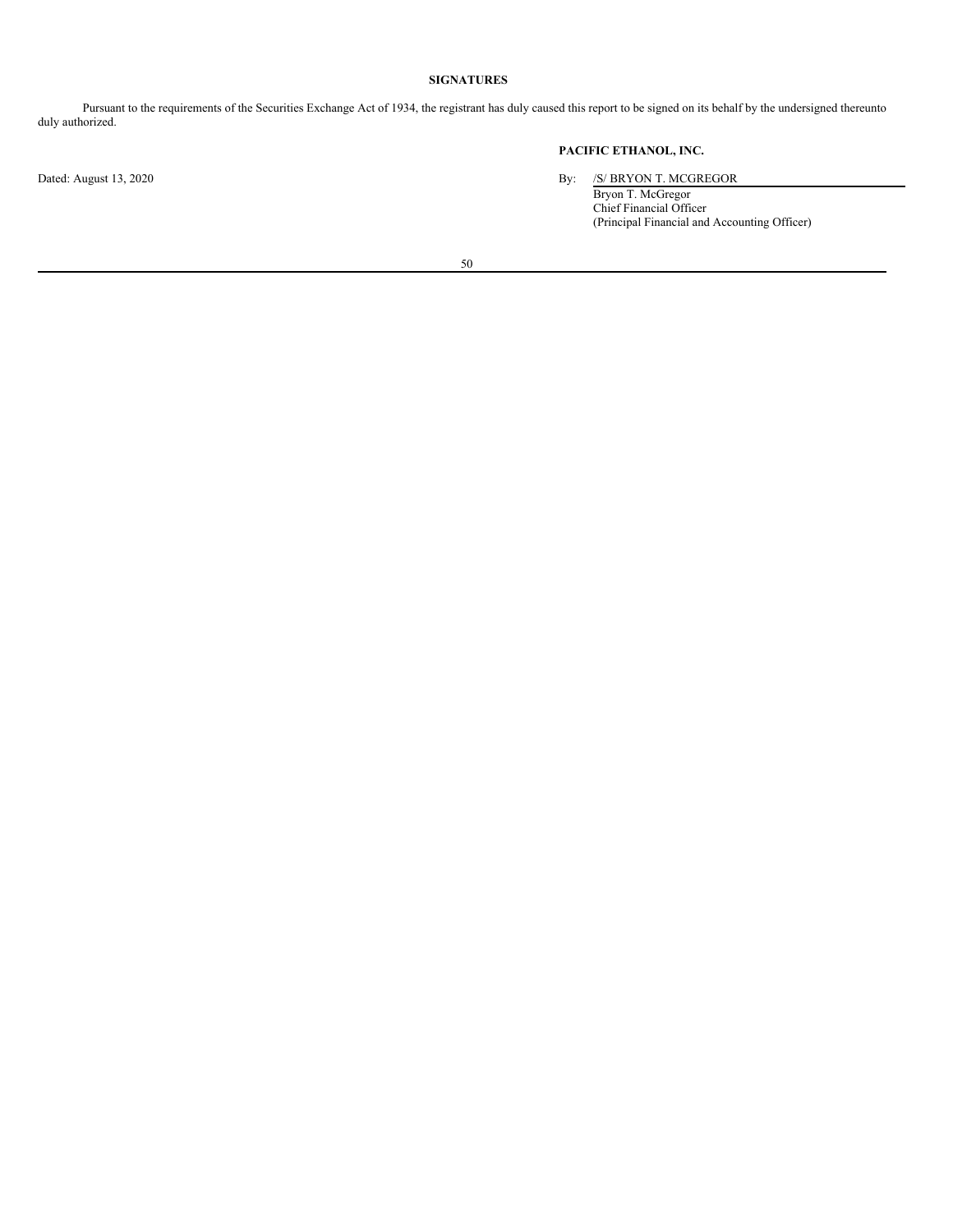**SIGNATURES**

Pursuant to the requirements of the Securities Exchange Act of 1934, the registrant has duly caused this report to be signed on its behalf by the undersigned thereunto duly authorized.

**PACIFIC ETHANOL, INC.**

Dated: August 13, 2020

By: /S/ BRYON T. MCGREGOR
Bryon T. McGregor
Chief Financial Officer
(Principal Financial and Accounting Officer)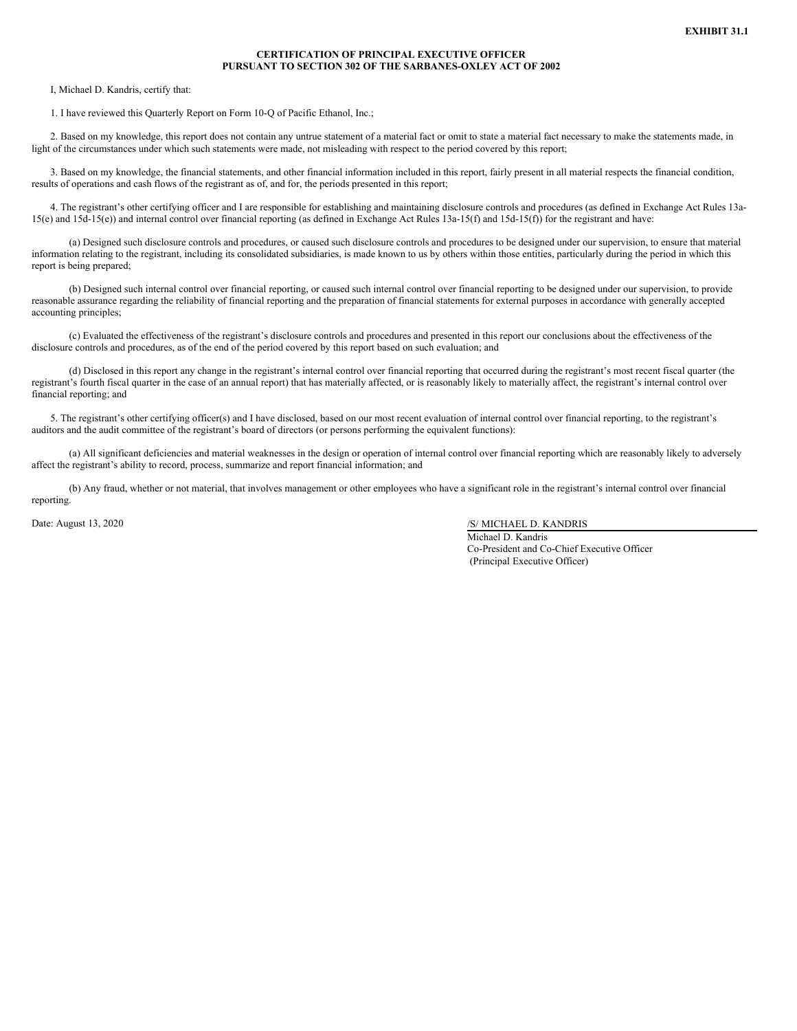**EXHIBIT 31.1**

**CERTIFICATION OF PRINCIPAL EXECUTIVE OFFICER
PURSUANT TO SECTION 302 OF THE SARBANES-OXLEY ACT OF 2002**

I, Michael D. Kandris, certify that:

1. I have reviewed this Quarterly Report on Form 10-Q of Pacific Ethanol, Inc.;

2. Based on my knowledge, this report does not contain any untrue statement of a material fact or omit to state a material fact necessary to make the statements made, in light of the circumstances under which such statements were made, not misleading with respect to the period covered by this report;

3. Based on my knowledge, the financial statements, and other financial information included in this report, fairly present in all material respects the financial condition, results of operations and cash flows of the registrant as of, and for, the periods presented in this report;

4. The registrant's other certifying officer and I are responsible for establishing and maintaining disclosure controls and procedures (as defined in Exchange Act Rules 13a-15(e) and 15d-15(e)) and internal control over financial reporting (as defined in Exchange Act Rules 13a-15(f) and 15d-15(f)) for the registrant and have:

(a) Designed such disclosure controls and procedures, or caused such disclosure controls and procedures to be designed under our supervision, to ensure that material information relating to the registrant, including its consolidated subsidiaries, is made known to us by others within those entities, particularly during the period in which this report is being prepared;

(b) Designed such internal control over financial reporting, or caused such internal control over financial reporting to be designed under our supervision, to provide reasonable assurance regarding the reliability of financial reporting and the preparation of financial statements for external purposes in accordance with generally accepted accounting principles;

(c) Evaluated the effectiveness of the registrant's disclosure controls and procedures and presented in this report our conclusions about the effectiveness of the disclosure controls and procedures, as of the end of the period covered by this report based on such evaluation; and

(d) Disclosed in this report any change in the registrant's internal control over financial reporting that occurred during the registrant's most recent fiscal quarter (the registrant's fourth fiscal quarter in the case of an annual report) that has materially affected, or is reasonably likely to materially affect, the registrant's internal control over financial reporting; and

5. The registrant's other certifying officer(s) and I have disclosed, based on our most recent evaluation of internal control over financial reporting, to the registrant's auditors and the audit committee of the registrant's board of directors (or persons performing the equivalent functions):

(a) All significant deficiencies and material weaknesses in the design or operation of internal control over financial reporting which are reasonably likely to adversely affect the registrant's ability to record, process, summarize and report financial information; and

(b) Any fraud, whether or not material, that involves management or other employees who have a significant role in the registrant's internal control over financial reporting.

Date: August 13, 2020

/S/ MICHAEL D. KANDRIS
Michael D. Kandris
Co-President and Co-Chief Executive Officer
(Principal Executive Officer)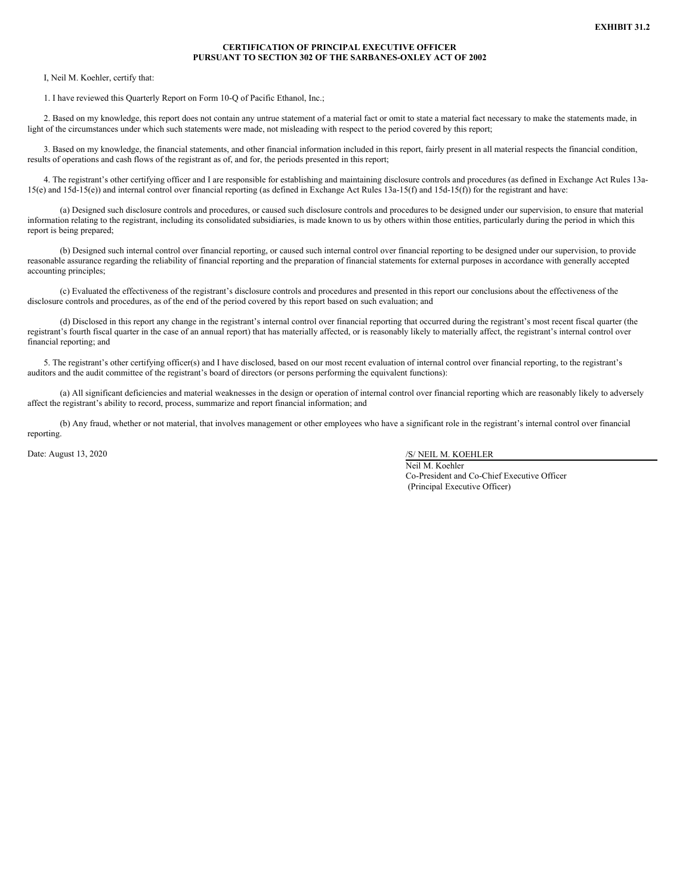**EXHIBIT 31.2**

**CERTIFICATION OF PRINCIPAL EXECUTIVE OFFICER PURSUANT TO SECTION 302 OF THE SARBANES-OXLEY ACT OF 2002**

I, Neil M. Koehler, certify that:

1. I have reviewed this Quarterly Report on Form 10-Q of Pacific Ethanol, Inc.;

2. Based on my knowledge, this report does not contain any untrue statement of a material fact or omit to state a material fact necessary to make the statements made, in light of the circumstances under which such statements were made, not misleading with respect to the period covered by this report;

3. Based on my knowledge, the financial statements, and other financial information included in this report, fairly present in all material respects the financial condition, results of operations and cash flows of the registrant as of, and for, the periods presented in this report;

4. The registrant's other certifying officer and I are responsible for establishing and maintaining disclosure controls and procedures (as defined in Exchange Act Rules 13a-15(e) and 15d-15(e)) and internal control over financial reporting (as defined in Exchange Act Rules 13a-15(f) and 15d-15(f)) for the registrant and have:

(a) Designed such disclosure controls and procedures, or caused such disclosure controls and procedures to be designed under our supervision, to ensure that material information relating to the registrant, including its consolidated subsidiaries, is made known to us by others within those entities, particularly during the period in which this report is being prepared;

(b) Designed such internal control over financial reporting, or caused such internal control over financial reporting to be designed under our supervision, to provide reasonable assurance regarding the reliability of financial reporting and the preparation of financial statements for external purposes in accordance with generally accepted accounting principles;

(c) Evaluated the effectiveness of the registrant's disclosure controls and procedures and presented in this report our conclusions about the effectiveness of the disclosure controls and procedures, as of the end of the period covered by this report based on such evaluation; and

(d) Disclosed in this report any change in the registrant's internal control over financial reporting that occurred during the registrant's most recent fiscal quarter (the registrant's fourth fiscal quarter in the case of an annual report) that has materially affected, or is reasonably likely to materially affect, the registrant's internal control over financial reporting; and

5. The registrant's other certifying officer(s) and I have disclosed, based on our most recent evaluation of internal control over financial reporting, to the registrant's auditors and the audit committee of the registrant's board of directors (or persons performing the equivalent functions):

(a) All significant deficiencies and material weaknesses in the design or operation of internal control over financial reporting which are reasonably likely to adversely affect the registrant's ability to record, process, summarize and report financial information; and

(b) Any fraud, whether or not material, that involves management or other employees who have a significant role in the registrant's internal control over financial reporting.

Date: August 13, 2020

/S/ NEIL M. KOEHLER
Neil M. Koehler
Co-President and Co-Chief Executive Officer
(Principal Executive Officer)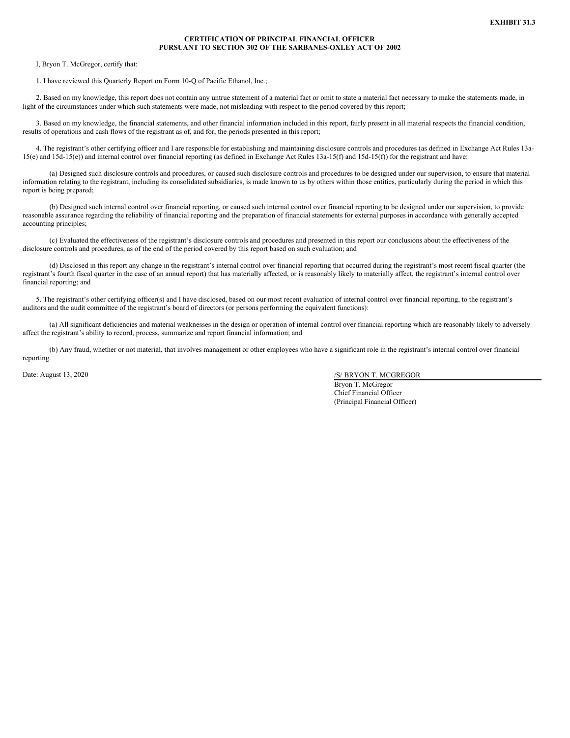**EXHIBIT 31.3**

**CERTIFICATION OF PRINCIPAL FINANCIAL OFFICER**
**PURSUANT TO SECTION 302 OF THE SARBANES-OXLEY ACT OF 2002**

I, Bryon T. McGregor, certify that:

1. I have reviewed this Quarterly Report on Form 10-Q of Pacific Ethanol, Inc.;

2. Based on my knowledge, this report does not contain any untrue statement of a material fact or omit to state a material fact necessary to make the statements made, in light of the circumstances under which such statements were made, not misleading with respect to the period covered by this report;

3. Based on my knowledge, the financial statements, and other financial information included in this report, fairly present in all material respects the financial condition, results of operations and cash flows of the registrant as of, and for, the periods presented in this report;

4. The registrant's other certifying officer and I are responsible for establishing and maintaining disclosure controls and procedures (as defined in Exchange Act Rules 13a-15(e) and 15d-15(e)) and internal control over financial reporting (as defined in Exchange Act Rules 13a-15(f) and 15d-15(f)) for the registrant and have:

(a) Designed such disclosure controls and procedures, or caused such disclosure controls and procedures to be designed under our supervision, to ensure that material information relating to the registrant, including its consolidated subsidiaries, is made known to us by others within those entities, particularly during the period in which this report is being prepared;

(b) Designed such internal control over financial reporting, or caused such internal control over financial reporting to be designed under our supervision, to provide reasonable assurance regarding the reliability of financial reporting and the preparation of financial statements for external purposes in accordance with generally accepted accounting principles;

(c) Evaluated the effectiveness of the registrant's disclosure controls and procedures and presented in this report our conclusions about the effectiveness of the disclosure controls and procedures, as of the end of the period covered by this report based on such evaluation; and

(d) Disclosed in this report any change in the registrant's internal control over financial reporting that occurred during the registrant's most recent fiscal quarter (the registrant's fourth fiscal quarter in the case of an annual report) that has materially affected, or is reasonably likely to materially affect, the registrant's internal control over financial reporting; and

5. The registrant's other certifying officer(s) and I have disclosed, based on our most recent evaluation of internal control over financial reporting, to the registrant's auditors and the audit committee of the registrant's board of directors (or persons performing the equivalent functions):

(a) All significant deficiencies and material weaknesses in the design or operation of internal control over financial reporting which are reasonably likely to adversely affect the registrant's ability to record, process, summarize and report financial information; and

(b) Any fraud, whether or not material, that involves management or other employees who have a significant role in the registrant's internal control over financial reporting.

Date: August 13, 2020

/S/ BRYON T. MCGREGOR
Bryon T. McGregor
Chief Financial Officer
(Principal Financial Officer)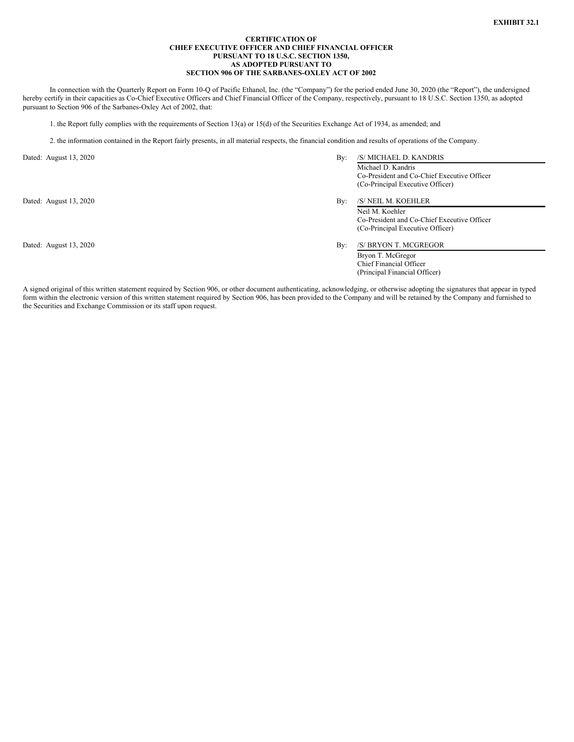**EXHIBIT 32.1**

**CERTIFICATION OF
CHIEF EXECUTIVE OFFICER AND CHIEF FINANCIAL OFFICER
PURSUANT TO 18 U.S.C. SECTION 1350,
AS ADOPTED PURSUANT TO
SECTION 906 OF THE SARBANES-OXLEY ACT OF 2002**

In connection with the Quarterly Report on Form 10-Q of Pacific Ethanol, Inc. (the "Company") for the period ended June 30, 2020 (the "Report"), the undersigned hereby certify in their capacities as Co-Chief Executive Officers and Chief Financial Officer of the Company, respectively, pursuant to 18 U.S.C. Section 1350, as adopted pursuant to Section 906 of the Sarbanes-Oxley Act of 2002, that:

1. the Report fully complies with the requirements of Section 13(a) or 15(d) of the Securities Exchange Act of 1934, as amended; and

2. the information contained in the Report fairly presents, in all material respects, the financial condition and results of operations of the Company.

Dated: August 13, 2020

By: /S/ MICHAEL D. KANDRIS
Michael D. Kandris
Co-President and Co-Chief Executive Officer
(Co-Principal Executive Officer)

Dated: August 13, 2020

By: /S/ NEIL M. KOEHLER
Neil M. Koehler
Co-President and Co-Chief Executive Officer
(Co-Principal Executive Officer)

Dated: August 13, 2020

By: /S/ BRYON T. MCGREGOR
Bryon T. McGregor
Chief Financial Officer
(Principal Financial Officer)

A signed original of this written statement required by Section 906, or other document authenticating, acknowledging, or otherwise adopting the signatures that appear in typed form within the electronic version of this written statement required by Section 906, has been provided to the Company and will be retained by the Company and furnished to the Securities and Exchange Commission or its staff upon request.